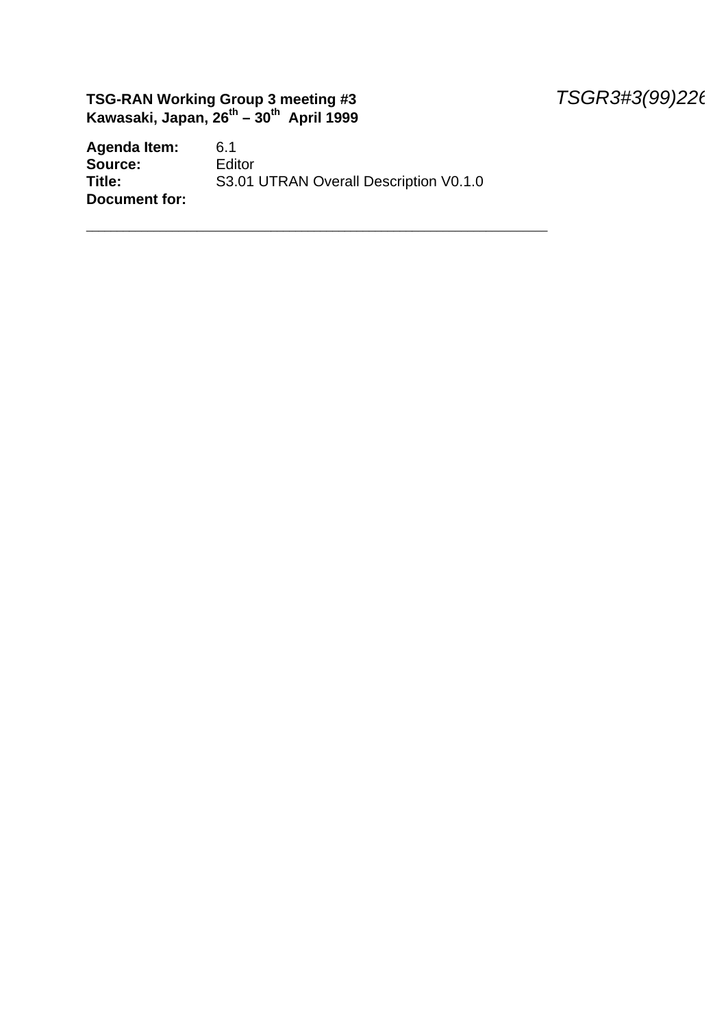**TSG-RAN Working Group 3 meeting #3** *TSGR3#3(99)226*
**Kawasaki, Japan, 26th – 30th April 1999**

**Agenda Item:** 6.1
**Source:** Editor
**Title:** S3.01 UTRAN Overall Description V0.1.0
**Document for:**

---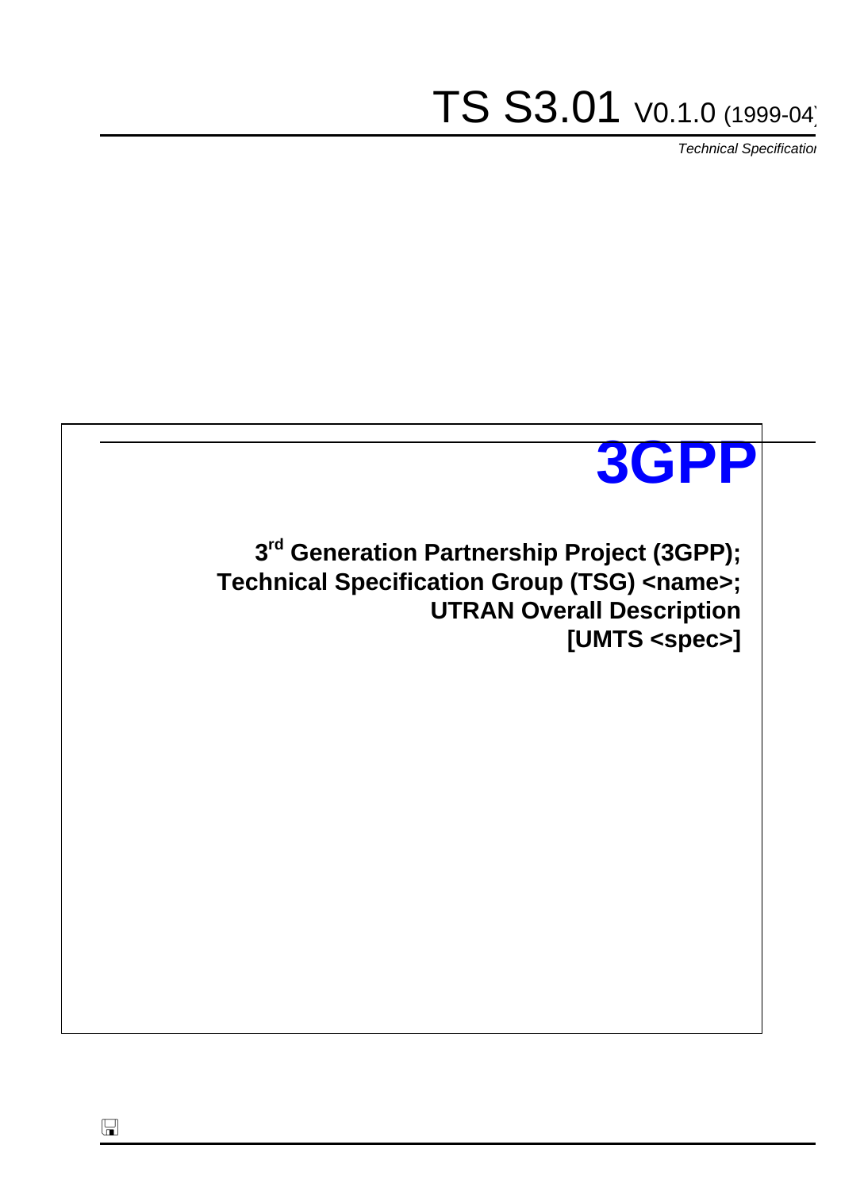# TS S3.01 V0.1.0 (1999-04)

*Technical Specification*

**3GPP**

**3rd Generation Partnership Project (3GPP);**
**Technical Specification Group (TSG) <name>;**
**UTRAN Overall Description**
**[UMTS <spec>]**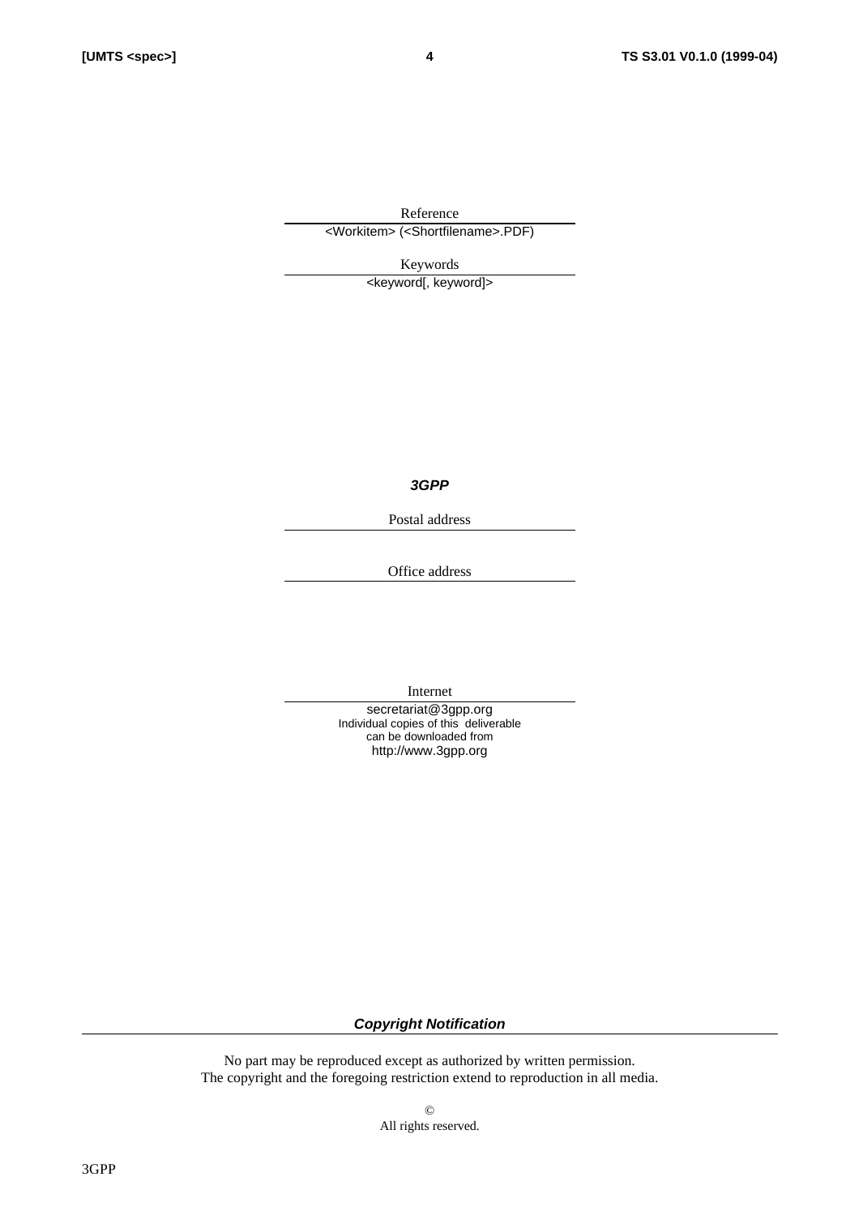Reference

<Workitem> (<Shortfilename>.PDF)

Keywords

<keyword[, keyword]>

***3GPP***

Postal address

Office address

Internet

secretariat@3gpp.org
Individual copies of this deliverable
can be downloaded from
http://www.3gpp.org

***Copyright Notification***

No part may be reproduced except as authorized by written permission.
The copyright and the foregoing restriction extend to reproduction in all media.

©
All rights reserved.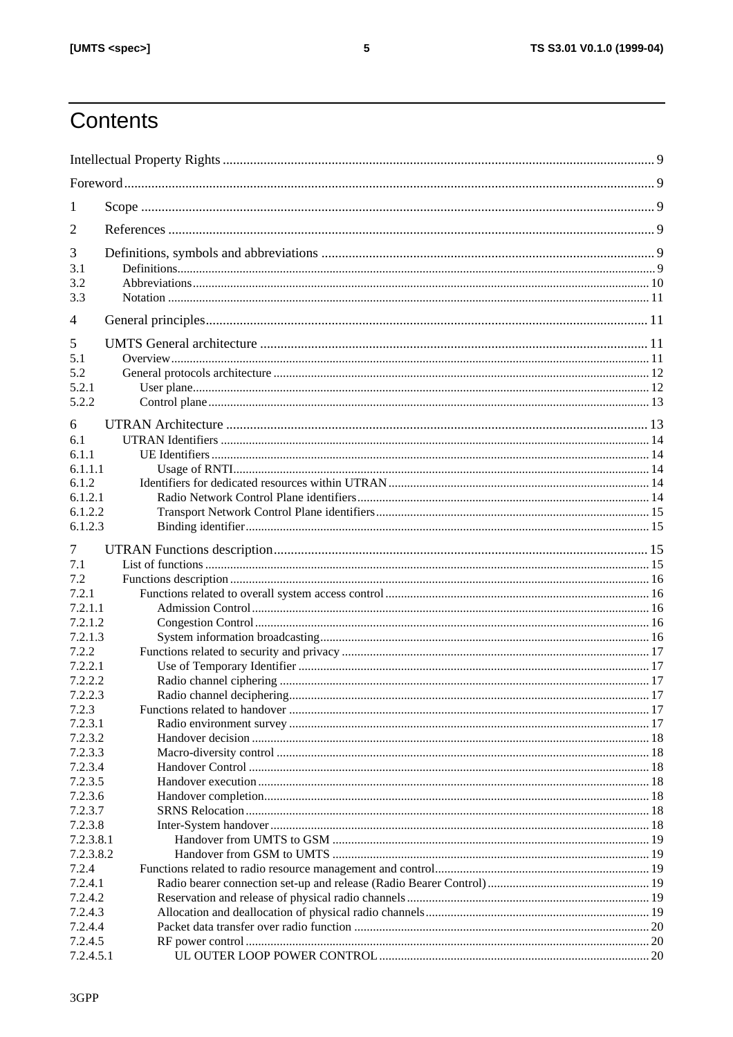# Contents

Intellectual Property Rights ... 9

Foreword ... 9

1 Scope ... 9

2 References ... 9

3 Definitions, symbols and abbreviations ... 9

- 3.1 Definitions ... 9
- 3.2 Abbreviations ... 10
- 3.3 Notation ... 11

4 General principles ... 11

5 UMTS General architecture ... 11

- 5.1 Overview ... 11
- 5.2 General protocols architecture ... 12
  - 5.2.1 User plane ... 12
  - 5.2.2 Control plane ... 13

6 UTRAN Architecture ... 13

- 6.1 UTRAN Identifiers ... 14
  - 6.1.1 UE Identifiers ... 14
    - 6.1.1.1 Usage of RNTI ... 14
  - 6.1.2 Identifiers for dedicated resources within UTRAN ... 14
    - 6.1.2.1 Radio Network Control Plane identifiers ... 14
    - 6.1.2.2 Transport Network Control Plane identifiers ... 15
    - 6.1.2.3 Binding identifier ... 15

7 UTRAN Functions description ... 15

- 7.1 List of functions ... 15
- 7.2 Functions description ... 16
  - 7.2.1 Functions related to overall system access control ... 16
    - 7.2.1.1 Admission Control ... 16
    - 7.2.1.2 Congestion Control ... 16
    - 7.2.1.3 System information broadcasting ... 16
  - 7.2.2 Functions related to security and privacy ... 17
    - 7.2.2.1 Use of Temporary Identifier ... 17
    - 7.2.2.2 Radio channel ciphering ... 17
    - 7.2.2.3 Radio channel deciphering ... 17
  - 7.2.3 Functions related to handover ... 17
    - 7.2.3.1 Radio environment survey ... 17
    - 7.2.3.2 Handover decision ... 18
    - 7.2.3.3 Macro-diversity control ... 18
    - 7.2.3.4 Handover Control ... 18
    - 7.2.3.5 Handover execution ... 18
    - 7.2.3.6 Handover completion ... 18
    - 7.2.3.7 SRNS Relocation ... 18
    - 7.2.3.8 Inter-System handover ... 18
      - 7.2.3.8.1 Handover from UMTS to GSM ... 19
      - 7.2.3.8.2 Handover from GSM to UMTS ... 19
  - 7.2.4 Functions related to radio resource management and control ... 19
    - 7.2.4.1 Radio bearer connection set-up and release (Radio Bearer Control) ... 19
    - 7.2.4.2 Reservation and release of physical radio channels ... 19
    - 7.2.4.3 Allocation and deallocation of physical radio channels ... 19
    - 7.2.4.4 Packet data transfer over radio function ... 20
    - 7.2.4.5 RF power control ... 20
      - 7.2.4.5.1 UL OUTER LOOP POWER CONTROL ... 20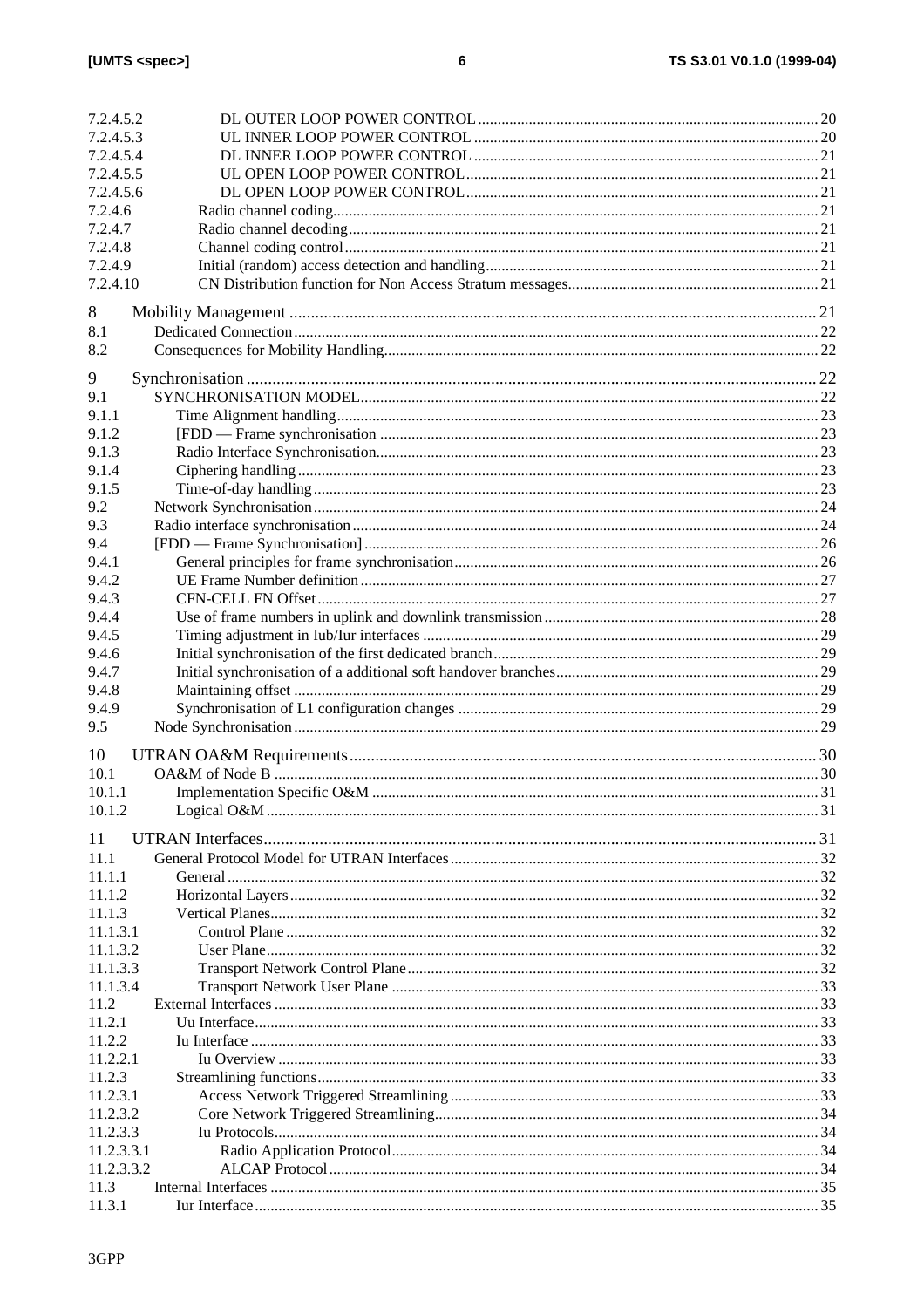7.2.4.5.2 DL OUTER LOOP POWER CONTROL ... 20
7.2.4.5.3 UL INNER LOOP POWER CONTROL ... 20
7.2.4.5.4 DL INNER LOOP POWER CONTROL ... 21
7.2.4.5.5 UL OPEN LOOP POWER CONTROL ... 21
7.2.4.5.6 DL OPEN LOOP POWER CONTROL ... 21
7.2.4.6 Radio channel coding ... 21
7.2.4.7 Radio channel decoding ... 21
7.2.4.8 Channel coding control ... 21
7.2.4.9 Initial (random) access detection and handling ... 21
7.2.4.10 CN Distribution function for Non Access Stratum messages ... 21

8 Mobility Management ... 21
8.1 Dedicated Connection ... 22
8.2 Consequences for Mobility Handling ... 22

9 Synchronisation ... 22
9.1 SYNCHRONISATION MODEL ... 22
9.1.1 Time Alignment handling ... 23
9.1.2 [FDD — Frame synchronisation ... 23
9.1.3 Radio Interface Synchronisation ... 23
9.1.4 Ciphering handling ... 23
9.1.5 Time-of-day handling ... 23
9.2 Network Synchronisation ... 24
9.3 Radio interface synchronisation ... 24
9.4 [FDD — Frame Synchronisation] ... 26
9.4.1 General principles for frame synchronisation ... 26
9.4.2 UE Frame Number definition ... 27
9.4.3 CFN-CELL FN Offset ... 27
9.4.4 Use of frame numbers in uplink and downlink transmission ... 28
9.4.5 Timing adjustment in Iub/Iur interfaces ... 29
9.4.6 Initial synchronisation of the first dedicated branch ... 29
9.4.7 Initial synchronisation of a additional soft handover branches ... 29
9.4.8 Maintaining offset ... 29
9.4.9 Synchronisation of L1 configuration changes ... 29
9.5 Node Synchronisation ... 29

10 UTRAN OA&M Requirements ... 30
10.1 OA&M of Node B ... 30
10.1.1 Implementation Specific O&M ... 31
10.1.2 Logical O&M ... 31

11 UTRAN Interfaces ... 31
11.1 General Protocol Model for UTRAN Interfaces ... 32
11.1.1 General ... 32
11.1.2 Horizontal Layers ... 32
11.1.3 Vertical Planes ... 32
11.1.3.1 Control Plane ... 32
11.1.3.2 User Plane ... 32
11.1.3.3 Transport Network Control Plane ... 32
11.1.3.4 Transport Network User Plane ... 33
11.2 External Interfaces ... 33
11.2.1 Uu Interface ... 33
11.2.2 Iu Interface ... 33
11.2.2.1 Iu Overview ... 33
11.2.3 Streamlining functions ... 33
11.2.3.1 Access Network Triggered Streamlining ... 33
11.2.3.2 Core Network Triggered Streamlining ... 34
11.2.3.3 Iu Protocols ... 34
11.2.3.3.1 Radio Application Protocol ... 34
11.2.3.3.2 ALCAP Protocol ... 34
11.3 Internal Interfaces ... 35
11.3.1 Iur Interface ... 35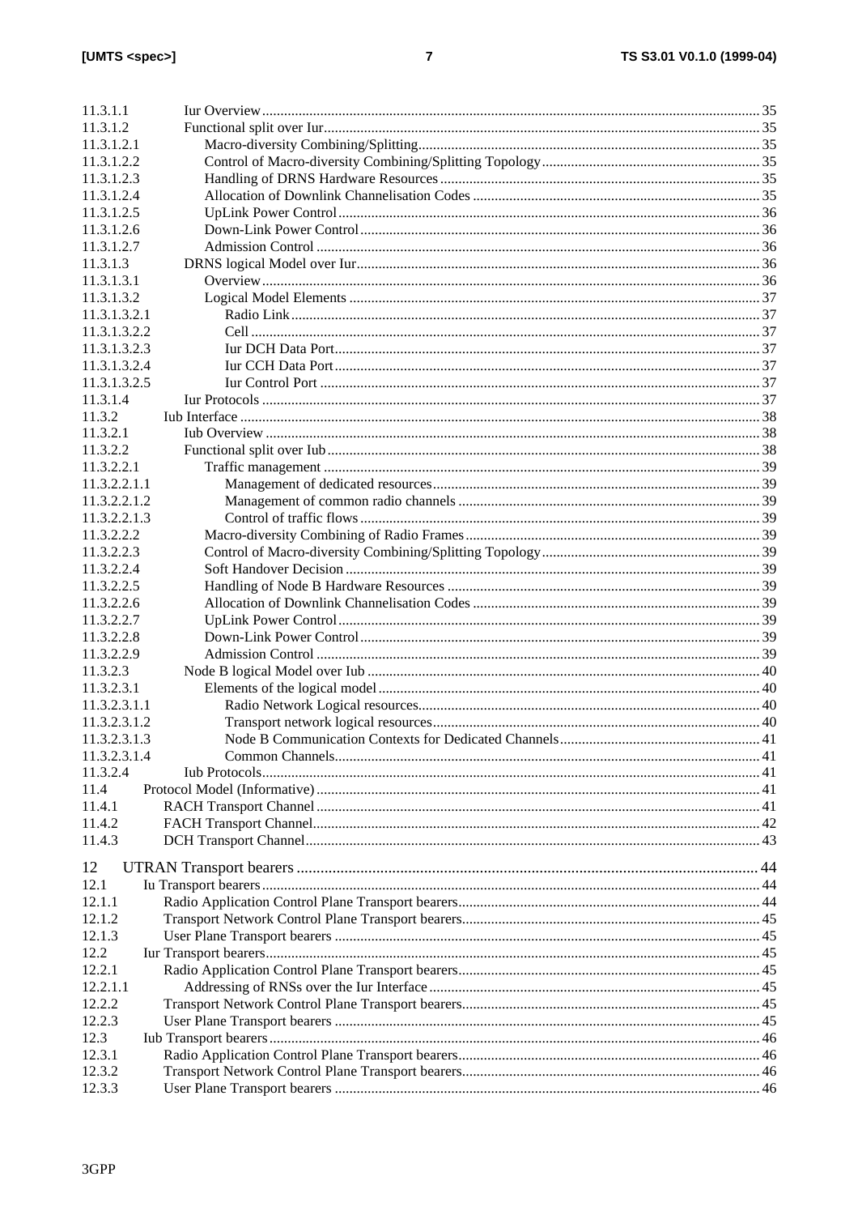11.3.1.1 Iur Overview ........ 35
11.3.1.2 Functional split over Iur ........ 35
11.3.1.2.1 Macro-diversity Combining/Splitting ........ 35
11.3.1.2.2 Control of Macro-diversity Combining/Splitting Topology ........ 35
11.3.1.2.3 Handling of DRNS Hardware Resources ........ 35
11.3.1.2.4 Allocation of Downlink Channelisation Codes ........ 35
11.3.1.2.5 UpLink Power Control ........ 36
11.3.1.2.6 Down-Link Power Control ........ 36
11.3.1.2.7 Admission Control ........ 36
11.3.1.3 DRNS logical Model over Iur ........ 36
11.3.1.3.1 Overview ........ 36
11.3.1.3.2 Logical Model Elements ........ 37
11.3.1.3.2.1 Radio Link ........ 37
11.3.1.3.2.2 Cell ........ 37
11.3.1.3.2.3 Iur DCH Data Port ........ 37
11.3.1.3.2.4 Iur CCH Data Port ........ 37
11.3.1.3.2.5 Iur Control Port ........ 37
11.3.1.4 Iur Protocols ........ 37
11.3.2 Iub Interface ........ 38
11.3.2.1 Iub Overview ........ 38
11.3.2.2 Functional split over Iub ........ 38
11.3.2.2.1 Traffic management ........ 39
11.3.2.2.1.1 Management of dedicated resources ........ 39
11.3.2.2.1.2 Management of common radio channels ........ 39
11.3.2.2.1.3 Control of traffic flows ........ 39
11.3.2.2.2 Macro-diversity Combining of Radio Frames ........ 39
11.3.2.2.3 Control of Macro-diversity Combining/Splitting Topology ........ 39
11.3.2.2.4 Soft Handover Decision ........ 39
11.3.2.2.5 Handling of Node B Hardware Resources ........ 39
11.3.2.2.6 Allocation of Downlink Channelisation Codes ........ 39
11.3.2.2.7 UpLink Power Control ........ 39
11.3.2.2.8 Down-Link Power Control ........ 39
11.3.2.2.9 Admission Control ........ 39
11.3.2.3 Node B logical Model over Iub ........ 40
11.3.2.3.1 Elements of the logical model ........ 40
11.3.2.3.1.1 Radio Network Logical resources ........ 40
11.3.2.3.1.2 Transport network logical resources ........ 40
11.3.2.3.1.3 Node B Communication Contexts for Dedicated Channels ........ 41
11.3.2.3.1.4 Common Channels ........ 41
11.3.2.4 Iub Protocols ........ 41
11.4 Protocol Model (Informative) ........ 41
11.4.1 RACH Transport Channel ........ 41
11.4.2 FACH Transport Channel ........ 42
11.4.3 DCH Transport Channel ........ 43

12 UTRAN Transport bearers ........ 44
12.1 Iu Transport bearers ........ 44
12.1.1 Radio Application Control Plane Transport bearers ........ 44
12.1.2 Transport Network Control Plane Transport bearers ........ 45
12.1.3 User Plane Transport bearers ........ 45
12.2 Iur Transport bearers ........ 45
12.2.1 Radio Application Control Plane Transport bearers ........ 45
12.2.1.1 Addressing of RNSs over the Iur Interface ........ 45
12.2.2 Transport Network Control Plane Transport bearers ........ 45
12.2.3 User Plane Transport bearers ........ 45
12.3 Iub Transport bearers ........ 46
12.3.1 Radio Application Control Plane Transport bearers ........ 46
12.3.2 Transport Network Control Plane Transport bearers ........ 46
12.3.3 User Plane Transport bearers ........ 46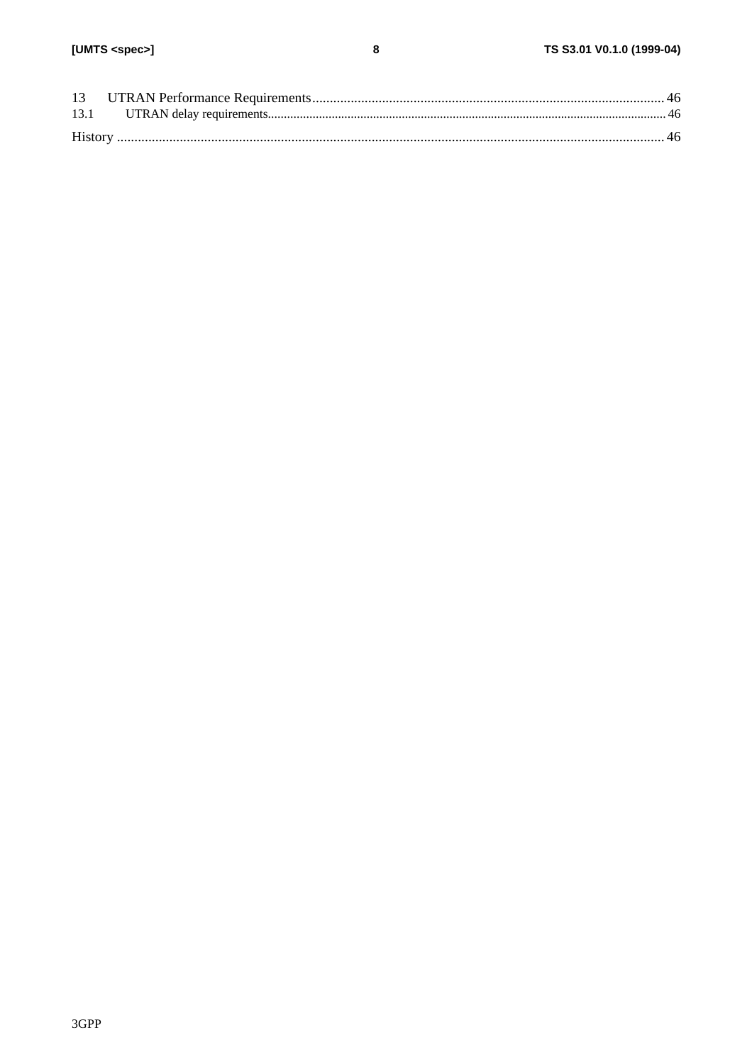13 UTRAN Performance Requirements........................................................................................................46
13.1 UTRAN delay requirements........................................................................................................................46

History ...........................................................................................................................................................46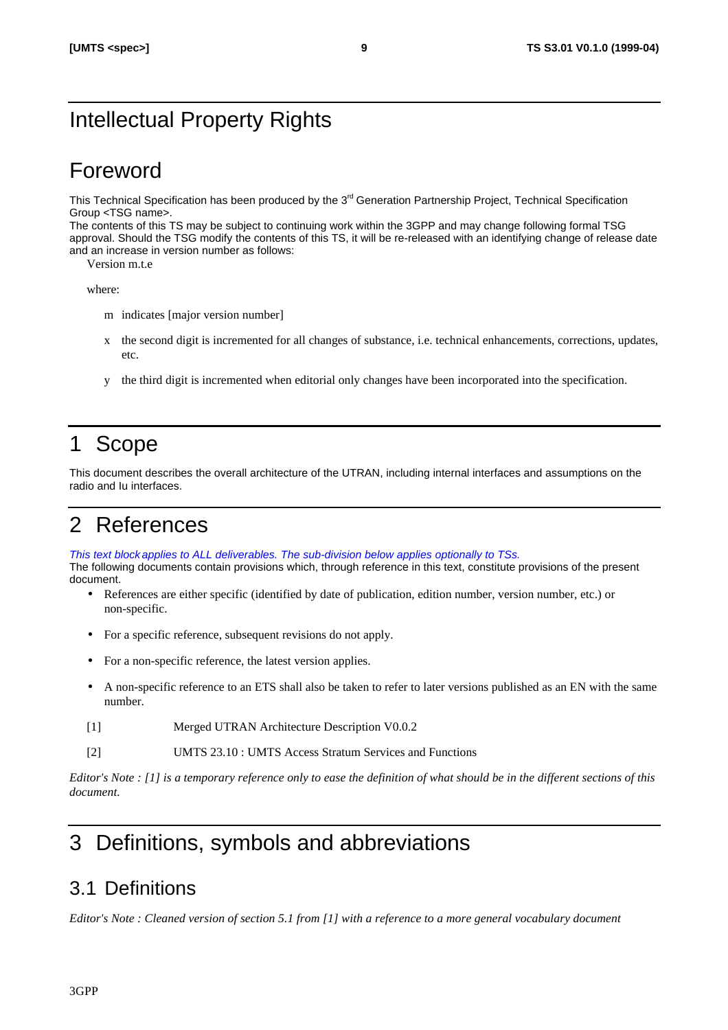# Intellectual Property Rights

# Foreword

This Technical Specification has been produced by the 3[rd] Generation Partnership Project, Technical Specification Group <TSG name>.

The contents of this TS may be subject to continuing work within the 3GPP and may change following formal TSG approval. Should the TSG modify the contents of this TS, it will be re-released with an identifying change of release date and an increase in version number as follows:

Version m.t.e

where:

m indicates [major version number]

x the second digit is incremented for all changes of substance, i.e. technical enhancements, corrections, updates, etc.

y the third digit is incremented when editorial only changes have been incorporated into the specification.

# 1 Scope

This document describes the overall architecture of the UTRAN, including internal interfaces and assumptions on the radio and Iu interfaces.

# 2 References

*This text block applies to ALL deliverables. The sub-division below applies optionally to TSs.*

The following documents contain provisions which, through reference in this text, constitute provisions of the present document.

- References are either specific (identified by date of publication, edition number, version number, etc.) or non-specific.
- For a specific reference, subsequent revisions do not apply.
- For a non-specific reference, the latest version applies.
- A non-specific reference to an ETS shall also be taken to refer to later versions published as an EN with the same number.

[1] Merged UTRAN Architecture Description V0.0.2

[2] UMTS 23.10 : UMTS Access Stratum Services and Functions

*Editor's Note : [1] is a temporary reference only to ease the definition of what should be in the different sections of this document.*

# 3 Definitions, symbols and abbreviations

## 3.1 Definitions

*Editor's Note : Cleaned version of section 5.1 from [1] with a reference to a more general vocabulary document*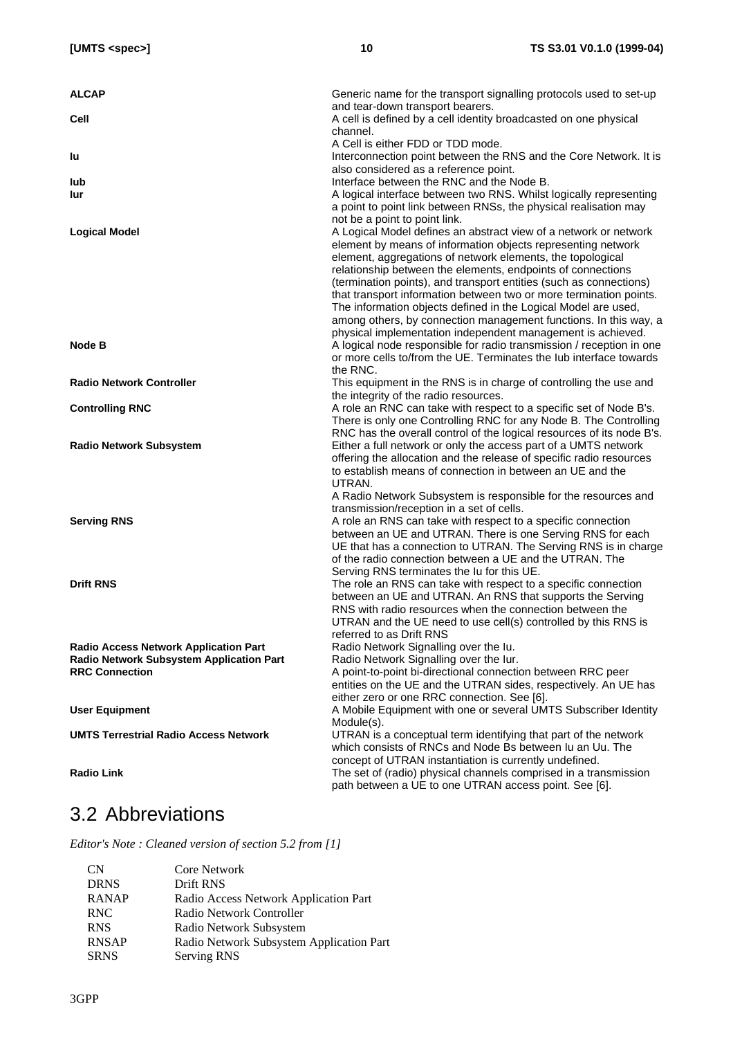| | |
|---|---|
| **ALCAP** | Generic name for the transport signalling protocols used to set-up and tear-down transport bearers. |
| **Cell** | A cell is defined by a cell identity broadcasted on one physical channel. A Cell is either FDD or TDD mode. |
| **Iu** | Interconnection point between the RNS and the Core Network. It is also considered as a reference point. |
| **Iub** | Interface between the RNC and the Node B. |
| **Iur** | A logical interface between two RNS. Whilst logically representing a point to point link between RNSs, the physical realisation may not be a point to point link. |
| **Logical Model** | A Logical Model defines an abstract view of a network or network element by means of information objects representing network element, aggregations of network elements, the topological relationship between the elements, endpoints of connections (termination points), and transport entities (such as connections) that transport information between two or more termination points. The information objects defined in the Logical Model are used, among others, by connection management functions. In this way, a physical implementation independent management is achieved. |
| **Node B** | A logical node responsible for radio transmission / reception in one or more cells to/from the UE. Terminates the Iub interface towards the RNC. |
| **Radio Network Controller** | This equipment in the RNS is in charge of controlling the use and the integrity of the radio resources. |
| **Controlling RNC** | A role an RNC can take with respect to a specific set of Node B's. There is only one Controlling RNC for any Node B. The Controlling RNC has the overall control of the logical resources of its node B's. |
| **Radio Network Subsystem** | Either a full network or only the access part of a UMTS network offering the allocation and the release of specific radio resources to establish means of connection in between an UE and the UTRAN. A Radio Network Subsystem is responsible for the resources and transmission/reception in a set of cells. |
| **Serving RNS** | A role an RNS can take with respect to a specific connection between an UE and UTRAN. There is one Serving RNS for each UE that has a connection to UTRAN. The Serving RNS is in charge of the radio connection between a UE and the UTRAN. The Serving RNS terminates the Iu for this UE. |
| **Drift RNS** | The role an RNS can take with respect to a specific connection between an UE and UTRAN. An RNS that supports the Serving RNS with radio resources when the connection between the UTRAN and the UE need to use cell(s) controlled by this RNS is referred to as Drift RNS |
| **Radio Access Network Application Part** | Radio Network Signalling over the Iu. |
| **Radio Network Subsystem Application Part** | Radio Network Signalling over the Iur. |
| **RRC Connection** | A point-to-point bi-directional connection between RRC peer entities on the UE and the UTRAN sides, respectively. An UE has either zero or one RRC connection. See [6]. |
| **User Equipment** | A Mobile Equipment with one or several UMTS Subscriber Identity Module(s). |
| **UMTS Terrestrial Radio Access Network** | UTRAN is a conceptual term identifying that part of the network which consists of RNCs and Node Bs between Iu an Uu. The concept of UTRAN instantiation is currently undefined. |
| **Radio Link** | The set of (radio) physical channels comprised in a transmission path between a UE to one UTRAN access point. See [6]. |

## 3.2 Abbreviations

*Editor's Note : Cleaned version of section 5.2 from [1]*

| | |
|---|---|
| CN | Core Network |
| DRNS | Drift RNS |
| RANAP | Radio Access Network Application Part |
| RNC | Radio Network Controller |
| RNS | Radio Network Subsystem |
| RNSAP | Radio Network Subsystem Application Part |
| SRNS | Serving RNS |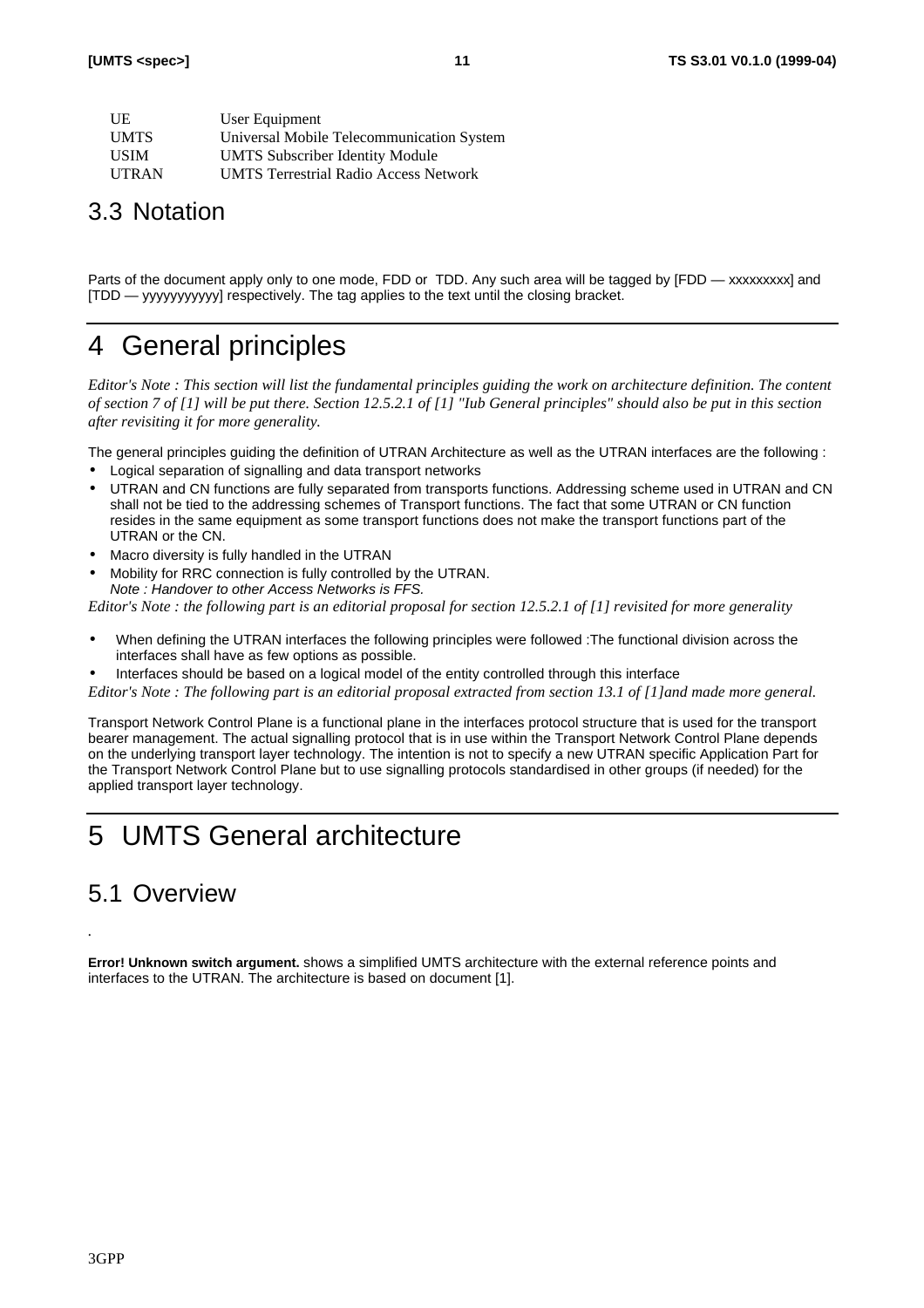| | |
|---|---|
| UE | User Equipment |
| UMTS | Universal Mobile Telecommunication System |
| USIM | UMTS Subscriber Identity Module |
| UTRAN | UMTS Terrestrial Radio Access Network |

## 3.3 Notation

Parts of the document apply only to one mode, FDD or TDD. Any such area will be tagged by [FDD — xxxxxxxxx] and [TDD — yyyyyyyyyyy] respectively. The tag applies to the text until the closing bracket.

# 4 General principles

*Editor's Note : This section will list the fundamental principles guiding the work on architecture definition. The content of section 7 of [1] will be put there. Section 12.5.2.1 of [1] "Iub General principles" should also be put in this section after revisiting it for more generality.*

The general principles guiding the definition of UTRAN Architecture as well as the UTRAN interfaces are the following :

- Logical separation of signalling and data transport networks
- UTRAN and CN functions are fully separated from transports functions. Addressing scheme used in UTRAN and CN shall not be tied to the addressing schemes of Transport functions. The fact that some UTRAN or CN function resides in the same equipment as some transport functions does not make the transport functions part of the UTRAN or the CN.
- Macro diversity is fully handled in the UTRAN
- Mobility for RRC connection is fully controlled by the UTRAN.
  *Note : Handover to other Access Networks is FFS.*

*Editor's Note : the following part is an editorial proposal for section 12.5.2.1 of [1] revisited for more generality*

- When defining the UTRAN interfaces the following principles were followed :The functional division across the interfaces shall have as few options as possible.
- Interfaces should be based on a logical model of the entity controlled through this interface

*Editor's Note : The following part is an editorial proposal extracted from section 13.1 of [1]and made more general.*

Transport Network Control Plane is a functional plane in the interfaces protocol structure that is used for the transport bearer management. The actual signalling protocol that is in use within the Transport Network Control Plane depends on the underlying transport layer technology. The intention is not to specify a new UTRAN specific Application Part for the Transport Network Control Plane but to use signalling protocols standardised in other groups (if needed) for the applied transport layer technology.

# 5 UMTS General architecture

## 5.1 Overview

.

**Error! Unknown switch argument.** shows a simplified UMTS architecture with the external reference points and interfaces to the UTRAN. The architecture is based on document [1].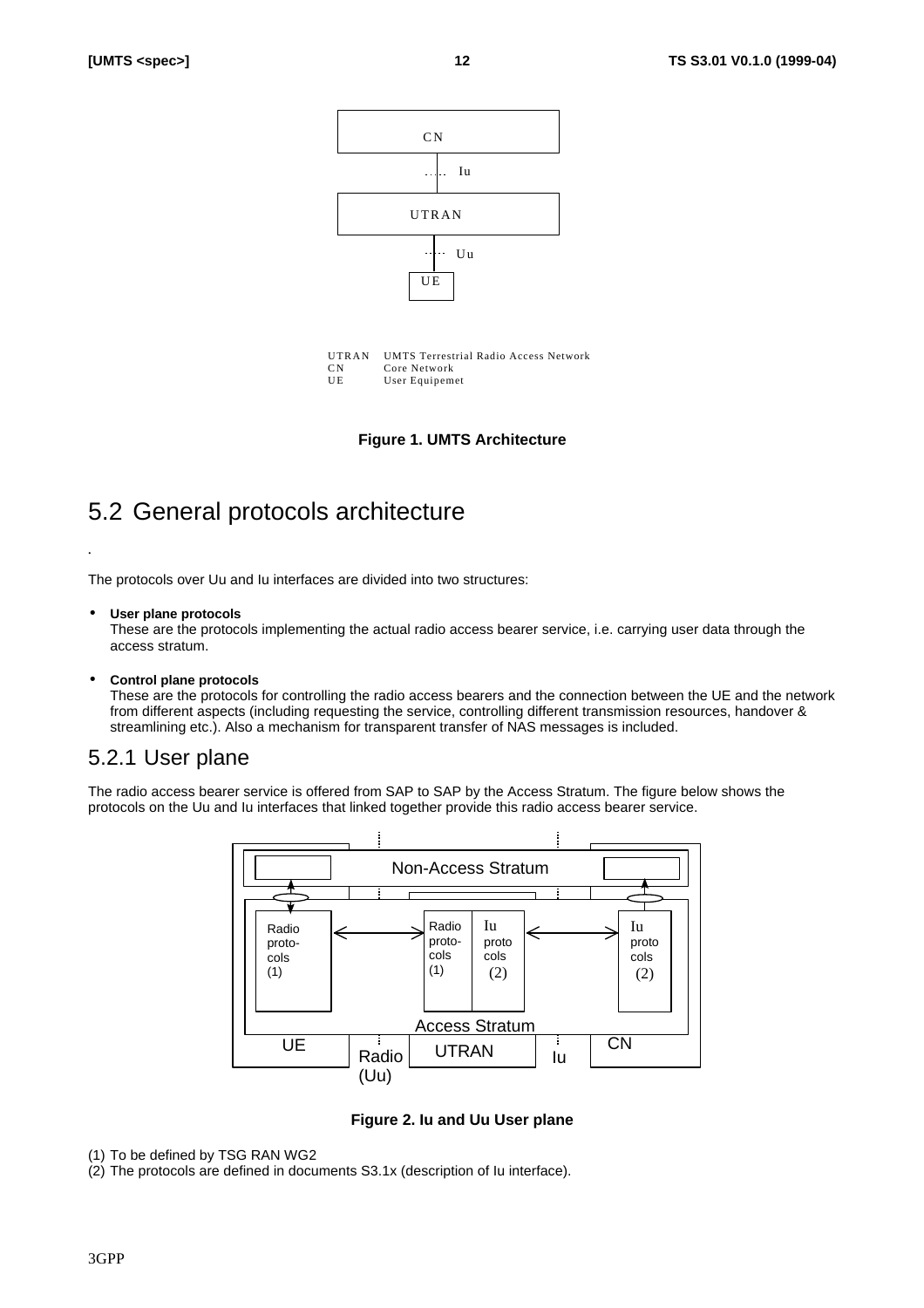CN

Iu

UTRAN

Uu

UE

UTRAN UMTS Terrestrial Radio Access Network
CN Core Network
UE User Equipemet

**Figure 1. UMTS Architecture**

## 5.2 General protocols architecture

.

The protocols over Uu and Iu interfaces are divided into two structures:

- **User plane protocols**
  These are the protocols implementing the actual radio access bearer service, i.e. carrying user data through the access stratum.

- **Control plane protocols**
  These are the protocols for controlling the radio access bearers and the connection between the UE and the network from different aspects (including requesting the service, controlling different transmission resources, handover & streamlining etc.). Also a mechanism for transparent transfer of NAS messages is included.

### 5.2.1 User plane

The radio access bearer service is offered from SAP to SAP by the Access Stratum. The figure below shows the protocols on the Uu and Iu interfaces that linked together provide this radio access bearer service.

Non-Access Stratum

Radio proto-cols (1)

Radio proto-cols (1)

Iu proto cols (2)

Iu proto cols (2)

Access Stratum

UE

Radio (Uu)

UTRAN

Iu

CN

**Figure 2. Iu and Uu User plane**

(1) To be defined by TSG RAN WG2
(2) The protocols are defined in documents S3.1x (description of Iu interface).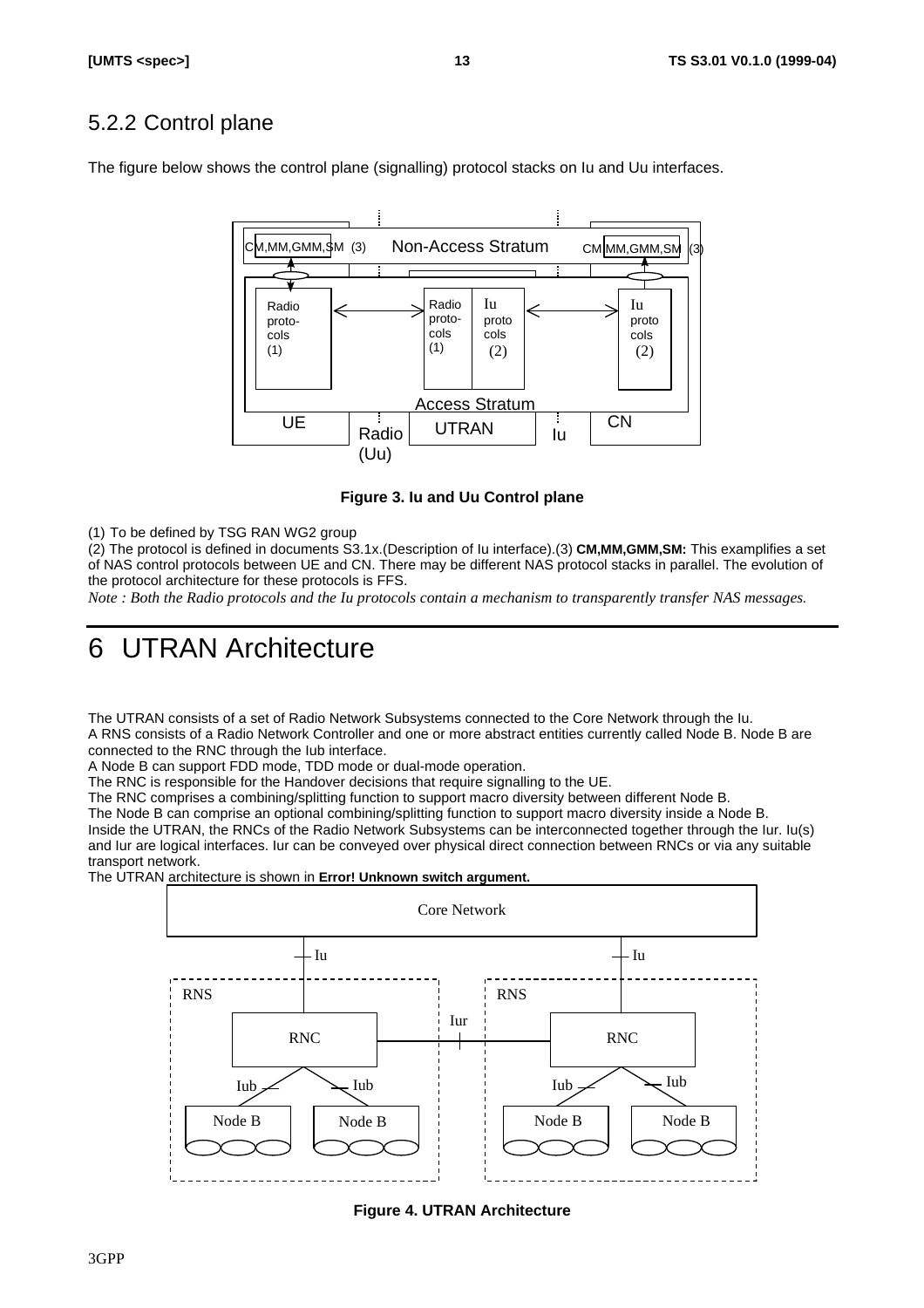### 5.2.2 Control plane

The figure below shows the control plane (signalling) protocol stacks on Iu and Uu interfaces.

**Figure 3. Iu and Uu Control plane**

(1) To be defined by TSG RAN WG2 group
(2) The protocol is defined in documents S3.1x.(Description of Iu interface).(3) **CM,MM,GMM,SM:** This examplifies a set of NAS control protocols between UE and CN. There may be different NAS protocol stacks in parallel. The evolution of the protocol architecture for these protocols is FFS.
*Note : Both the Radio protocols and the Iu protocols contain a mechanism to transparently transfer NAS messages.*

# 6 UTRAN Architecture

The UTRAN consists of a set of Radio Network Subsystems connected to the Core Network through the Iu.
A RNS consists of a Radio Network Controller and one or more abstract entities currently called Node B. Node B are connected to the RNC through the Iub interface.
A Node B can support FDD mode, TDD mode or dual-mode operation.
The RNC is responsible for the Handover decisions that require signalling to the UE.
The RNC comprises a combining/splitting function to support macro diversity between different Node B.
The Node B can comprise an optional combining/splitting function to support macro diversity inside a Node B.
Inside the UTRAN, the RNCs of the Radio Network Subsystems can be interconnected together through the Iur. Iu(s) and Iur are logical interfaces. Iur can be conveyed over physical direct connection between RNCs or via any suitable transport network.
The UTRAN architecture is shown in **Error! Unknown switch argument.**

**Figure 4. UTRAN Architecture**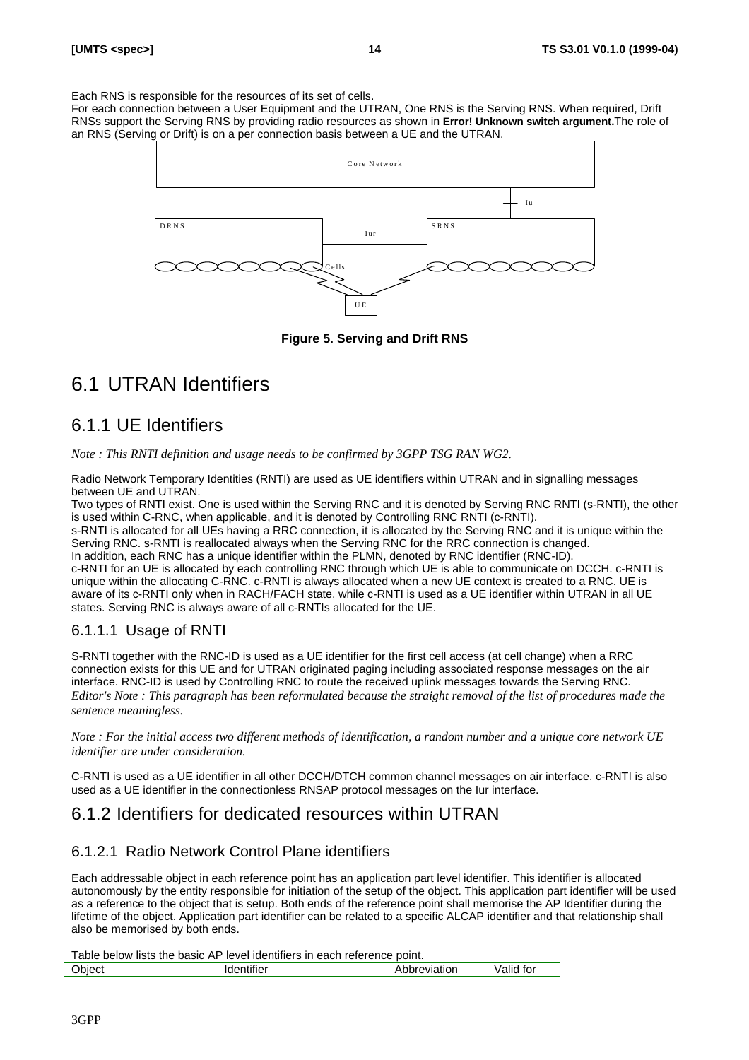Each RNS is responsible for the resources of its set of cells.

For each connection between a User Equipment and the UTRAN, One RNS is the Serving RNS. When required, Drift RNSs support the Serving RNS by providing radio resources as shown in **Error! Unknown switch argument.**The role of an RNS (Serving or Drift) is on a per connection basis between a UE and the UTRAN.

**Figure 5. Serving and Drift RNS**

# 6.1 UTRAN Identifiers

## 6.1.1 UE Identifiers

*Note : This RNTI definition and usage needs to be confirmed by 3GPP TSG RAN WG2.*

Radio Network Temporary Identities (RNTI) are used as UE identifiers within UTRAN and in signalling messages between UE and UTRAN.

Two types of RNTI exist. One is used within the Serving RNC and it is denoted by Serving RNC RNTI (s-RNTI), the other is used within C-RNC, when applicable, and it is denoted by Controlling RNC RNTI (c-RNTI).

s-RNTI is allocated for all UEs having a RRC connection, it is allocated by the Serving RNC and it is unique within the Serving RNC. s-RNTI is reallocated always when the Serving RNC for the RRC connection is changed.

In addition, each RNC has a unique identifier within the PLMN, denoted by RNC identifier (RNC-ID).

c-RNTI for an UE is allocated by each controlling RNC through which UE is able to communicate on DCCH. c-RNTI is unique within the allocating C-RNC. c-RNTI is always allocated when a new UE context is created to a RNC. UE is aware of its c-RNTI only when in RACH/FACH state, while c-RNTI is used as a UE identifier within UTRAN in all UE states. Serving RNC is always aware of all c-RNTIs allocated for the UE.

### 6.1.1.1 Usage of RNTI

S-RNTI together with the RNC-ID is used as a UE identifier for the first cell access (at cell change) when a RRC connection exists for this UE and for UTRAN originated paging including associated response messages on the air interface. RNC-ID is used by Controlling RNC to route the received uplink messages towards the Serving RNC.
*Editor's Note : This paragraph has been reformulated because the straight removal of the list of procedures made the sentence meaningless.*

*Note : For the initial access two different methods of identification, a random number and a unique core network UE identifier are under consideration.*

C-RNTI is used as a UE identifier in all other DCCH/DTCH common channel messages on air interface. c-RNTI is also used as a UE identifier in the connectionless RNSAP protocol messages on the Iur interface.

## 6.1.2 Identifiers for dedicated resources within UTRAN

### 6.1.2.1 Radio Network Control Plane identifiers

Each addressable object in each reference point has an application part level identifier. This identifier is allocated autonomously by the entity responsible for initiation of the setup of the object. This application part identifier will be used as a reference to the object that is setup. Both ends of the reference point shall memorise the AP Identifier during the lifetime of the object. Application part identifier can be related to a specific ALCAP identifier and that relationship shall also be memorised by both ends.

Table below lists the basic AP level identifiers in each reference point.

| Object | Identifier | Abbreviation | Valid for |
|---|---|---|---|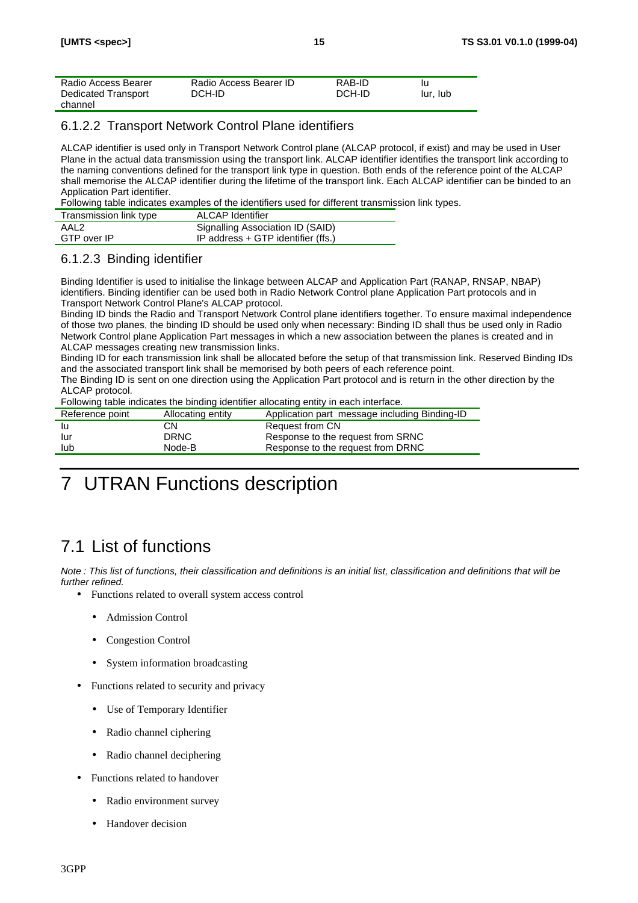| Radio Access Bearer | Radio Access Bearer ID | RAB-ID | Iu |
|---|---|---|---|
| Dedicated Transport channel | DCH-ID | DCH-ID | Iur, Iub |

### 6.1.2.2 Transport Network Control Plane identifiers

ALCAP identifier is used only in Transport Network Control plane (ALCAP protocol, if exist) and may be used in User Plane in the actual data transmission using the transport link. ALCAP identifier identifies the transport link according to the naming conventions defined for the transport link type in question. Both ends of the reference point of the ALCAP shall memorise the ALCAP identifier during the lifetime of the transport link. Each ALCAP identifier can be binded to an Application Part identifier.

Following table indicates examples of the identifiers used for different transmission link types.

| Transmission link type | ALCAP Identifier |
|---|---|
| AAL2 | Signalling Association ID (SAID) |
| GTP over IP | IP address + GTP identifier (ffs.) |

### 6.1.2.3 Binding identifier

Binding Identifier is used to initialise the linkage between ALCAP and Application Part (RANAP, RNSAP, NBAP) identifiers. Binding identifier can be used both in Radio Network Control plane Application Part protocols and in Transport Network Control Plane's ALCAP protocol.

Binding ID binds the Radio and Transport Network Control plane identifiers together. To ensure maximal independence of those two planes, the binding ID should be used only when necessary: Binding ID shall thus be used only in Radio Network Control plane Application Part messages in which a new association between the planes is created and in ALCAP messages creating new transmission links.

Binding ID for each transmission link shall be allocated before the setup of that transmission link. Reserved Binding IDs and the associated transport link shall be memorised by both peers of each reference point.

The Binding ID is sent on one direction using the Application Part protocol and is return in the other direction by the ALCAP protocol.

Following table indicates the binding identifier allocating entity in each interface.

| Reference point | Allocating entity | Application part message including Binding-ID |
|---|---|---|
| Iu | CN | Request from CN |
| Iur | DRNC | Response to the request from SRNC |
| Iub | Node-B | Response to the request from DRNC |

# 7 UTRAN Functions description

## 7.1 List of functions

*Note : This list of functions, their classification and definitions is an initial list, classification and definitions that will be further refined.*

- Functions related to overall system access control
  - Admission Control
  - Congestion Control
  - System information broadcasting
- Functions related to security and privacy
  - Use of Temporary Identifier
  - Radio channel ciphering
  - Radio channel deciphering
- Functions related to handover
  - Radio environment survey
  - Handover decision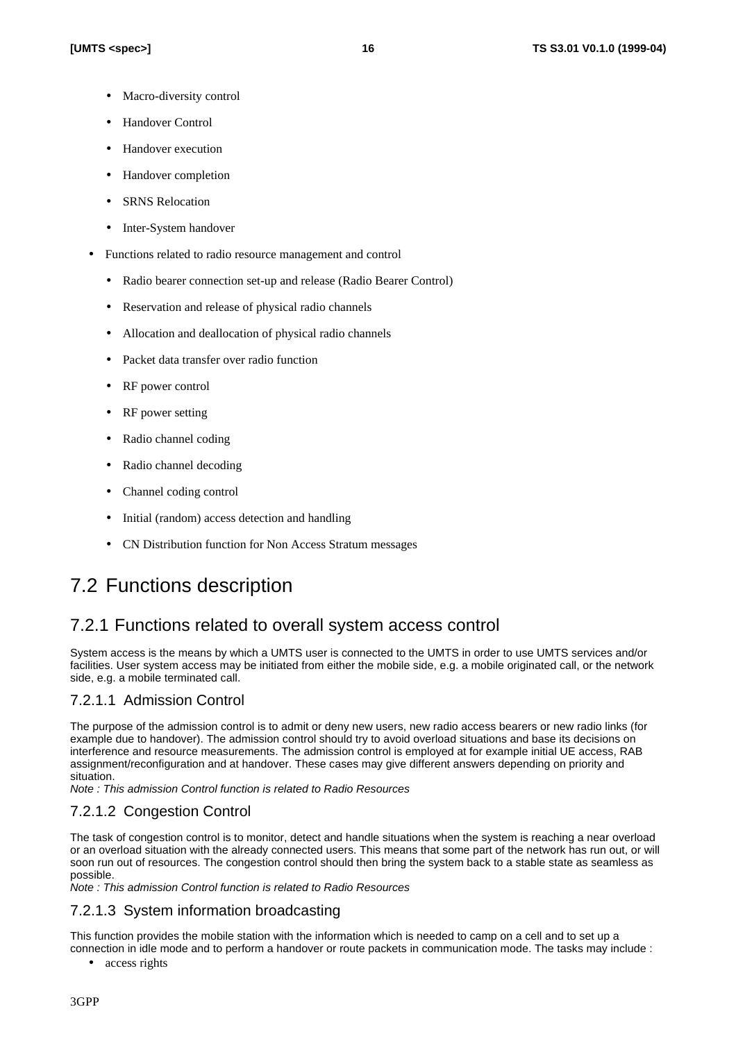- Macro-diversity control
    - Handover Control
    - Handover execution
    - Handover completion
    - SRNS Relocation
    - Inter-System handover
- Functions related to radio resource management and control
    - Radio bearer connection set-up and release (Radio Bearer Control)
    - Reservation and release of physical radio channels
    - Allocation and deallocation of physical radio channels
    - Packet data transfer over radio function
    - RF power control
    - RF power setting
    - Radio channel coding
    - Radio channel decoding
    - Channel coding control
    - Initial (random) access detection and handling
    - CN Distribution function for Non Access Stratum messages

## 7.2 Functions description

### 7.2.1 Functions related to overall system access control

System access is the means by which a UMTS user is connected to the UMTS in order to use UMTS services and/or facilities. User system access may be initiated from either the mobile side, e.g. a mobile originated call, or the network side, e.g. a mobile terminated call.

#### 7.2.1.1 Admission Control

The purpose of the admission control is to admit or deny new users, new radio access bearers or new radio links (for example due to handover). The admission control should try to avoid overload situations and base its decisions on interference and resource measurements. The admission control is employed at for example initial UE access, RAB assignment/reconfiguration and at handover. These cases may give different answers depending on priority and situation.
*Note : This admission Control function is related to Radio Resources*

#### 7.2.1.2 Congestion Control

The task of congestion control is to monitor, detect and handle situations when the system is reaching a near overload or an overload situation with the already connected users. This means that some part of the network has run out, or will soon run out of resources. The congestion control should then bring the system back to a stable state as seamless as possible.
*Note : This admission Control function is related to Radio Resources*

#### 7.2.1.3 System information broadcasting

This function provides the mobile station with the information which is needed to camp on a cell and to set up a connection in idle mode and to perform a handover or route packets in communication mode. The tasks may include :

- access rights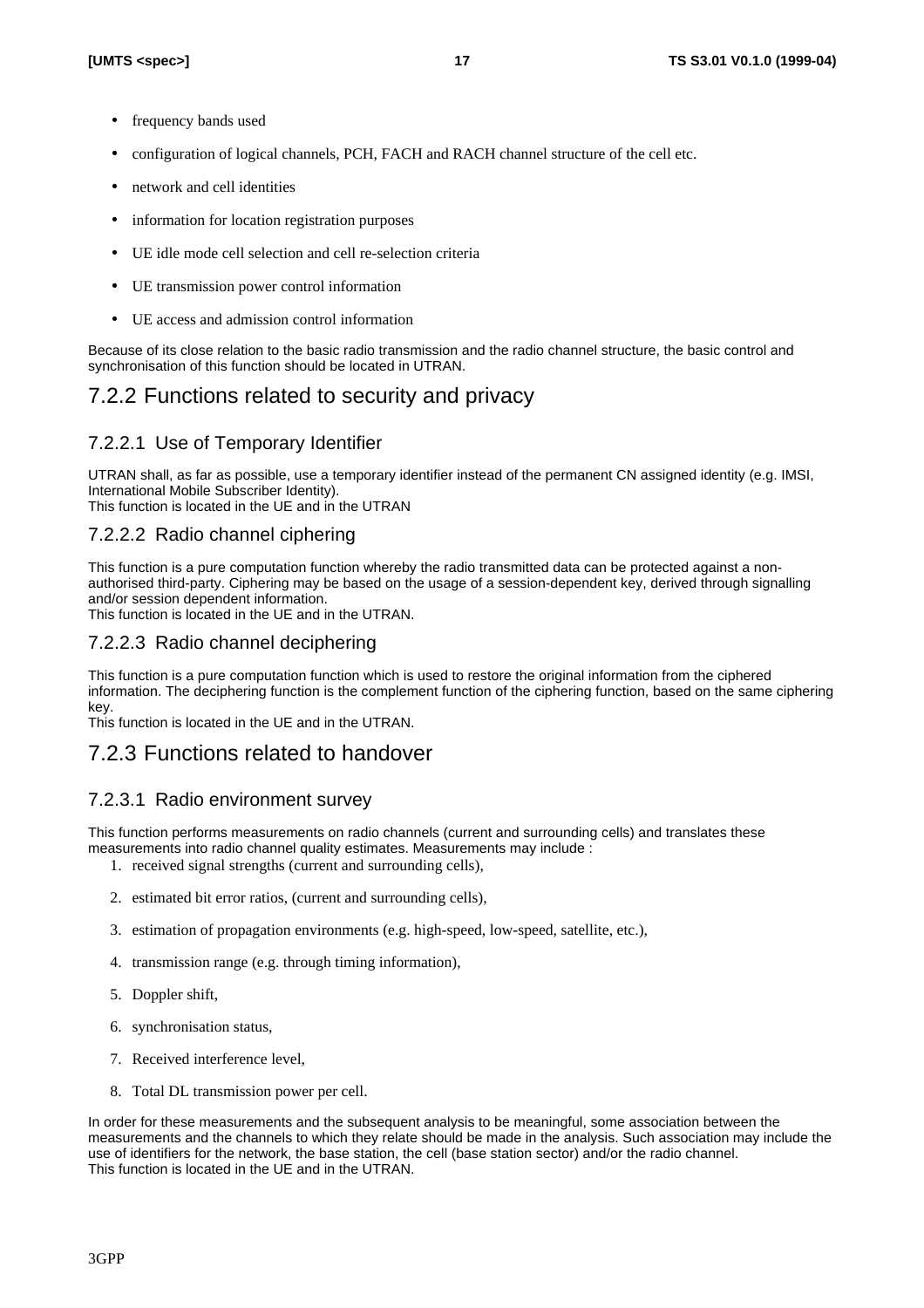- frequency bands used
- configuration of logical channels, PCH, FACH and RACH channel structure of the cell etc.
- network and cell identities
- information for location registration purposes
- UE idle mode cell selection and cell re-selection criteria
- UE transmission power control information
- UE access and admission control information

Because of its close relation to the basic radio transmission and the radio channel structure, the basic control and synchronisation of this function should be located in UTRAN.

## 7.2.2 Functions related to security and privacy

### 7.2.2.1 Use of Temporary Identifier

UTRAN shall, as far as possible, use a temporary identifier instead of the permanent CN assigned identity (e.g. IMSI, International Mobile Subscriber Identity).
This function is located in the UE and in the UTRAN

### 7.2.2.2 Radio channel ciphering

This function is a pure computation function whereby the radio transmitted data can be protected against a non-authorised third-party. Ciphering may be based on the usage of a session-dependent key, derived through signalling and/or session dependent information.
This function is located in the UE and in the UTRAN.

### 7.2.2.3 Radio channel deciphering

This function is a pure computation function which is used to restore the original information from the ciphered information. The deciphering function is the complement function of the ciphering function, based on the same ciphering key.
This function is located in the UE and in the UTRAN.

## 7.2.3 Functions related to handover

### 7.2.3.1 Radio environment survey

This function performs measurements on radio channels (current and surrounding cells) and translates these measurements into radio channel quality estimates. Measurements may include :

1. received signal strengths (current and surrounding cells),
2. estimated bit error ratios, (current and surrounding cells),
3. estimation of propagation environments (e.g. high-speed, low-speed, satellite, etc.),
4. transmission range (e.g. through timing information),
5. Doppler shift,
6. synchronisation status,
7. Received interference level,
8. Total DL transmission power per cell.

In order for these measurements and the subsequent analysis to be meaningful, some association between the measurements and the channels to which they relate should be made in the analysis. Such association may include the use of identifiers for the network, the base station, the cell (base station sector) and/or the radio channel.
This function is located in the UE and in the UTRAN.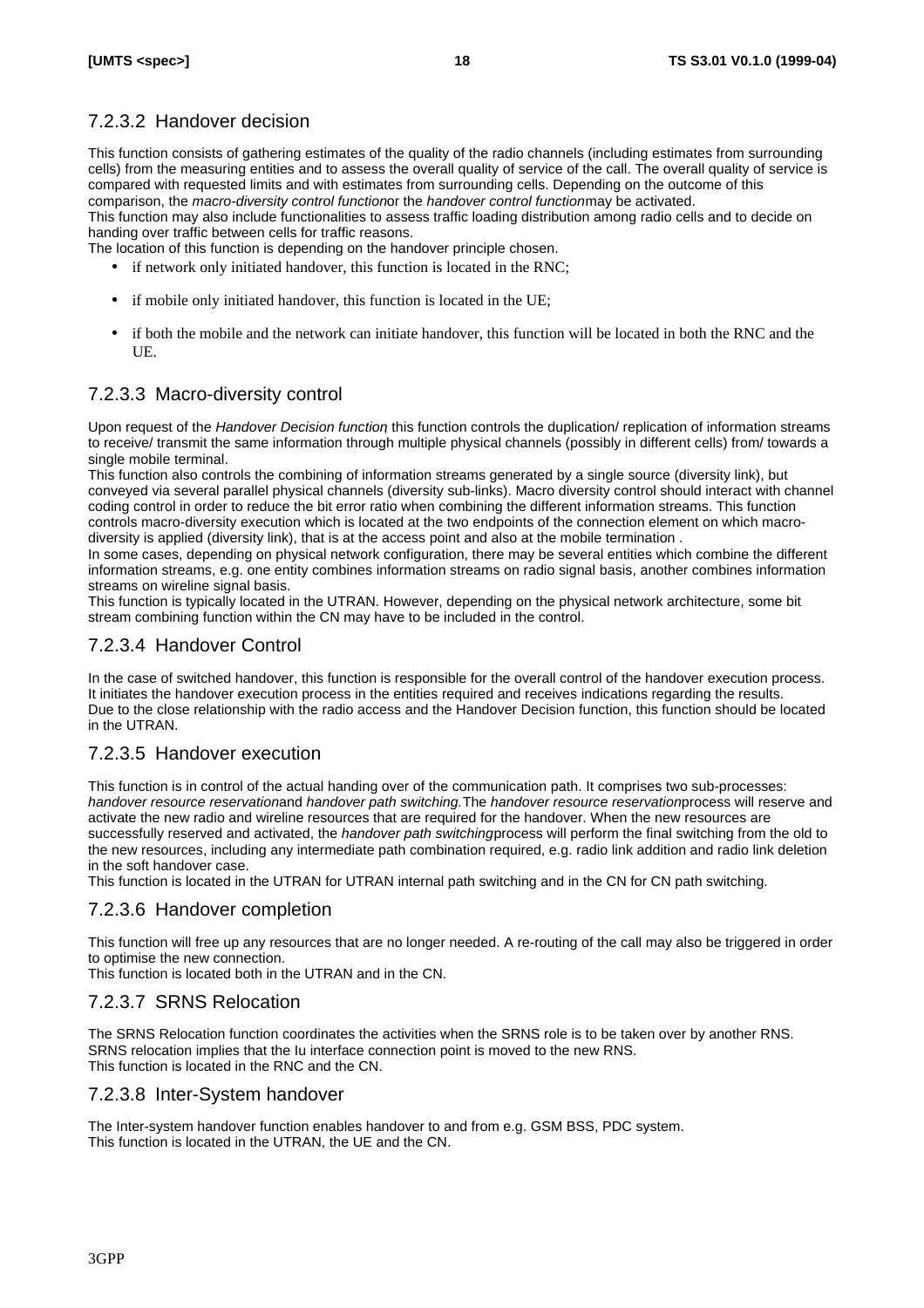#### 7.2.3.2 Handover decision

This function consists of gathering estimates of the quality of the radio channels (including estimates from surrounding cells) from the measuring entities and to assess the overall quality of service of the call. The overall quality of service is compared with requested limits and with estimates from surrounding cells. Depending on the outcome of this comparison, the *macro-diversity control function* or the *handover control function* may be activated.
This function may also include functionalities to assess traffic loading distribution among radio cells and to decide on handing over traffic between cells for traffic reasons.
The location of this function is depending on the handover principle chosen.

- if network only initiated handover, this function is located in the RNC;
- if mobile only initiated handover, this function is located in the UE;
- if both the mobile and the network can initiate handover, this function will be located in both the RNC and the UE.

#### 7.2.3.3 Macro-diversity control

Upon request of the *Handover Decision function*, this function controls the duplication/ replication of information streams to receive/ transmit the same information through multiple physical channels (possibly in different cells) from/ towards a single mobile terminal.
This function also controls the combining of information streams generated by a single source (diversity link), but conveyed via several parallel physical channels (diversity sub-links). Macro diversity control should interact with channel coding control in order to reduce the bit error ratio when combining the different information streams. This function controls macro-diversity execution which is located at the two endpoints of the connection element on which macro-diversity is applied (diversity link), that is at the access point and also at the mobile termination .
In some cases, depending on physical network configuration, there may be several entities which combine the different information streams, e.g. one entity combines information streams on radio signal basis, another combines information streams on wireline signal basis.
This function is typically located in the UTRAN. However, depending on the physical network architecture, some bit stream combining function within the CN may have to be included in the control.

#### 7.2.3.4 Handover Control

In the case of switched handover, this function is responsible for the overall control of the handover execution process. It initiates the handover execution process in the entities required and receives indications regarding the results.
Due to the close relationship with the radio access and the Handover Decision function, this function should be located in the UTRAN.

#### 7.2.3.5 Handover execution

This function is in control of the actual handing over of the communication path. It comprises two sub-processes: *handover resource reservation* and *handover path switching.* The *handover resource reservation* process will reserve and activate the new radio and wireline resources that are required for the handover. When the new resources are successfully reserved and activated, the *handover path switching* process will perform the final switching from the old to the new resources, including any intermediate path combination required, e.g. radio link addition and radio link deletion in the soft handover case.
This function is located in the UTRAN for UTRAN internal path switching and in the CN for CN path switching.

#### 7.2.3.6 Handover completion

This function will free up any resources that are no longer needed. A re-routing of the call may also be triggered in order to optimise the new connection.
This function is located both in the UTRAN and in the CN.

#### 7.2.3.7 SRNS Relocation

The SRNS Relocation function coordinates the activities when the SRNS role is to be taken over by another RNS. SRNS relocation implies that the Iu interface connection point is moved to the new RNS.
This function is located in the RNC and the CN.

#### 7.2.3.8 Inter-System handover

The Inter-system handover function enables handover to and from e.g. GSM BSS, PDC system.
This function is located in the UTRAN, the UE and the CN.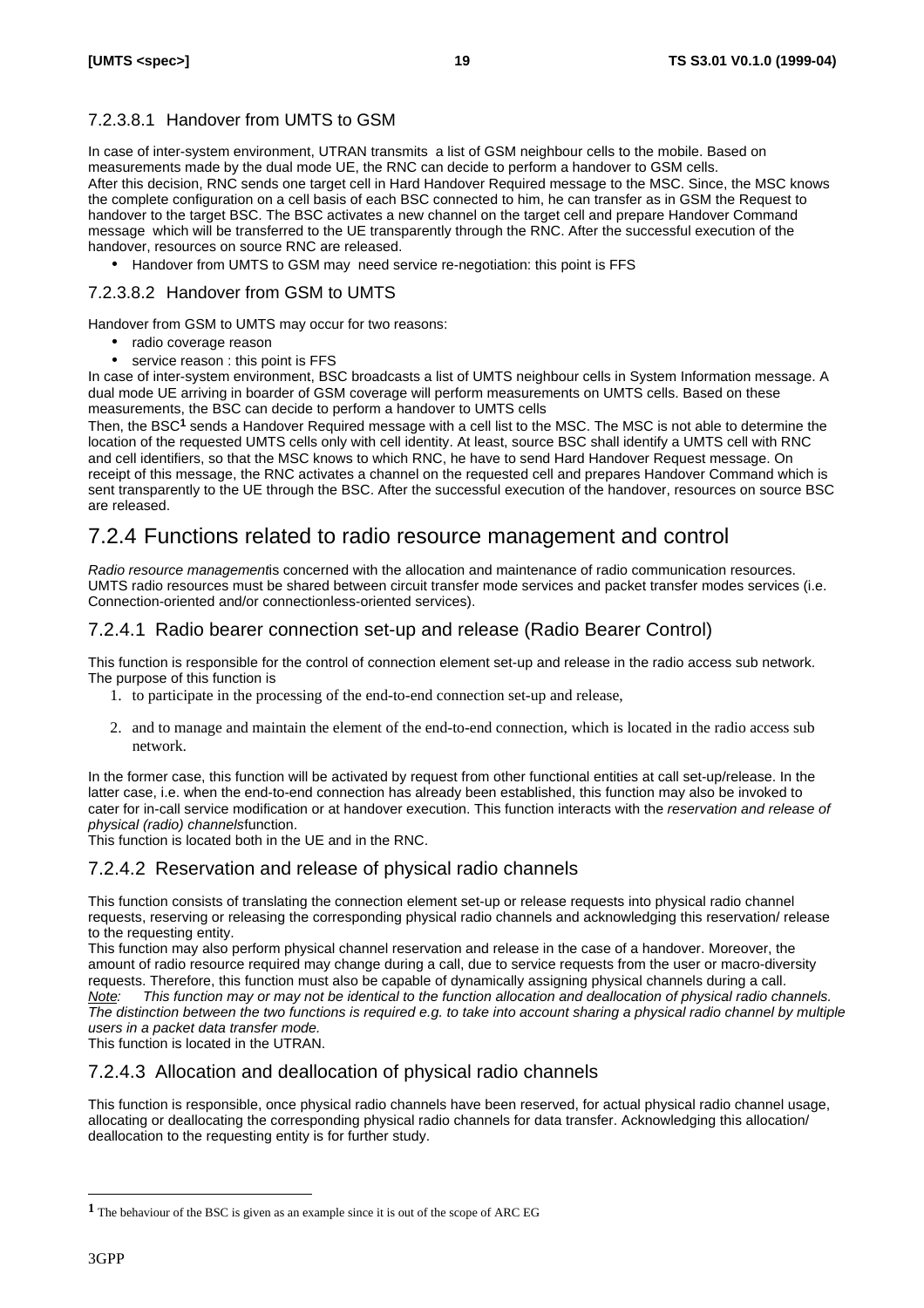#### 7.2.3.8.1 Handover from UMTS to GSM

In case of inter-system environment, UTRAN transmits  a list of GSM neighbour cells to the mobile. Based on measurements made by the dual mode UE, the RNC can decide to perform a handover to GSM cells.
After this decision, RNC sends one target cell in Hard Handover Required message to the MSC. Since, the MSC knows the complete configuration on a cell basis of each BSC connected to him, he can transfer as in GSM the Request to handover to the target BSC. The BSC activates a new channel on the target cell and prepare Handover Command message  which will be transferred to the UE transparently through the RNC. After the successful execution of the handover, resources on source RNC are released.

- Handover from UMTS to GSM may  need service re-negotiation: this point is FFS

#### 7.2.3.8.2 Handover from GSM to UMTS

Handover from GSM to UMTS may occur for two reasons:

- radio coverage reason
- service reason : this point is FFS

In case of inter-system environment, BSC broadcasts a list of UMTS neighbour cells in System Information message. A dual mode UE arriving in boarder of GSM coverage will perform measurements on UMTS cells. Based on these measurements, the BSC can decide to perform a handover to UMTS cells
Then, the BSC[1] sends a Handover Required message with a cell list to the MSC. The MSC is not able to determine the location of the requested UMTS cells only with cell identity. At least, source BSC shall identify a UMTS cell with RNC and cell identifiers, so that the MSC knows to which RNC, he have to send Hard Handover Request message. On receipt of this message, the RNC activates a channel on the requested cell and prepares Handover Command which is sent transparently to the UE through the BSC. After the successful execution of the handover, resources on source BSC are released.

## 7.2.4 Functions related to radio resource management and control

*Radio resource management*is concerned with the allocation and maintenance of radio communication resources. UMTS radio resources must be shared between circuit transfer mode services and packet transfer modes services (i.e. Connection-oriented and/or connectionless-oriented services).

### 7.2.4.1 Radio bearer connection set-up and release (Radio Bearer Control)

This function is responsible for the control of connection element set-up and release in the radio access sub network. The purpose of this function is

1. to participate in the processing of the end-to-end connection set-up and release,
2. and to manage and maintain the element of the end-to-end connection, which is located in the radio access sub network.

In the former case, this function will be activated by request from other functional entities at call set-up/release. In the latter case, i.e. when the end-to-end connection has already been established, this function may also be invoked to cater for in-call service modification or at handover execution. This function interacts with the *reservation and release of physical (radio) channels*function.
This function is located both in the UE and in the RNC.

### 7.2.4.2 Reservation and release of physical radio channels

This function consists of translating the connection element set-up or release requests into physical radio channel requests, reserving or releasing the corresponding physical radio channels and acknowledging this reservation/ release to the requesting entity.
This function may also perform physical channel reservation and release in the case of a handover. Moreover, the amount of radio resource required may change during a call, due to service requests from the user or macro-diversity requests. Therefore, this function must also be capable of dynamically assigning physical channels during a call.
*Note: This function may or may not be identical to the function allocation and deallocation of physical radio channels. The distinction between the two functions is required e.g. to take into account sharing a physical radio channel by multiple users in a packet data transfer mode.*
This function is located in the UTRAN.

### 7.2.4.3 Allocation and deallocation of physical radio channels

This function is responsible, once physical radio channels have been reserved, for actual physical radio channel usage, allocating or deallocating the corresponding physical radio channels for data transfer. Acknowledging this allocation/ deallocation to the requesting entity is for further study.

[1] The behaviour of the BSC is given as an example since it is out of the scope of ARC EG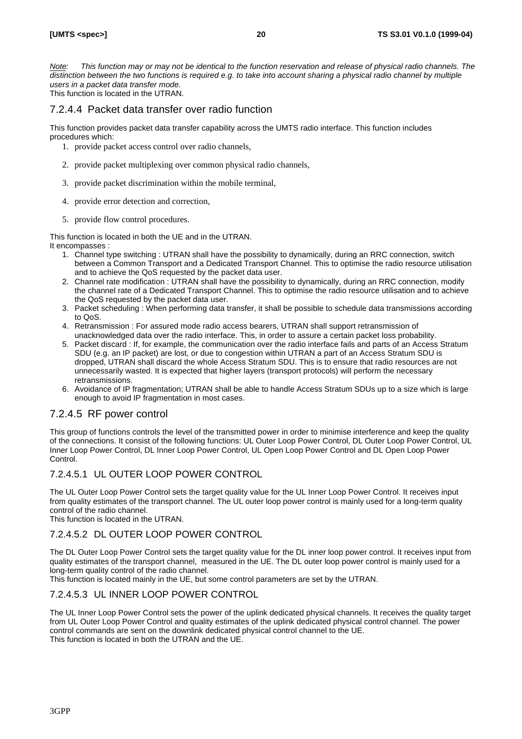*Note: This function may or may not be identical to the function reservation and release of physical radio channels. The distinction between the two functions is required e.g. to take into account sharing a physical radio channel by multiple users in a packet data transfer mode.*

This function is located in the UTRAN.

### 7.2.4.4 Packet data transfer over radio function

This function provides packet data transfer capability across the UMTS radio interface. This function includes procedures which:

1. provide packet access control over radio channels,
2. provide packet multiplexing over common physical radio channels,
3. provide packet discrimination within the mobile terminal,
4. provide error detection and correction,
5. provide flow control procedures.

This function is located in both the UE and in the UTRAN.

It encompasses :

1. Channel type switching : UTRAN shall have the possibility to dynamically, during an RRC connection, switch between a Common Transport and a Dedicated Transport Channel. This to optimise the radio resource utilisation and to achieve the QoS requested by the packet data user.
2. Channel rate modification : UTRAN shall have the possibility to dynamically, during an RRC connection, modify the channel rate of a Dedicated Transport Channel. This to optimise the radio resource utilisation and to achieve the QoS requested by the packet data user.
3. Packet scheduling : When performing data transfer, it shall be possible to schedule data transmissions according to QoS.
4. Retransmission : For assured mode radio access bearers, UTRAN shall support retransmission of unacknowledged data over the radio interface. This, in order to assure a certain packet loss probability.
5. Packet discard : If, for example, the communication over the radio interface fails and parts of an Access Stratum SDU (e.g. an IP packet) are lost, or due to congestion within UTRAN a part of an Access Stratum SDU is dropped, UTRAN shall discard the whole Access Stratum SDU. This is to ensure that radio resources are not unnecessarily wasted. It is expected that higher layers (transport protocols) will perform the necessary retransmissions.
6. Avoidance of IP fragmentation; UTRAN shall be able to handle Access Stratum SDUs up to a size which is large enough to avoid IP fragmentation in most cases.

### 7.2.4.5 RF power control

This group of functions controls the level of the transmitted power in order to minimise interference and keep the quality of the connections. It consist of the following functions: UL Outer Loop Power Control, DL Outer Loop Power Control, UL Inner Loop Power Control, DL Inner Loop Power Control, UL Open Loop Power Control and DL Open Loop Power Control.

#### 7.2.4.5.1 UL OUTER LOOP POWER CONTROL

The UL Outer Loop Power Control sets the target quality value for the UL Inner Loop Power Control. It receives input from quality estimates of the transport channel. The UL outer loop power control is mainly used for a long-term quality control of the radio channel.

This function is located in the UTRAN.

#### 7.2.4.5.2 DL OUTER LOOP POWER CONTROL

The DL Outer Loop Power Control sets the target quality value for the DL inner loop power control. It receives input from quality estimates of the transport channel, measured in the UE. The DL outer loop power control is mainly used for a long-term quality control of the radio channel.

This function is located mainly in the UE, but some control parameters are set by the UTRAN.

#### 7.2.4.5.3 UL INNER LOOP POWER CONTROL

The UL Inner Loop Power Control sets the power of the uplink dedicated physical channels. It receives the quality target from UL Outer Loop Power Control and quality estimates of the uplink dedicated physical control channel. The power control commands are sent on the downlink dedicated physical control channel to the UE.

This function is located in both the UTRAN and the UE.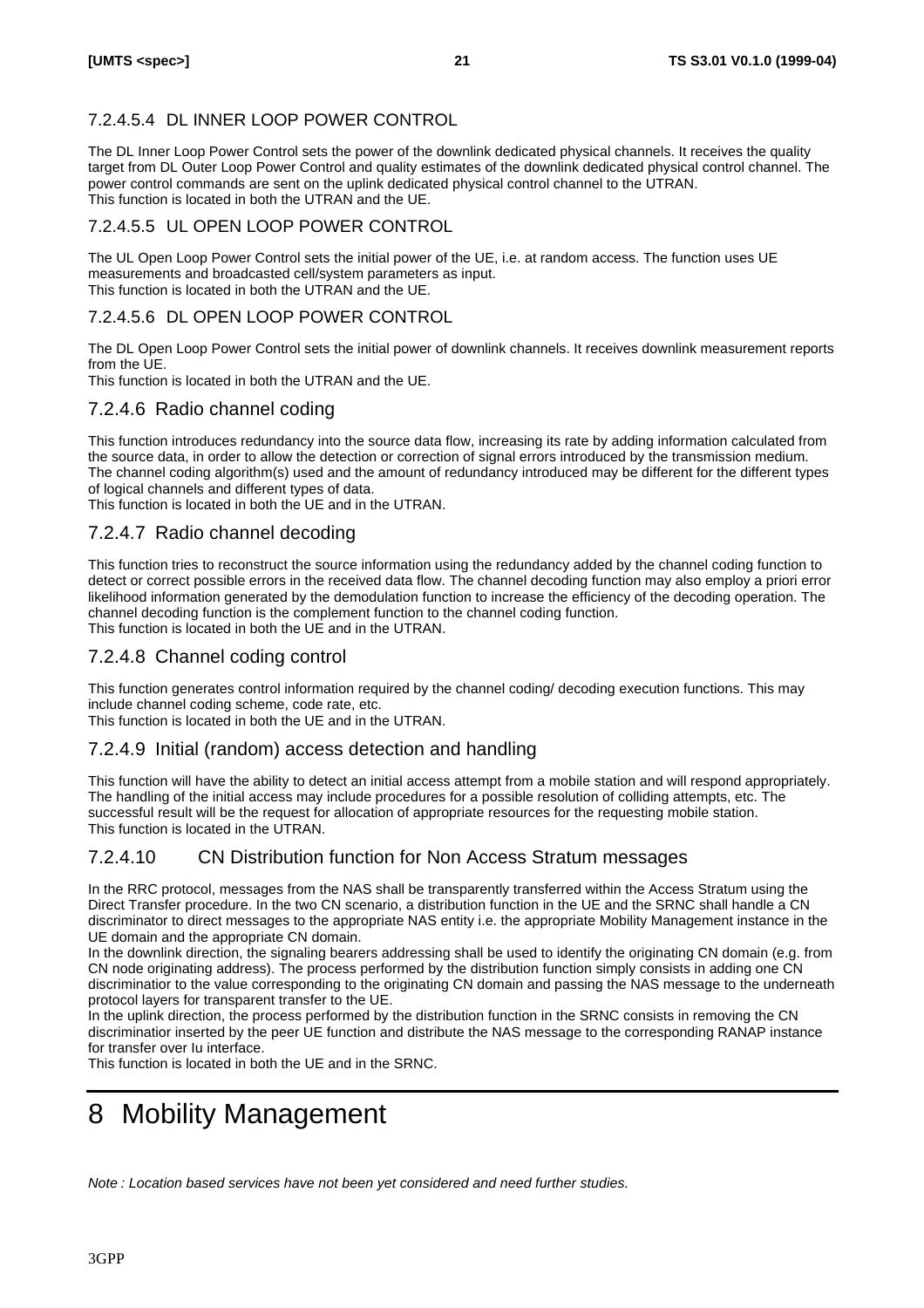#### 7.2.4.5.4 DL INNER LOOP POWER CONTROL

The DL Inner Loop Power Control sets the power of the downlink dedicated physical channels. It receives the quality target from DL Outer Loop Power Control and quality estimates of the downlink dedicated physical control channel. The power control commands are sent on the uplink dedicated physical control channel to the UTRAN.
This function is located in both the UTRAN and the UE.

#### 7.2.4.5.5 UL OPEN LOOP POWER CONTROL

The UL Open Loop Power Control sets the initial power of the UE, i.e. at random access. The function uses UE measurements and broadcasted cell/system parameters as input.
This function is located in both the UTRAN and the UE.

#### 7.2.4.5.6 DL OPEN LOOP POWER CONTROL

The DL Open Loop Power Control sets the initial power of downlink channels. It receives downlink measurement reports from the UE.
This function is located in both the UTRAN and the UE.

### 7.2.4.6 Radio channel coding

This function introduces redundancy into the source data flow, increasing its rate by adding information calculated from the source data, in order to allow the detection or correction of signal errors introduced by the transmission medium. The channel coding algorithm(s) used and the amount of redundancy introduced may be different for the different types of logical channels and different types of data.
This function is located in both the UE and in the UTRAN.

### 7.2.4.7 Radio channel decoding

This function tries to reconstruct the source information using the redundancy added by the channel coding function to detect or correct possible errors in the received data flow. The channel decoding function may also employ a priori error likelihood information generated by the demodulation function to increase the efficiency of the decoding operation. The channel decoding function is the complement function to the channel coding function.
This function is located in both the UE and in the UTRAN.

### 7.2.4.8 Channel coding control

This function generates control information required by the channel coding/ decoding execution functions. This may include channel coding scheme, code rate, etc.
This function is located in both the UE and in the UTRAN.

### 7.2.4.9 Initial (random) access detection and handling

This function will have the ability to detect an initial access attempt from a mobile station and will respond appropriately. The handling of the initial access may include procedures for a possible resolution of colliding attempts, etc. The successful result will be the request for allocation of appropriate resources for the requesting mobile station.
This function is located in the UTRAN.

### 7.2.4.10 CN Distribution function for Non Access Stratum messages

In the RRC protocol, messages from the NAS shall be transparently transferred within the Access Stratum using the Direct Transfer procedure. In the two CN scenario, a distribution function in the UE and the SRNC shall handle a CN discriminator to direct messages to the appropriate NAS entity i.e. the appropriate Mobility Management instance in the UE domain and the appropriate CN domain.
In the downlink direction, the signaling bearers addressing shall be used to identify the originating CN domain (e.g. from CN node originating address). The process performed by the distribution function simply consists in adding one CN discriminatior to the value corresponding to the originating CN domain and passing the NAS message to the underneath protocol layers for transparent transfer to the UE.
In the uplink direction, the process performed by the distribution function in the SRNC consists in removing the CN discriminatior inserted by the peer UE function and distribute the NAS message to the corresponding RANAP instance for transfer over Iu interface.
This function is located in both the UE and in the SRNC.

# 8 Mobility Management

*Note : Location based services have not been yet considered and need further studies.*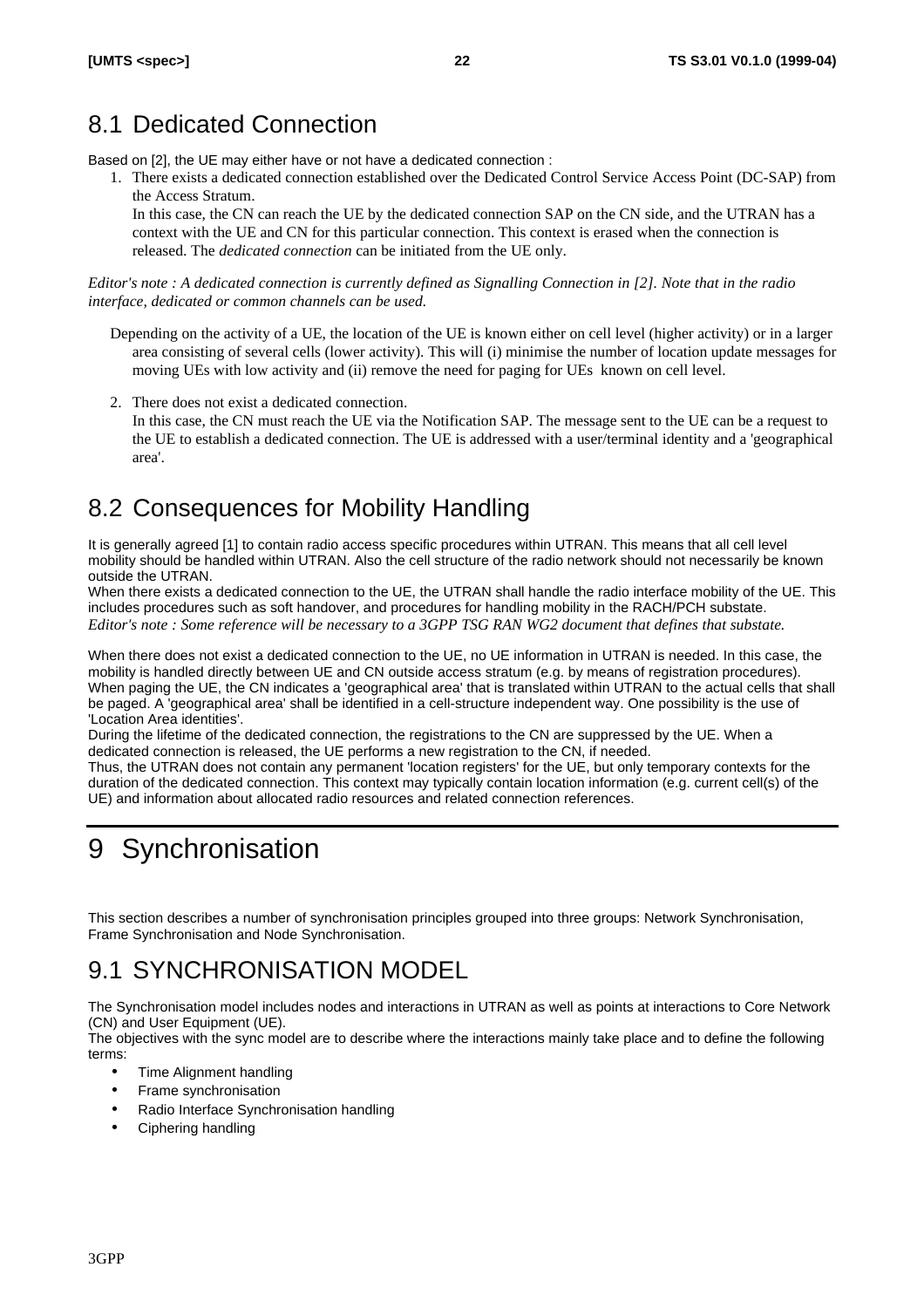## 8.1 Dedicated Connection

Based on [2], the UE may either have or not have a dedicated connection :

1. There exists a dedicated connection established over the Dedicated Control Service Access Point (DC-SAP) from the Access Stratum.
   In this case, the CN can reach the UE by the dedicated connection SAP on the CN side, and the UTRAN has a context with the UE and CN for this particular connection. This context is erased when the connection is released. The *dedicated connection* can be initiated from the UE only.

*Editor's note : A dedicated connection is currently defined as Signalling Connection in [2]. Note that in the radio interface, dedicated or common channels can be used.*

Depending on the activity of a UE, the location of the UE is known either on cell level (higher activity) or in a larger area consisting of several cells (lower activity). This will (i) minimise the number of location update messages for moving UEs with low activity and (ii) remove the need for paging for UEs known on cell level.

2. There does not exist a dedicated connection.
   In this case, the CN must reach the UE via the Notification SAP. The message sent to the UE can be a request to the UE to establish a dedicated connection. The UE is addressed with a user/terminal identity and a 'geographical area'.

## 8.2 Consequences for Mobility Handling

It is generally agreed [1] to contain radio access specific procedures within UTRAN. This means that all cell level mobility should be handled within UTRAN. Also the cell structure of the radio network should not necessarily be known outside the UTRAN.
When there exists a dedicated connection to the UE, the UTRAN shall handle the radio interface mobility of the UE. This includes procedures such as soft handover, and procedures for handling mobility in the RACH/PCH substate.
*Editor's note : Some reference will be necessary to a 3GPP TSG RAN WG2 document that defines that substate.*

When there does not exist a dedicated connection to the UE, no UE information in UTRAN is needed. In this case, the mobility is handled directly between UE and CN outside access stratum (e.g. by means of registration procedures). When paging the UE, the CN indicates a 'geographical area' that is translated within UTRAN to the actual cells that shall be paged. A 'geographical area' shall be identified in a cell-structure independent way. One possibility is the use of 'Location Area identities'.
During the lifetime of the dedicated connection, the registrations to the CN are suppressed by the UE. When a dedicated connection is released, the UE performs a new registration to the CN, if needed.
Thus, the UTRAN does not contain any permanent 'location registers' for the UE, but only temporary contexts for the duration of the dedicated connection. This context may typically contain location information (e.g. current cell(s) of the UE) and information about allocated radio resources and related connection references.

# 9 Synchronisation

This section describes a number of synchronisation principles grouped into three groups: Network Synchronisation, Frame Synchronisation and Node Synchronisation.

## 9.1 SYNCHRONISATION MODEL

The Synchronisation model includes nodes and interactions in UTRAN as well as points at interactions to Core Network (CN) and User Equipment (UE).
The objectives with the sync model are to describe where the interactions mainly take place and to define the following terms:

- Time Alignment handling
- Frame synchronisation
- Radio Interface Synchronisation handling
- Ciphering handling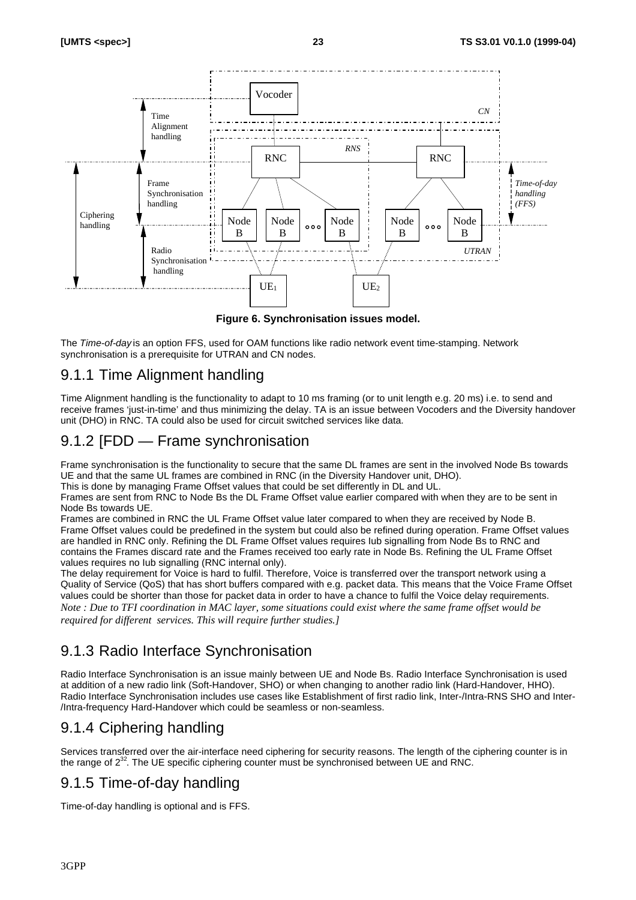**Figure 6. Synchronisation issues model.**

The *Time-of-day* is an option FFS, used for OAM functions like radio network event time-stamping. Network synchronisation is a prerequisite for UTRAN and CN nodes.

## 9.1.1 Time Alignment handling

Time Alignment handling is the functionality to adapt to 10 ms framing (or to unit length e.g. 20 ms) i.e. to send and receive frames 'just-in-time' and thus minimizing the delay. TA is an issue between Vocoders and the Diversity handover unit (DHO) in RNC. TA could also be used for circuit switched services like data.

## 9.1.2 [FDD — Frame synchronisation

Frame synchronisation is the functionality to secure that the same DL frames are sent in the involved Node Bs towards UE and that the same UL frames are combined in RNC (in the Diversity Handover unit, DHO).

This is done by managing Frame Offset values that could be set differently in DL and UL.

Frames are sent from RNC to Node Bs the DL Frame Offset value earlier compared with when they are to be sent in Node Bs towards UE.

Frames are combined in RNC the UL Frame Offset value later compared to when they are received by Node B.

Frame Offset values could be predefined in the system but could also be refined during operation. Frame Offset values are handled in RNC only. Refining the DL Frame Offset values requires Iub signalling from Node Bs to RNC and contains the Frames discard rate and the Frames received too early rate in Node Bs. Refining the UL Frame Offset values requires no Iub signalling (RNC internal only).

The delay requirement for Voice is hard to fulfil. Therefore, Voice is transferred over the transport network using a Quality of Service (QoS) that has short buffers compared with e.g. packet data. This means that the Voice Frame Offset values could be shorter than those for packet data in order to have a chance to fulfil the Voice delay requirements.

*Note : Due to TFI coordination in MAC layer, some situations could exist where the same frame offset would be required for different services. This will require further studies.]*

## 9.1.3 Radio Interface Synchronisation

Radio Interface Synchronisation is an issue mainly between UE and Node Bs. Radio Interface Synchronisation is used at addition of a new radio link (Soft-Handover, SHO) or when changing to another radio link (Hard-Handover, HHO). Radio Interface Synchronisation includes use cases like Establishment of first radio link, Inter-/Intra-RNS SHO and Inter-/Intra-frequency Hard-Handover which could be seamless or non-seamless.

## 9.1.4 Ciphering handling

Services transferred over the air-interface need ciphering for security reasons. The length of the ciphering counter is in the range of $2^{32}$. The UE specific ciphering counter must be synchronised between UE and RNC.

## 9.1.5 Time-of-day handling

Time-of-day handling is optional and is FFS.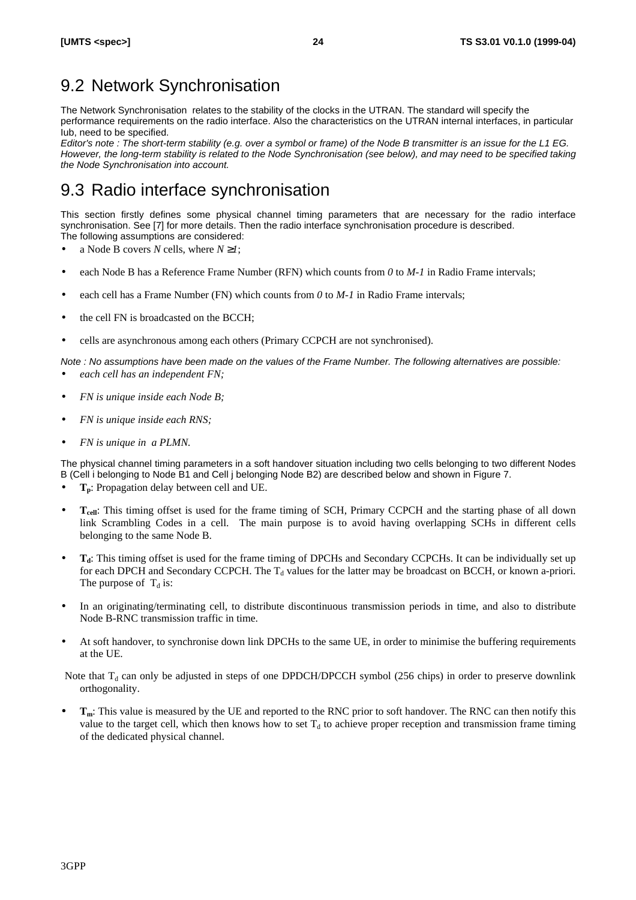## 9.2 Network Synchronisation

The Network Synchronisation relates to the stability of the clocks in the UTRAN. The standard will specify the performance requirements on the radio interface. Also the characteristics on the UTRAN internal interfaces, in particular Iub, need to be specified.

*Editor's note : The short-term stability (e.g. over a symbol or frame) of the Node B transmitter is an issue for the L1 EG. However, the long-term stability is related to the Node Synchronisation (see below), and may need to be specified taking the Node Synchronisation into account.*

## 9.3 Radio interface synchronisation

This section firstly defines some physical channel timing parameters that are necessary for the radio interface synchronisation. See [7] for more details. Then the radio interface synchronisation procedure is described.

The following assumptions are considered:

- a Node B covers $N$ cells, where $N \geq 1$;
- each Node B has a Reference Frame Number (RFN) which counts from $0$ to $M-1$ in Radio Frame intervals;
- each cell has a Frame Number (FN) which counts from $0$ to $M-1$ in Radio Frame intervals;
- the cell FN is broadcasted on the BCCH;
- cells are asynchronous among each others (Primary CCPCH are not synchronised).

*Note : No assumptions have been made on the values of the Frame Number. The following alternatives are possible:*

- *each cell has an independent FN;*
- *FN is unique inside each Node B;*
- *FN is unique inside each RNS;*
- *FN is unique in a PLMN.*

The physical channel timing parameters in a soft handover situation including two cells belonging to two different Nodes B (Cell i belonging to Node B1 and Cell j belonging Node B2) are described below and shown in Figure 7.

- $\mathbf{T_p}$: Propagation delay between cell and UE.
- $\mathbf{T_{cell}}$: This timing offset is used for the frame timing of SCH, Primary CCPCH and the starting phase of all down link Scrambling Codes in a cell. The main purpose is to avoid having overlapping SCHs in different cells belonging to the same Node B.
- $\mathbf{T_d}$: This timing offset is used for the frame timing of DPCHs and Secondary CCPCHs. It can be individually set up for each DPCH and Secondary CCPCH. The $T_d$ values for the latter may be broadcast on BCCH, or known a-priori. The purpose of $T_d$ is:
- In an originating/terminating cell, to distribute discontinuous transmission periods in time, and also to distribute Node B-RNC transmission traffic in time.
- At soft handover, to synchronise down link DPCHs to the same UE, in order to minimise the buffering requirements at the UE.

Note that $T_d$ can only be adjusted in steps of one DPDCH/DPCCH symbol (256 chips) in order to preserve downlink orthogonality.

- $\mathbf{T_m}$: This value is measured by the UE and reported to the RNC prior to soft handover. The RNC can then notify this value to the target cell, which then knows how to set $T_d$ to achieve proper reception and transmission frame timing of the dedicated physical channel.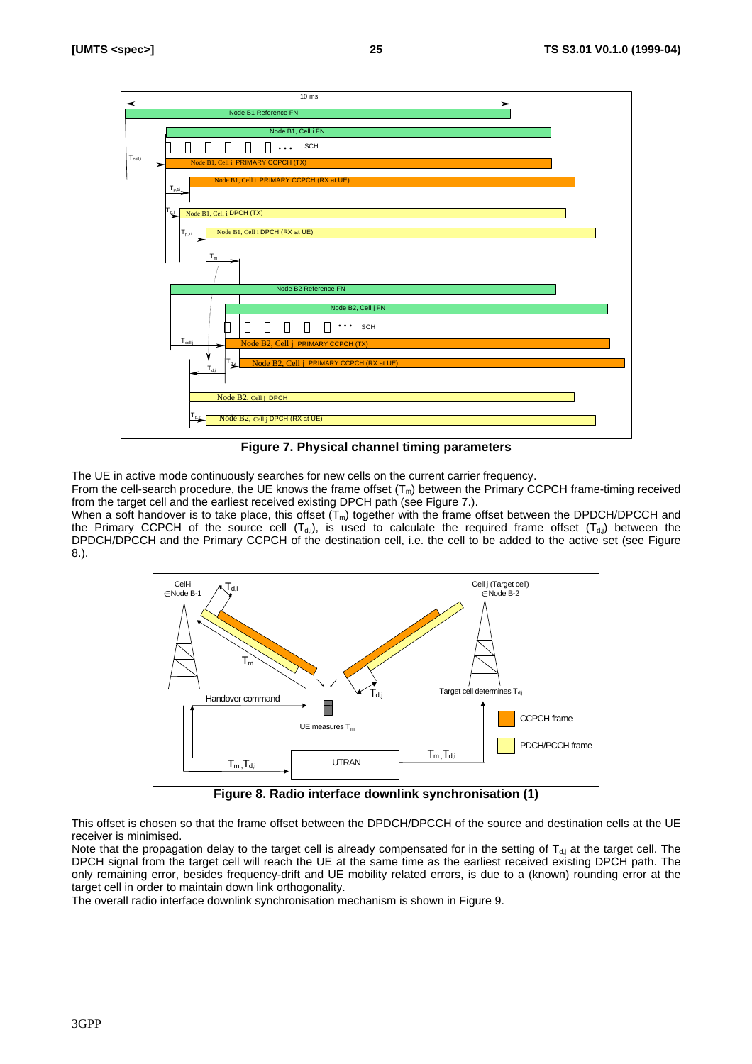**Figure 7. Physical channel timing parameters**

The UE in active mode continuously searches for new cells on the current carrier frequency.

From the cell-search procedure, the UE knows the frame offset ($T_m$) between the Primary CCPCH frame-timing received from the target cell and the earliest received existing DPCH path (see Figure 7.).

When a soft handover is to take place, this offset ($T_m$) together with the frame offset between the DPDCH/DPCCH and the Primary CCPCH of the source cell ($T_{d,i}$), is used to calculate the required frame offset ($T_{d,j}$) between the DPDCH/DPCCH and the Primary CCPCH of the destination cell, i.e. the cell to be added to the active set (see Figure 8.).

**Figure 8. Radio interface downlink synchronisation (1)**

This offset is chosen so that the frame offset between the DPDCH/DPCCH of the source and destination cells at the UE receiver is minimised.

Note that the propagation delay to the target cell is already compensated for in the setting of $T_{d,j}$ at the target cell. The DPCH signal from the target cell will reach the UE at the same time as the earliest received existing DPCH path. The only remaining error, besides frequency-drift and UE mobility related errors, is due to a (known) rounding error at the target cell in order to maintain down link orthogonality.

The overall radio interface downlink synchronisation mechanism is shown in Figure 9.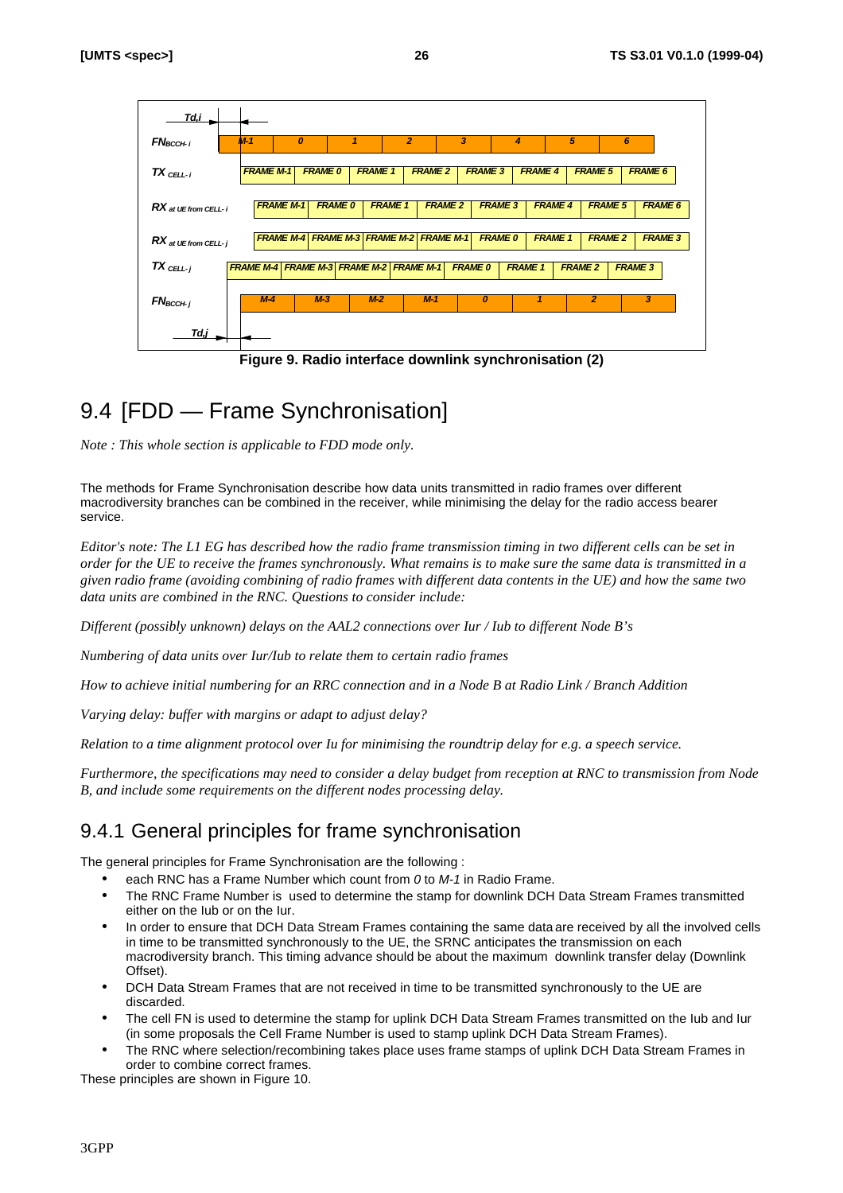Figure 9. Radio interface downlink synchronisation (2)

# 9.4 [FDD — Frame Synchronisation]

*Note : This whole section is applicable to FDD mode only.*

The methods for Frame Synchronisation describe how data units transmitted in radio frames over different macrodiversity branches can be combined in the receiver, while minimising the delay for the radio access bearer service.

*Editor's note: The L1 EG has described how the radio frame transmission timing in two different cells can be set in order for the UE to receive the frames synchronously. What remains is to make sure the same data is transmitted in a given radio frame (avoiding combining of radio frames with different data contents in the UE) and how the same two data units are combined in the RNC. Questions to consider include:*

*Different (possibly unknown) delays on the AAL2 connections over Iur / Iub to different Node B's*

*Numbering of data units over Iur/Iub to relate them to certain radio frames*

*How to achieve initial numbering for an RRC connection and in a Node B at Radio Link / Branch Addition*

*Varying delay: buffer with margins or adapt to adjust delay?*

*Relation to a time alignment protocol over Iu for minimising the roundtrip delay for e.g. a speech service.*

*Furthermore, the specifications may need to consider a delay budget from reception at RNC to transmission from Node B, and include some requirements on the different nodes processing delay.*

## 9.4.1 General principles for frame synchronisation

The general principles for Frame Synchronisation are the following :

- each RNC has a Frame Number which count from *0* to *M-1* in Radio Frame.
- The RNC Frame Number is used to determine the stamp for downlink DCH Data Stream Frames transmitted either on the Iub or on the Iur.
- In order to ensure that DCH Data Stream Frames containing the same data are received by all the involved cells in time to be transmitted synchronously to the UE, the SRNC anticipates the transmission on each macrodiversity branch. This timing advance should be about the maximum downlink transfer delay (Downlink Offset).
- DCH Data Stream Frames that are not received in time to be transmitted synchronously to the UE are discarded.
- The cell FN is used to determine the stamp for uplink DCH Data Stream Frames transmitted on the Iub and Iur (in some proposals the Cell Frame Number is used to stamp uplink DCH Data Stream Frames).
- The RNC where selection/recombining takes place uses frame stamps of uplink DCH Data Stream Frames in order to combine correct frames.

These principles are shown in Figure 10.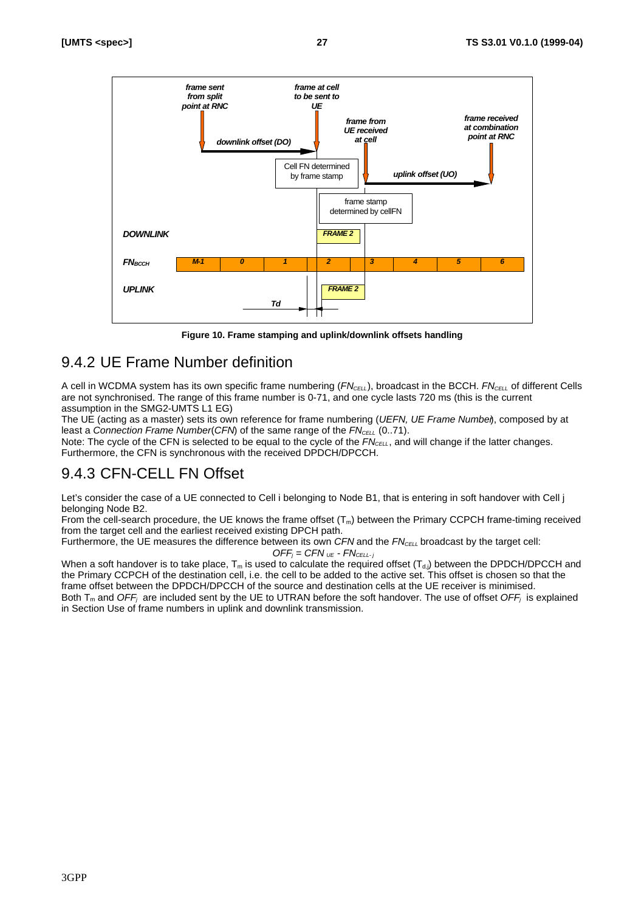Figure 10. Frame stamping and uplink/downlink offsets handling

## 9.4.2 UE Frame Number definition

A cell in WCDMA system has its own specific frame numbering ($FN_{CELL}$), broadcast in the BCCH. $FN_{CELL}$ of different Cells are not synchronised. The range of this frame number is 0-71, and one cycle lasts 720 ms (this is the current assumption in the SMG2-UMTS L1 EG)

The UE (acting as a master) sets its own reference for frame numbering (*UEFN, UE Frame Number*), composed by at least a *Connection Frame Number*(*CFN*) of the same range of the $FN_{CELL}$ (0..71).

Note: The cycle of the CFN is selected to be equal to the cycle of the $FN_{CELL}$, and will change if the latter changes. Furthermore, the CFN is synchronous with the received DPDCH/DPCCH.

## 9.4.3 CFN-CELL FN Offset

Let's consider the case of a UE connected to Cell i belonging to Node B1, that is entering in soft handover with Cell j belonging Node B2.

From the cell-search procedure, the UE knows the frame offset ($T_m$) between the Primary CCPCH frame-timing received from the target cell and the earliest received existing DPCH path.

Furthermore, the UE measures the difference between its own *CFN* and the $FN_{CELL}$ broadcast by the target cell:

$$OFF_j = CFN_{UE} - FN_{CELL-j}$$

When a soft handover is to take place, $T_m$ is used to calculate the required offset ($T_{d,j}$) between the DPDCH/DPCCH and the Primary CCPCH of the destination cell, i.e. the cell to be added to the active set. This offset is chosen so that the frame offset between the DPDCH/DPCCH of the source and destination cells at the UE receiver is minimised.

Both $T_m$ and $OFF_j$ are included sent by the UE to UTRAN before the soft handover. The use of offset $OFF_j$ is explained in Section Use of frame numbers in uplink and downlink transmission.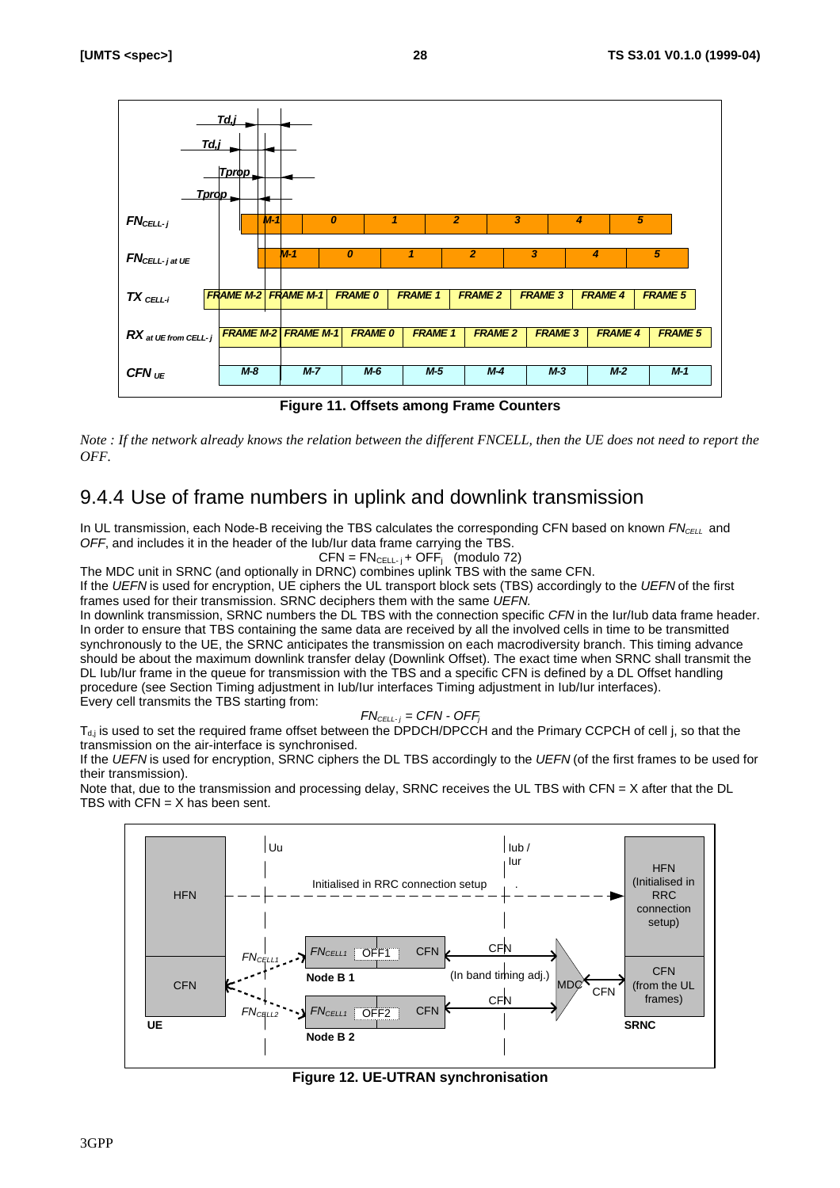Figure 11. Offsets among Frame Counters

*Note : If the network already knows the relation between the different FNCELL, then the UE does not need to report the OFF.*

## 9.4.4 Use of frame numbers in uplink and downlink transmission

In UL transmission, each Node-B receiving the TBS calculates the corresponding CFN based on known $FN_{CELL}$ and *OFF*, and includes it in the header of the Iub/Iur data frame carrying the TBS.

$$CFN = FN_{CELL-j} + OFF_j \pmod{72}$$

The MDC unit in SRNC (and optionally in DRNC) combines uplink TBS with the same CFN.

If the *UEFN* is used for encryption, UE ciphers the UL transport block sets (TBS) accordingly to the *UEFN* of the first frames used for their transmission. SRNC deciphers them with the same *UEFN.*

In downlink transmission, SRNC numbers the DL TBS with the connection specific *CFN* in the Iur/Iub data frame header. In order to ensure that TBS containing the same data are received by all the involved cells in time to be transmitted synchronously to the UE, the SRNC anticipates the transmission on each macrodiversity branch. This timing advance should be about the maximum downlink transfer delay (Downlink Offset). The exact time when SRNC shall transmit the DL Iub/Iur frame in the queue for transmission with the TBS and a specific CFN is defined by a DL Offset handling procedure (see Section Timing adjustment in Iub/Iur interfaces Timing adjustment in Iub/Iur interfaces).

Every cell transmits the TBS starting from:

$$FN_{CELL-j} = CFN - OFF_j$$

$T_{d,j}$ is used to set the required frame offset between the DPDCH/DPCCH and the Primary CCPCH of cell j, so that the transmission on the air-interface is synchronised.

If the *UEFN* is used for encryption, SRNC ciphers the DL TBS accordingly to the *UEFN* (of the first frames to be used for their transmission).

Note that, due to the transmission and processing delay, SRNC receives the UL TBS with CFN = X after that the DL TBS with CFN = X has been sent.

Figure 12. UE-UTRAN synchronisation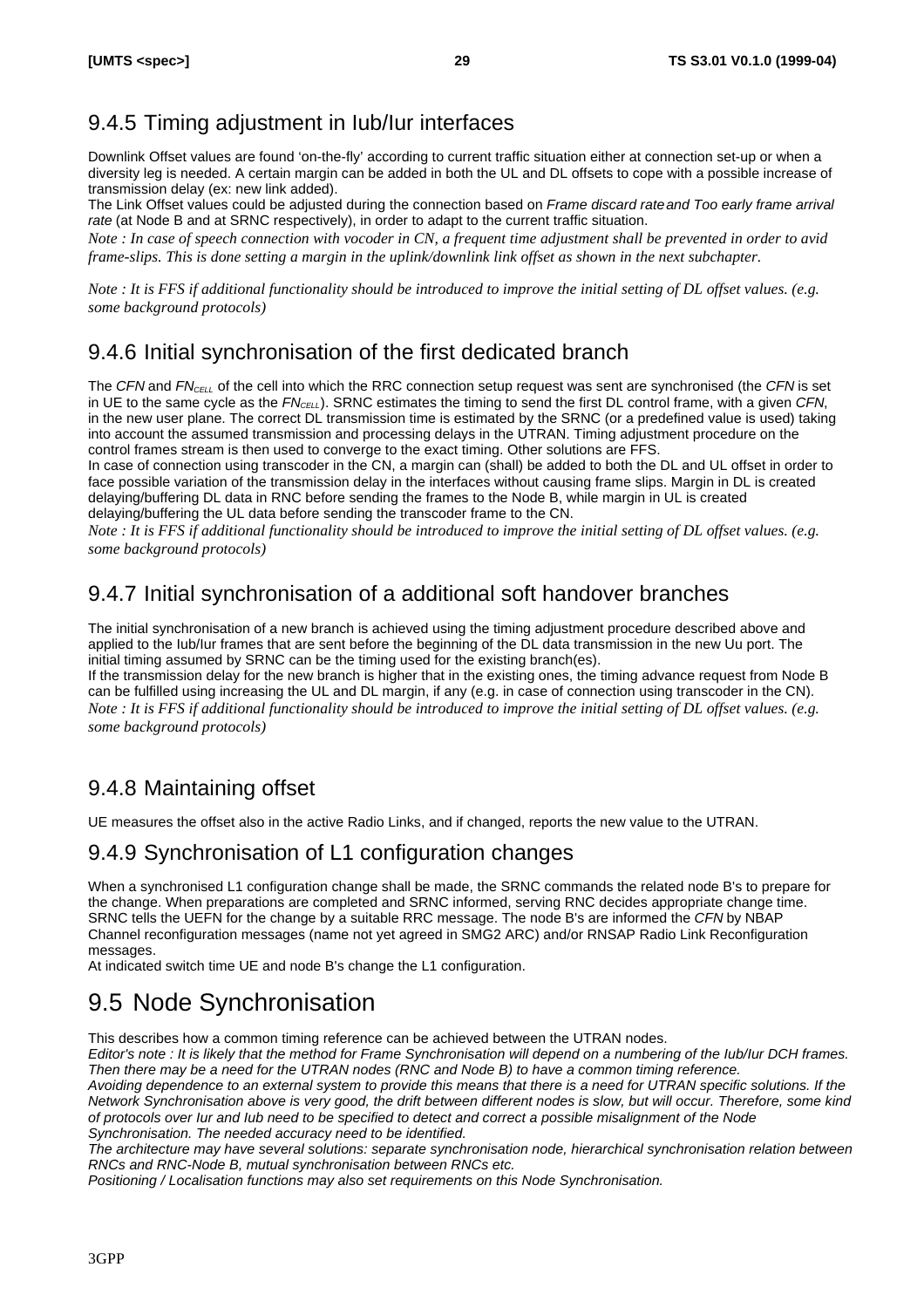### 9.4.5 Timing adjustment in Iub/Iur interfaces

Downlink Offset values are found 'on-the-fly' according to current traffic situation either at connection set-up or when a diversity leg is needed. A certain margin can be added in both the UL and DL offsets to cope with a possible increase of transmission delay (ex: new link added).

The Link Offset values could be adjusted during the connection based on *Frame discard rate and Too early frame arrival rate* (at Node B and at SRNC respectively), in order to adapt to the current traffic situation.

*Note : In case of speech connection with vocoder in CN, a frequent time adjustment shall be prevented in order to avid frame-slips. This is done setting a margin in the uplink/downlink link offset as shown in the next subchapter.*

*Note : It is FFS if additional functionality should be introduced to improve the initial setting of DL offset values. (e.g. some background protocols)*

### 9.4.6 Initial synchronisation of the first dedicated branch

The *CFN* and $FN_{CELL}$ of the cell into which the RRC connection setup request was sent are synchronised (the *CFN* is set in UE to the same cycle as the $FN_{CELL}$). SRNC estimates the timing to send the first DL control frame, with a given *CFN*, in the new user plane. The correct DL transmission time is estimated by the SRNC (or a predefined value is used) taking into account the assumed transmission and processing delays in the UTRAN. Timing adjustment procedure on the control frames stream is then used to converge to the exact timing. Other solutions are FFS.

In case of connection using transcoder in the CN, a margin can (shall) be added to both the DL and UL offset in order to face possible variation of the transmission delay in the interfaces without causing frame slips. Margin in DL is created delaying/buffering DL data in RNC before sending the frames to the Node B, while margin in UL is created delaying/buffering the UL data before sending the transcoder frame to the CN.

*Note : It is FFS if additional functionality should be introduced to improve the initial setting of DL offset values. (e.g. some background protocols)*

### 9.4.7 Initial synchronisation of a additional soft handover branches

The initial synchronisation of a new branch is achieved using the timing adjustment procedure described above and applied to the Iub/Iur frames that are sent before the beginning of the DL data transmission in the new Uu port. The initial timing assumed by SRNC can be the timing used for the existing branch(es).

If the transmission delay for the new branch is higher that in the existing ones, the timing advance request from Node B can be fulfilled using increasing the UL and DL margin, if any (e.g. in case of connection using transcoder in the CN).

*Note : It is FFS if additional functionality should be introduced to improve the initial setting of DL offset values. (e.g. some background protocols)*

### 9.4.8 Maintaining offset

UE measures the offset also in the active Radio Links, and if changed, reports the new value to the UTRAN.

### 9.4.9 Synchronisation of L1 configuration changes

When a synchronised L1 configuration change shall be made, the SRNC commands the related node B's to prepare for the change. When preparations are completed and SRNC informed, serving RNC decides appropriate change time. SRNC tells the UEFN for the change by a suitable RRC message. The node B's are informed the *CFN* by NBAP Channel reconfiguration messages (name not yet agreed in SMG2 ARC) and/or RNSAP Radio Link Reconfiguration messages.

At indicated switch time UE and node B's change the L1 configuration.

## 9.5 Node Synchronisation

This describes how a common timing reference can be achieved between the UTRAN nodes.

*Editor's note : It is likely that the method for Frame Synchronisation will depend on a numbering of the Iub/Iur DCH frames. Then there may be a need for the UTRAN nodes (RNC and Node B) to have a common timing reference.*

*Avoiding dependence to an external system to provide this means that there is a need for UTRAN specific solutions. If the Network Synchronisation above is very good, the drift between different nodes is slow, but will occur. Therefore, some kind of protocols over Iur and Iub need to be specified to detect and correct a possible misalignment of the Node Synchronisation. The needed accuracy need to be identified.*

*The architecture may have several solutions: separate synchronisation node, hierarchical synchronisation relation between RNCs and RNC-Node B, mutual synchronisation between RNCs etc.*

*Positioning / Localisation functions may also set requirements on this Node Synchronisation.*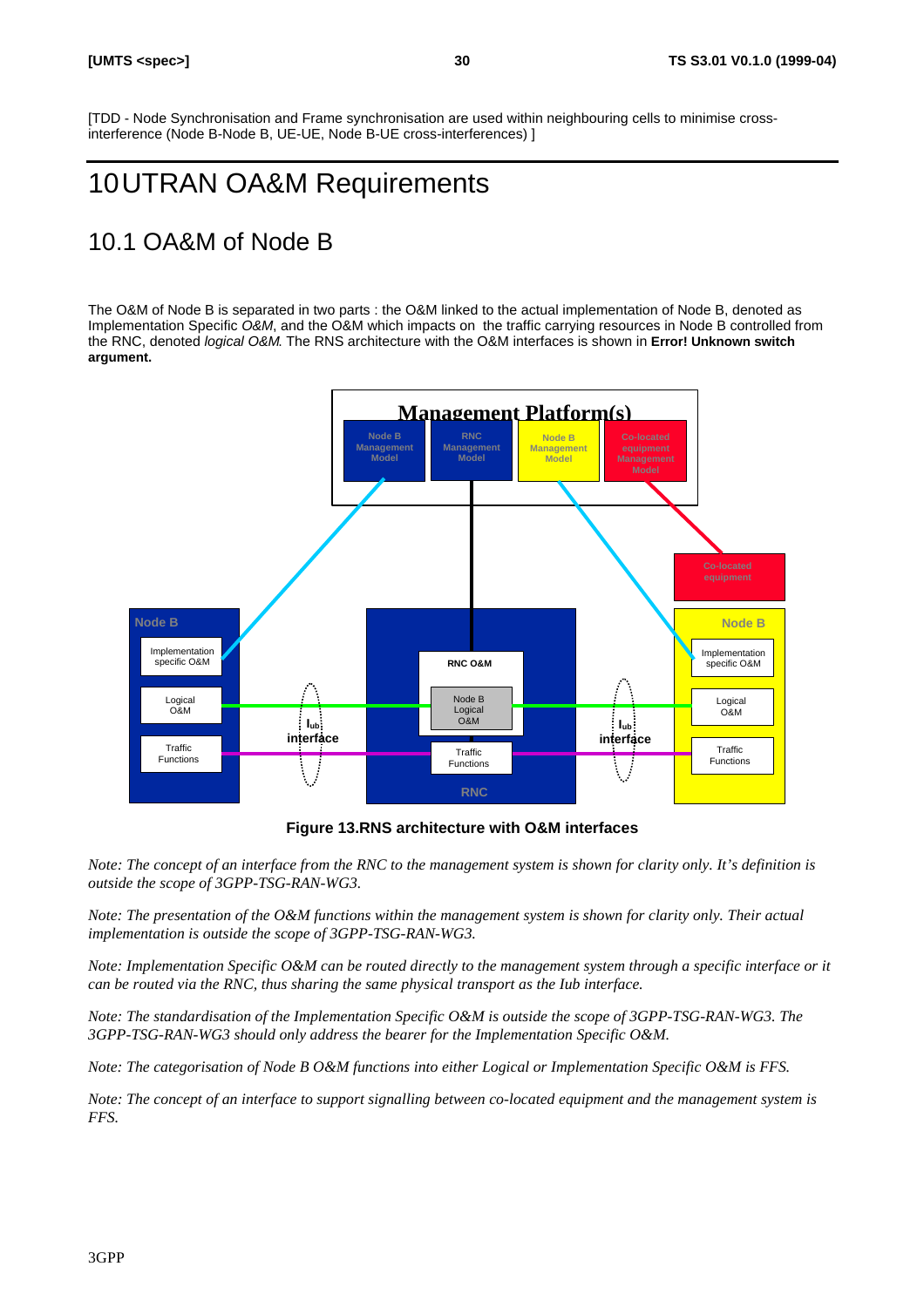[TDD - Node Synchronisation and Frame synchronisation are used within neighbouring cells to minimise cross-interference (Node B-Node B, UE-UE, Node B-UE cross-interferences) ]

# 10 UTRAN OA&M Requirements

## 10.1 OA&M of Node B

The O&M of Node B is separated in two parts : the O&M linked to the actual implementation of Node B, denoted as Implementation Specific *O&M*, and the O&M which impacts on the traffic carrying resources in Node B controlled from the RNC, denoted *logical O&M*. The RNS architecture with the O&M interfaces is shown in **Error! Unknown switch argument.**

**Figure 13.RNS architecture with O&M interfaces**

*Note: The concept of an interface from the RNC to the management system is shown for clarity only. It's definition is outside the scope of 3GPP-TSG-RAN-WG3.*

*Note: The presentation of the O&M functions within the management system is shown for clarity only. Their actual implementation is outside the scope of 3GPP-TSG-RAN-WG3.*

*Note: Implementation Specific O&M can be routed directly to the management system through a specific interface or it can be routed via the RNC, thus sharing the same physical transport as the Iub interface.*

*Note: The standardisation of the Implementation Specific O&M is outside the scope of 3GPP-TSG-RAN-WG3. The 3GPP-TSG-RAN-WG3 should only address the bearer for the Implementation Specific O&M.*

*Note: The categorisation of Node B O&M functions into either Logical or Implementation Specific O&M is FFS.*

*Note: The concept of an interface to support signalling between co-located equipment and the management system is FFS.*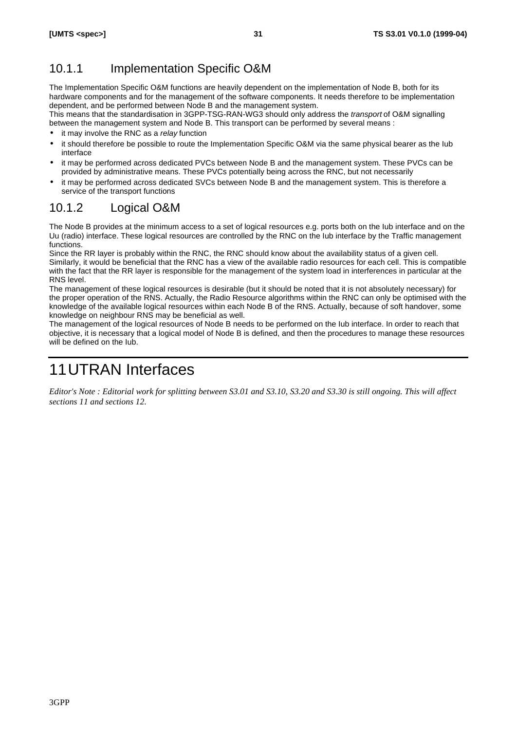### 10.1.1 Implementation Specific O&M

The Implementation Specific O&M functions are heavily dependent on the implementation of Node B, both for its hardware components and for the management of the software components. It needs therefore to be implementation dependent, and be performed between Node B and the management system.
This means that the standardisation in 3GPP-TSG-RAN-WG3 should only address the *transport* of O&M signalling between the management system and Node B. This transport can be performed by several means :

- it may involve the RNC as a *relay* function
- it should therefore be possible to route the Implementation Specific O&M via the same physical bearer as the Iub interface
- it may be performed across dedicated PVCs between Node B and the management system. These PVCs can be provided by administrative means. These PVCs potentially being across the RNC, but not necessarily
- it may be performed across dedicated SVCs between Node B and the management system. This is therefore a service of the transport functions

### 10.1.2 Logical O&M

The Node B provides at the minimum access to a set of logical resources e.g. ports both on the Iub interface and on the Uu (radio) interface. These logical resources are controlled by the RNC on the Iub interface by the Traffic management functions.
Since the RR layer is probably within the RNC, the RNC should know about the availability status of a given cell. Similarly, it would be beneficial that the RNC has a view of the available radio resources for each cell. This is compatible with the fact that the RR layer is responsible for the management of the system load in interferences in particular at the RNS level.
The management of these logical resources is desirable (but it should be noted that it is not absolutely necessary) for the proper operation of the RNS. Actually, the Radio Resource algorithms within the RNC can only be optimised with the knowledge of the available logical resources within each Node B of the RNS. Actually, because of soft handover, some knowledge on neighbour RNS may be beneficial as well.
The management of the logical resources of Node B needs to be performed on the Iub interface. In order to reach that objective, it is necessary that a logical model of Node B is defined, and then the procedures to manage these resources will be defined on the Iub.

# 11 UTRAN Interfaces

*Editor's Note : Editorial work for splitting between S3.01 and S3.10, S3.20 and S3.30 is still ongoing. This will affect sections 11 and sections 12.*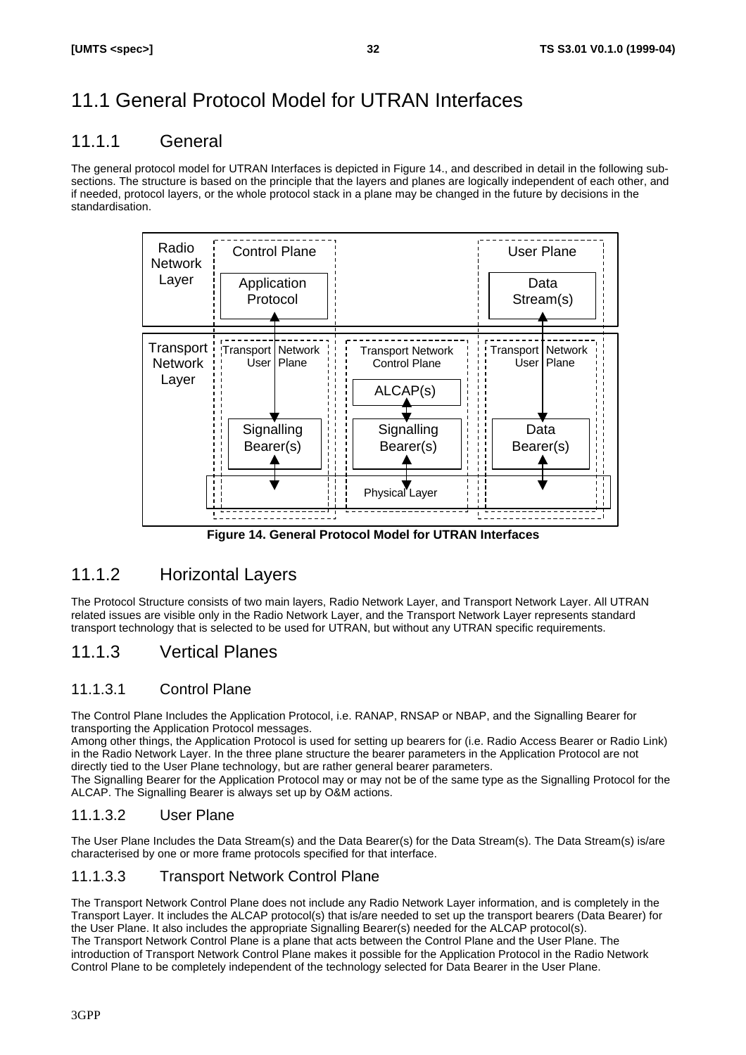# 11.1 General Protocol Model for UTRAN Interfaces

## 11.1.1 General

The general protocol model for UTRAN Interfaces is depicted in Figure 14., and described in detail in the following sub-sections. The structure is based on the principle that the layers and planes are logically independent of each other, and if needed, protocol layers, or the whole protocol stack in a plane may be changed in the future by decisions in the standardisation.

**Figure 14. General Protocol Model for UTRAN Interfaces**

## 11.1.2 Horizontal Layers

The Protocol Structure consists of two main layers, Radio Network Layer, and Transport Network Layer. All UTRAN related issues are visible only in the Radio Network Layer, and the Transport Network Layer represents standard transport technology that is selected to be used for UTRAN, but without any UTRAN specific requirements.

## 11.1.3 Vertical Planes

### 11.1.3.1 Control Plane

The Control Plane Includes the Application Protocol, i.e. RANAP, RNSAP or NBAP, and the Signalling Bearer for transporting the Application Protocol messages.

Among other things, the Application Protocol is used for setting up bearers for (i.e. Radio Access Bearer or Radio Link) in the Radio Network Layer. In the three plane structure the bearer parameters in the Application Protocol are not directly tied to the User Plane technology, but are rather general bearer parameters.

The Signalling Bearer for the Application Protocol may or may not be of the same type as the Signalling Protocol for the ALCAP. The Signalling Bearer is always set up by O&M actions.

### 11.1.3.2 User Plane

The User Plane Includes the Data Stream(s) and the Data Bearer(s) for the Data Stream(s). The Data Stream(s) is/are characterised by one or more frame protocols specified for that interface.

### 11.1.3.3 Transport Network Control Plane

The Transport Network Control Plane does not include any Radio Network Layer information, and is completely in the Transport Layer. It includes the ALCAP protocol(s) that is/are needed to set up the transport bearers (Data Bearer) for the User Plane. It also includes the appropriate Signalling Bearer(s) needed for the ALCAP protocol(s).

The Transport Network Control Plane is a plane that acts between the Control Plane and the User Plane. The introduction of Transport Network Control Plane makes it possible for the Application Protocol in the Radio Network Control Plane to be completely independent of the technology selected for Data Bearer in the User Plane.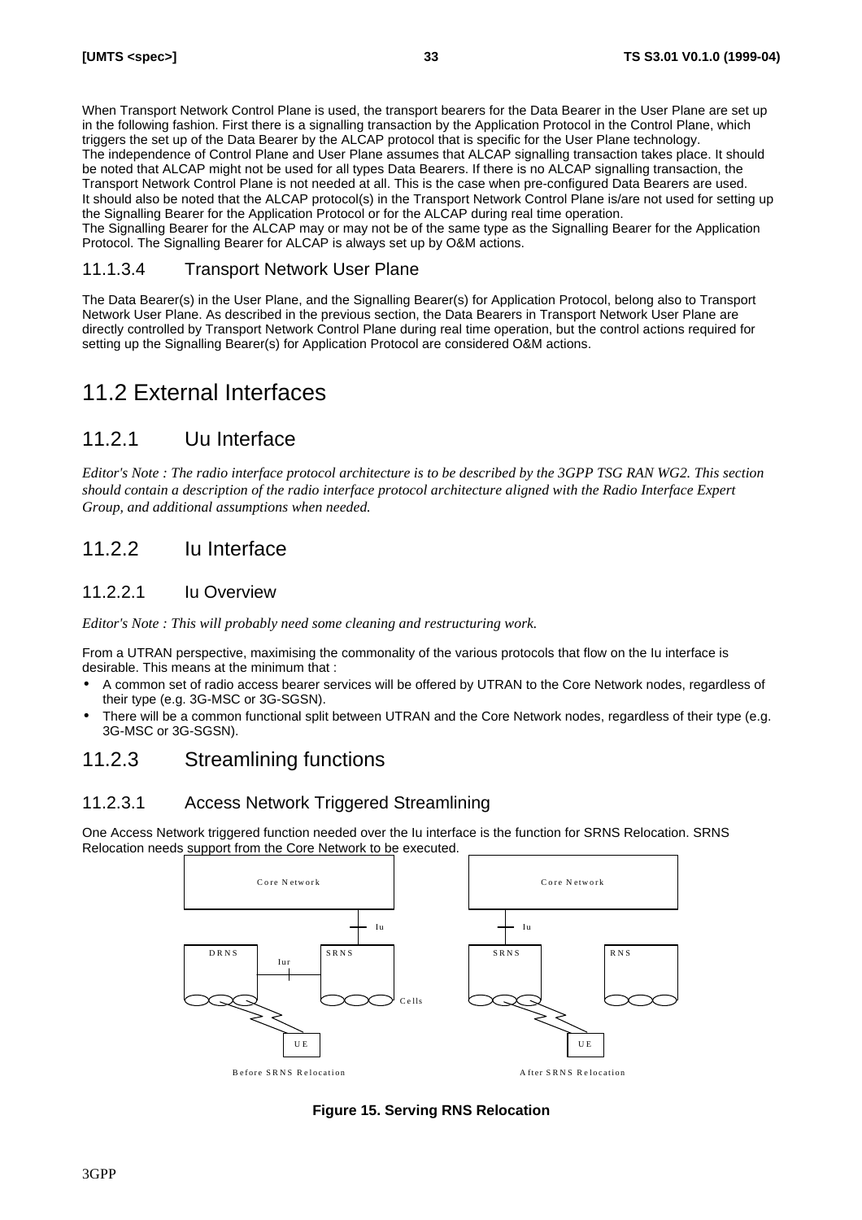When Transport Network Control Plane is used, the transport bearers for the Data Bearer in the User Plane are set up in the following fashion. First there is a signalling transaction by the Application Protocol in the Control Plane, which triggers the set up of the Data Bearer by the ALCAP protocol that is specific for the User Plane technology.
The independence of Control Plane and User Plane assumes that ALCAP signalling transaction takes place. It should be noted that ALCAP might not be used for all types Data Bearers. If there is no ALCAP signalling transaction, the Transport Network Control Plane is not needed at all. This is the case when pre-configured Data Bearers are used.
It should also be noted that the ALCAP protocol(s) in the Transport Network Control Plane is/are not used for setting up the Signalling Bearer for the Application Protocol or for the ALCAP during real time operation.
The Signalling Bearer for the ALCAP may or may not be of the same type as the Signalling Bearer for the Application Protocol. The Signalling Bearer for ALCAP is always set up by O&M actions.

### 11.1.3.4 Transport Network User Plane

The Data Bearer(s) in the User Plane, and the Signalling Bearer(s) for Application Protocol, belong also to Transport Network User Plane. As described in the previous section, the Data Bearers in Transport Network User Plane are directly controlled by Transport Network Control Plane during real time operation, but the control actions required for setting up the Signalling Bearer(s) for Application Protocol are considered O&M actions.

# 11.2 External Interfaces

## 11.2.1 Uu Interface

*Editor's Note : The radio interface protocol architecture is to be described by the 3GPP TSG RAN WG2. This section should contain a description of the radio interface protocol architecture aligned with the Radio Interface Expert Group, and additional assumptions when needed.*

## 11.2.2 Iu Interface

### 11.2.2.1 Iu Overview

*Editor's Note : This will probably need some cleaning and restructuring work.*

From a UTRAN perspective, maximising the commonality of the various protocols that flow on the Iu interface is desirable. This means at the minimum that :

- A common set of radio access bearer services will be offered by UTRAN to the Core Network nodes, regardless of their type (e.g. 3G-MSC or 3G-SGSN).
- There will be a common functional split between UTRAN and the Core Network nodes, regardless of their type (e.g. 3G-MSC or 3G-SGSN).

## 11.2.3 Streamlining functions

### 11.2.3.1 Access Network Triggered Streamlining

One Access Network triggered function needed over the Iu interface is the function for SRNS Relocation. SRNS Relocation needs support from the Core Network to be executed.

**Figure 15. Serving RNS Relocation**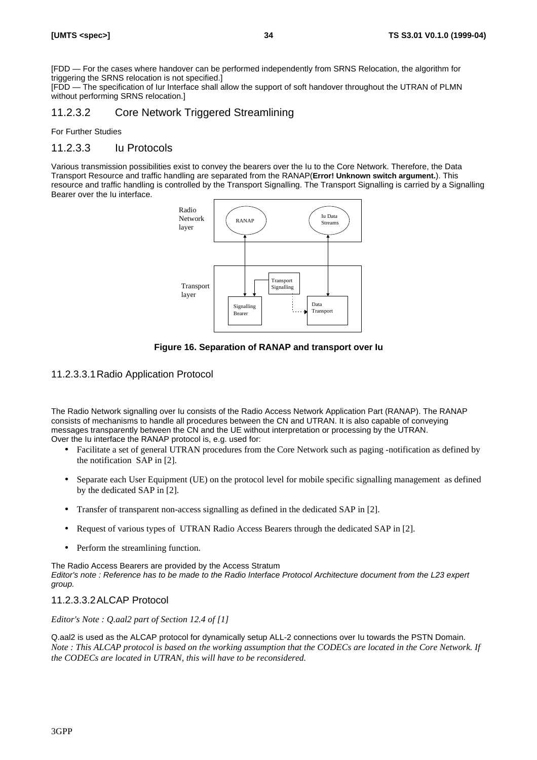[FDD — For the cases where handover can be performed independently from SRNS Relocation, the algorithm for triggering the SRNS relocation is not specified.]
[FDD — The specification of Iur Interface shall allow the support of soft handover throughout the UTRAN of PLMN without performing SRNS relocation.]

#### 11.2.3.2 Core Network Triggered Streamlining

For Further Studies

#### 11.2.3.3 Iu Protocols

Various transmission possibilities exist to convey the bearers over the Iu to the Core Network. Therefore, the Data Transport Resource and traffic handling are separated from the RANAP(**Error! Unknown switch argument.**). This resource and traffic handling is controlled by the Transport Signalling. The Transport Signalling is carried by a Signalling Bearer over the Iu interface.

**Figure 16. Separation of RANAP and transport over Iu**

##### 11.2.3.3.1 Radio Application Protocol

The Radio Network signalling over Iu consists of the Radio Access Network Application Part (RANAP). The RANAP consists of mechanisms to handle all procedures between the CN and UTRAN. It is also capable of conveying messages transparently between the CN and the UE without interpretation or processing by the UTRAN.
Over the Iu interface the RANAP protocol is, e.g. used for:

- Facilitate a set of general UTRAN procedures from the Core Network such as paging -notification as defined by the notification SAP in [2].
- Separate each User Equipment (UE) on the protocol level for mobile specific signalling management as defined by the dedicated SAP in [2].
- Transfer of transparent non-access signalling as defined in the dedicated SAP in [2].
- Request of various types of UTRAN Radio Access Bearers through the dedicated SAP in [2].
- Perform the streamlining function.

The Radio Access Bearers are provided by the Access Stratum
*Editor's note : Reference has to be made to the Radio Interface Protocol Architecture document from the L23 expert group.*

##### 11.2.3.3.2 ALCAP Protocol

*Editor's Note : Q.aal2 part of Section 12.4 of [1]*

Q.aal2 is used as the ALCAP protocol for dynamically setup ALL-2 connections over Iu towards the PSTN Domain.
*Note : This ALCAP protocol is based on the working assumption that the CODECs are located in the Core Network. If the CODECs are located in UTRAN, this will have to be reconsidered.*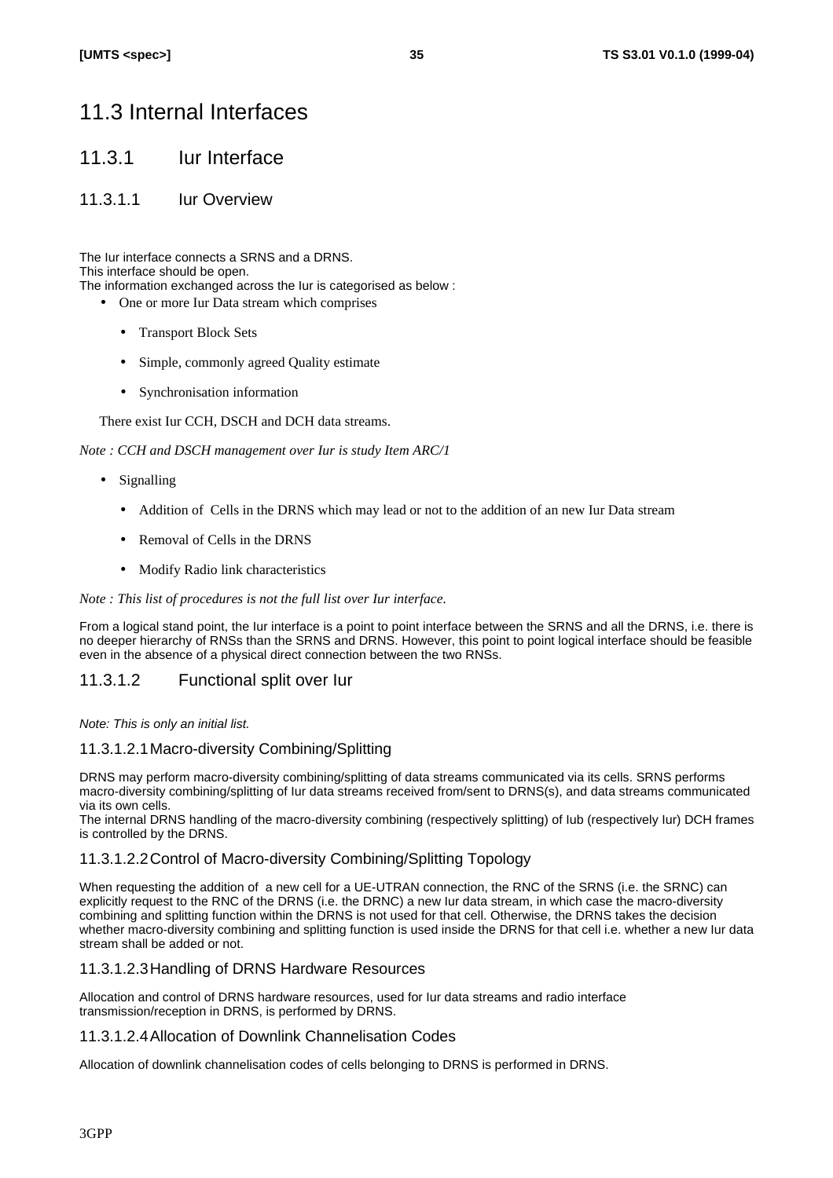# 11.3 Internal Interfaces

## 11.3.1 Iur Interface

### 11.3.1.1 Iur Overview

The Iur interface connects a SRNS and a DRNS.
This interface should be open.
The information exchanged across the Iur is categorised as below :

- One or more Iur Data stream which comprises
  - Transport Block Sets
  - Simple, commonly agreed Quality estimate
  - Synchronisation information

  There exist Iur CCH, DSCH and DCH data streams.

*Note : CCH and DSCH management over Iur is study Item ARC/1*

- Signalling
  - Addition of Cells in the DRNS which may lead or not to the addition of an new Iur Data stream
  - Removal of Cells in the DRNS
  - Modify Radio link characteristics

*Note : This list of procedures is not the full list over Iur interface.*

From a logical stand point, the Iur interface is a point to point interface between the SRNS and all the DRNS, i.e. there is no deeper hierarchy of RNSs than the SRNS and DRNS. However, this point to point logical interface should be feasible even in the absence of a physical direct connection between the two RNSs.

### 11.3.1.2 Functional split over Iur

*Note: This is only an initial list.*

#### 11.3.1.2.1 Macro-diversity Combining/Splitting

DRNS may perform macro-diversity combining/splitting of data streams communicated via its cells. SRNS performs macro-diversity combining/splitting of Iur data streams received from/sent to DRNS(s), and data streams communicated via its own cells.
The internal DRNS handling of the macro-diversity combining (respectively splitting) of Iub (respectively Iur) DCH frames is controlled by the DRNS.

#### 11.3.1.2.2 Control of Macro-diversity Combining/Splitting Topology

When requesting the addition of a new cell for a UE-UTRAN connection, the RNC of the SRNS (i.e. the SRNC) can explicitly request to the RNC of the DRNS (i.e. the DRNC) a new Iur data stream, in which case the macro-diversity combining and splitting function within the DRNS is not used for that cell. Otherwise, the DRNS takes the decision whether macro-diversity combining and splitting function is used inside the DRNS for that cell i.e. whether a new Iur data stream shall be added or not.

#### 11.3.1.2.3 Handling of DRNS Hardware Resources

Allocation and control of DRNS hardware resources, used for Iur data streams and radio interface transmission/reception in DRNS, is performed by DRNS.

#### 11.3.1.2.4 Allocation of Downlink Channelisation Codes

Allocation of downlink channelisation codes of cells belonging to DRNS is performed in DRNS.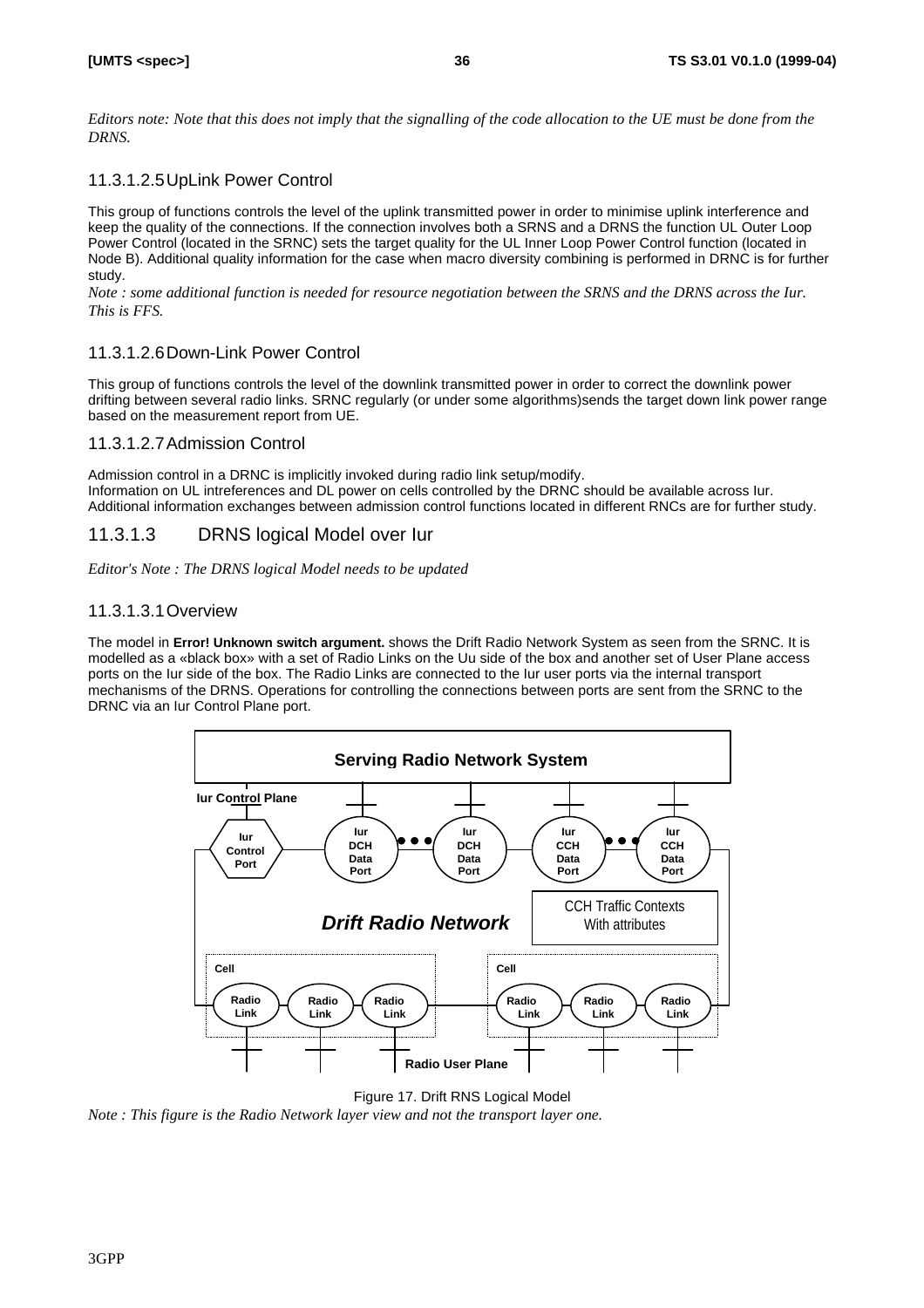*Editors note: Note that this does not imply that the signalling of the code allocation to the UE must be done from the DRNS.*

#### 11.3.1.2.5 UpLink Power Control

This group of functions controls the level of the uplink transmitted power in order to minimise uplink interference and keep the quality of the connections. If the connection involves both a SRNS and a DRNS the function UL Outer Loop Power Control (located in the SRNC) sets the target quality for the UL Inner Loop Power Control function (located in Node B). Additional quality information for the case when macro diversity combining is performed in DRNC is for further study.

*Note : some additional function is needed for resource negotiation between the SRNS and the DRNS across the Iur. This is FFS.*

#### 11.3.1.2.6 Down-Link Power Control

This group of functions controls the level of the downlink transmitted power in order to correct the downlink power drifting between several radio links. SRNC regularly (or under some algorithms)sends the target down link power range based on the measurement report from UE.

#### 11.3.1.2.7 Admission Control

Admission control in a DRNC is implicitly invoked during radio link setup/modify.
Information on UL intreferences and DL power on cells controlled by the DRNC should be available across Iur.
Additional information exchanges between admission control functions located in different RNCs are for further study.

### 11.3.1.3 DRNS logical Model over Iur

*Editor's Note : The DRNS logical Model needs to be updated*

#### 11.3.1.3.1 Overview

The model in **Error! Unknown switch argument.** shows the Drift Radio Network System as seen from the SRNC. It is modelled as a «black box» with a set of Radio Links on the Uu side of the box and another set of User Plane access ports on the Iur side of the box. The Radio Links are connected to the Iur user ports via the internal transport mechanisms of the DRNS. Operations for controlling the connections between ports are sent from the SRNC to the DRNC via an Iur Control Plane port.

Figure 17. Drift RNS Logical Model

*Note : This figure is the Radio Network layer view and not the transport layer one.*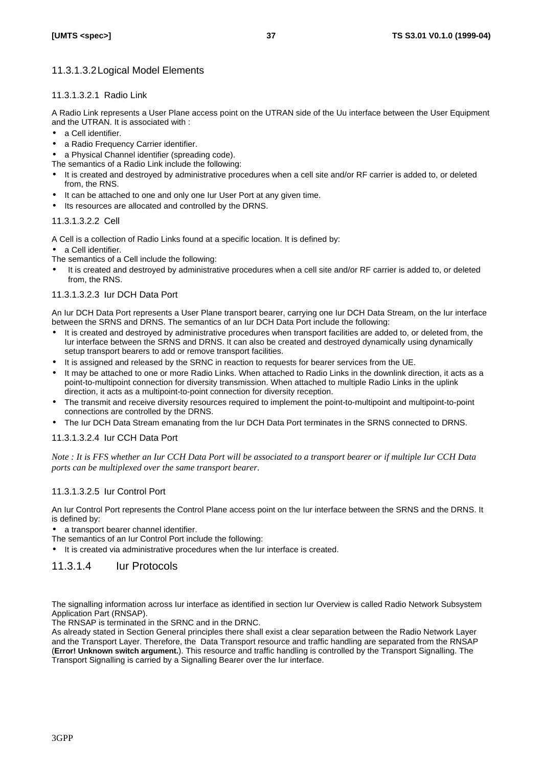#### 11.3.1.3.2 Logical Model Elements

##### 11.3.1.3.2.1 Radio Link

A Radio Link represents a User Plane access point on the UTRAN side of the Uu interface between the User Equipment and the UTRAN. It is associated with :

- a Cell identifier.
- a Radio Frequency Carrier identifier.
- a Physical Channel identifier (spreading code).

The semantics of a Radio Link include the following:

- It is created and destroyed by administrative procedures when a cell site and/or RF carrier is added to, or deleted from, the RNS.
- It can be attached to one and only one Iur User Port at any given time.
- Its resources are allocated and controlled by the DRNS.

##### 11.3.1.3.2.2 Cell

A Cell is a collection of Radio Links found at a specific location. It is defined by:

- a Cell identifier.

The semantics of a Cell include the following:

- It is created and destroyed by administrative procedures when a cell site and/or RF carrier is added to, or deleted from, the RNS.

##### 11.3.1.3.2.3 Iur DCH Data Port

An Iur DCH Data Port represents a User Plane transport bearer, carrying one Iur DCH Data Stream, on the Iur interface between the SRNS and DRNS. The semantics of an Iur DCH Data Port include the following:

- It is created and destroyed by administrative procedures when transport facilities are added to, or deleted from, the Iur interface between the SRNS and DRNS. It can also be created and destroyed dynamically using dynamically setup transport bearers to add or remove transport facilities.
- It is assigned and released by the SRNC in reaction to requests for bearer services from the UE.
- It may be attached to one or more Radio Links. When attached to Radio Links in the downlink direction, it acts as a point-to-multipoint connection for diversity transmission. When attached to multiple Radio Links in the uplink direction, it acts as a multipoint-to-point connection for diversity reception.
- The transmit and receive diversity resources required to implement the point-to-multipoint and multipoint-to-point connections are controlled by the DRNS.
- The Iur DCH Data Stream emanating from the Iur DCH Data Port terminates in the SRNS connected to DRNS.

##### 11.3.1.3.2.4 Iur CCH Data Port

*Note : It is FFS whether an Iur CCH Data Port will be associated to a transport bearer or if multiple Iur CCH Data ports can be multiplexed over the same transport bearer.*

##### 11.3.1.3.2.5 Iur Control Port

An Iur Control Port represents the Control Plane access point on the Iur interface between the SRNS and the DRNS. It is defined by:

- a transport bearer channel identifier.

The semantics of an Iur Control Port include the following:

- It is created via administrative procedures when the Iur interface is created.

### 11.3.1.4 Iur Protocols

The signalling information across Iur interface as identified in section Iur Overview is called Radio Network Subsystem Application Part (RNSAP).

The RNSAP is terminated in the SRNC and in the DRNC.

As already stated in Section General principles there shall exist a clear separation between the Radio Network Layer and the Transport Layer. Therefore, the Data Transport resource and traffic handling are separated from the RNSAP (**Error! Unknown switch argument.**). This resource and traffic handling is controlled by the Transport Signalling. The Transport Signalling is carried by a Signalling Bearer over the Iur interface.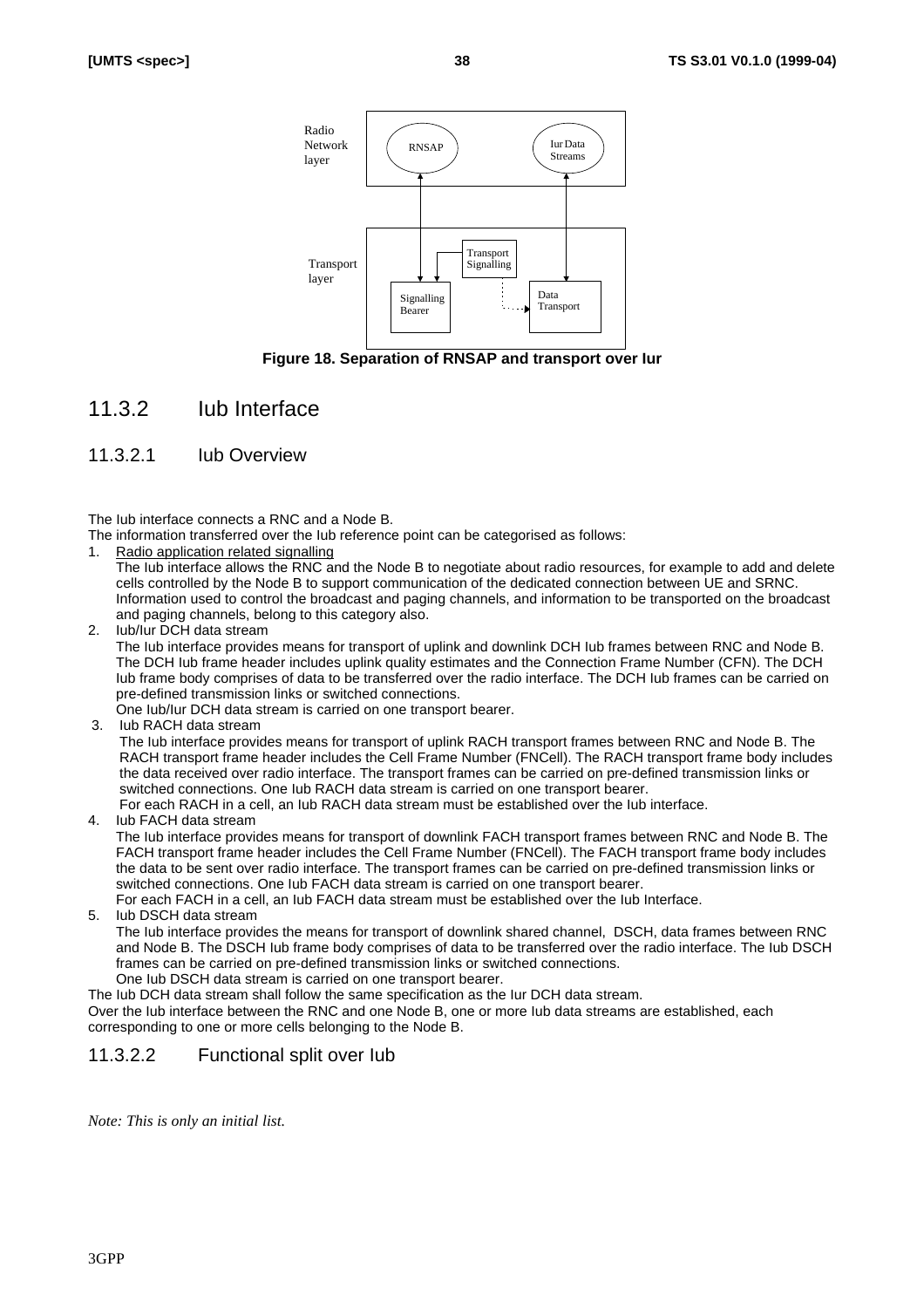Figure 18. Separation of RNSAP and transport over Iur

## 11.3.2 Iub Interface

### 11.3.2.1 Iub Overview

The Iub interface connects a RNC and a Node B.

The information transferred over the Iub reference point can be categorised as follows:

1. Radio application related signalling
   The Iub interface allows the RNC and the Node B to negotiate about radio resources, for example to add and delete cells controlled by the Node B to support communication of the dedicated connection between UE and SRNC. Information used to control the broadcast and paging channels, and information to be transported on the broadcast and paging channels, belong to this category also.
2. Iub/Iur DCH data stream
   The Iub interface provides means for transport of uplink and downlink DCH Iub frames between RNC and Node B. The DCH Iub frame header includes uplink quality estimates and the Connection Frame Number (CFN). The DCH Iub frame body comprises of data to be transferred over the radio interface. The DCH Iub frames can be carried on pre-defined transmission links or switched connections.
   One Iub/Iur DCH data stream is carried on one transport bearer.
3. Iub RACH data stream
   The Iub interface provides means for transport of uplink RACH transport frames between RNC and Node B. The RACH transport frame header includes the Cell Frame Number (FNCell). The RACH transport frame body includes the data received over radio interface. The transport frames can be carried on pre-defined transmission links or switched connections. One Iub RACH data stream is carried on one transport bearer.
   For each RACH in a cell, an Iub RACH data stream must be established over the Iub interface.
4. Iub FACH data stream
   The Iub interface provides means for transport of downlink FACH transport frames between RNC and Node B. The FACH transport frame header includes the Cell Frame Number (FNCell). The FACH transport frame body includes the data to be sent over radio interface. The transport frames can be carried on pre-defined transmission links or switched connections. One Iub FACH data stream is carried on one transport bearer.
   For each FACH in a cell, an Iub FACH data stream must be established over the Iub Interface.
5. Iub DSCH data stream
   The Iub interface provides the means for transport of downlink shared channel, DSCH, data frames between RNC and Node B. The DSCH Iub frame body comprises of data to be transferred over the radio interface. The Iub DSCH frames can be carried on pre-defined transmission links or switched connections.
   One Iub DSCH data stream is carried on one transport bearer.

The Iub DCH data stream shall follow the same specification as the Iur DCH data stream.

Over the Iub interface between the RNC and one Node B, one or more Iub data streams are established, each corresponding to one or more cells belonging to the Node B.

### 11.3.2.2 Functional split over Iub

*Note: This is only an initial list.*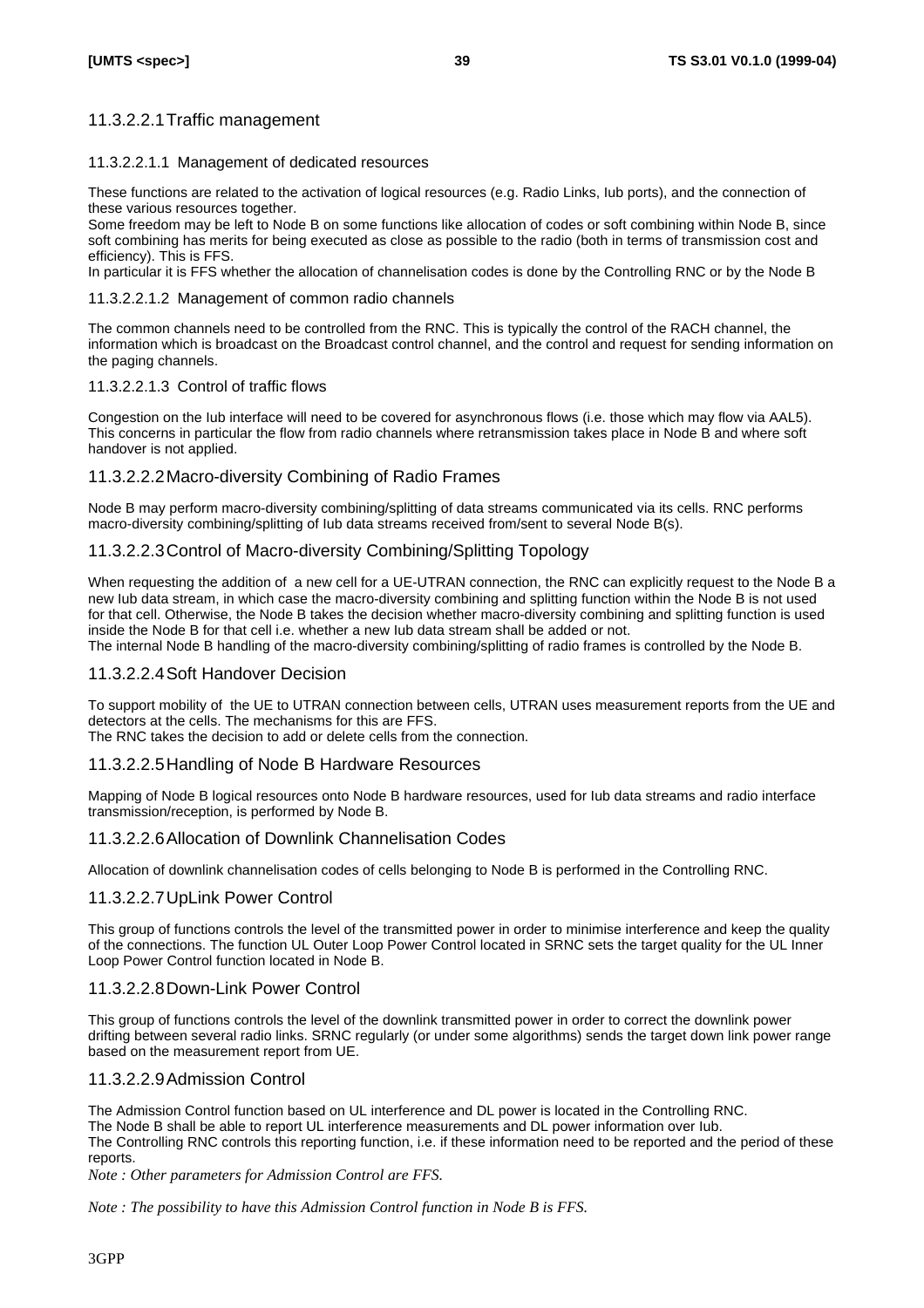#### 11.3.2.2.1 Traffic management

##### 11.3.2.2.1.1 Management of dedicated resources

These functions are related to the activation of logical resources (e.g. Radio Links, Iub ports), and the connection of these various resources together.
Some freedom may be left to Node B on some functions like allocation of codes or soft combining within Node B, since soft combining has merits for being executed as close as possible to the radio (both in terms of transmission cost and efficiency). This is FFS.
In particular it is FFS whether the allocation of channelisation codes is done by the Controlling RNC or by the Node B

##### 11.3.2.2.1.2 Management of common radio channels

The common channels need to be controlled from the RNC. This is typically the control of the RACH channel, the information which is broadcast on the Broadcast control channel, and the control and request for sending information on the paging channels.

##### 11.3.2.2.1.3 Control of traffic flows

Congestion on the Iub interface will need to be covered for asynchronous flows (i.e. those which may flow via AAL5). This concerns in particular the flow from radio channels where retransmission takes place in Node B and where soft handover is not applied.

#### 11.3.2.2.2 Macro-diversity Combining of Radio Frames

Node B may perform macro-diversity combining/splitting of data streams communicated via its cells. RNC performs macro-diversity combining/splitting of Iub data streams received from/sent to several Node B(s).

#### 11.3.2.2.3 Control of Macro-diversity Combining/Splitting Topology

When requesting the addition of a new cell for a UE-UTRAN connection, the RNC can explicitly request to the Node B a new Iub data stream, in which case the macro-diversity combining and splitting function within the Node B is not used for that cell. Otherwise, the Node B takes the decision whether macro-diversity combining and splitting function is used inside the Node B for that cell i.e. whether a new Iub data stream shall be added or not.
The internal Node B handling of the macro-diversity combining/splitting of radio frames is controlled by the Node B.

#### 11.3.2.2.4 Soft Handover Decision

To support mobility of the UE to UTRAN connection between cells, UTRAN uses measurement reports from the UE and detectors at the cells. The mechanisms for this are FFS.
The RNC takes the decision to add or delete cells from the connection.

#### 11.3.2.2.5 Handling of Node B Hardware Resources

Mapping of Node B logical resources onto Node B hardware resources, used for Iub data streams and radio interface transmission/reception, is performed by Node B.

#### 11.3.2.2.6 Allocation of Downlink Channelisation Codes

Allocation of downlink channelisation codes of cells belonging to Node B is performed in the Controlling RNC.

#### 11.3.2.2.7 UpLink Power Control

This group of functions controls the level of the transmitted power in order to minimise interference and keep the quality of the connections. The function UL Outer Loop Power Control located in SRNC sets the target quality for the UL Inner Loop Power Control function located in Node B.

#### 11.3.2.2.8 Down-Link Power Control

This group of functions controls the level of the downlink transmitted power in order to correct the downlink power drifting between several radio links. SRNC regularly (or under some algorithms) sends the target down link power range based on the measurement report from UE.

#### 11.3.2.2.9 Admission Control

The Admission Control function based on UL interference and DL power is located in the Controlling RNC.
The Node B shall be able to report UL interference measurements and DL power information over Iub.
The Controlling RNC controls this reporting function, i.e. if these information need to be reported and the period of these reports.

*Note : Other parameters for Admission Control are FFS.*

*Note : The possibility to have this Admission Control function in Node B is FFS.*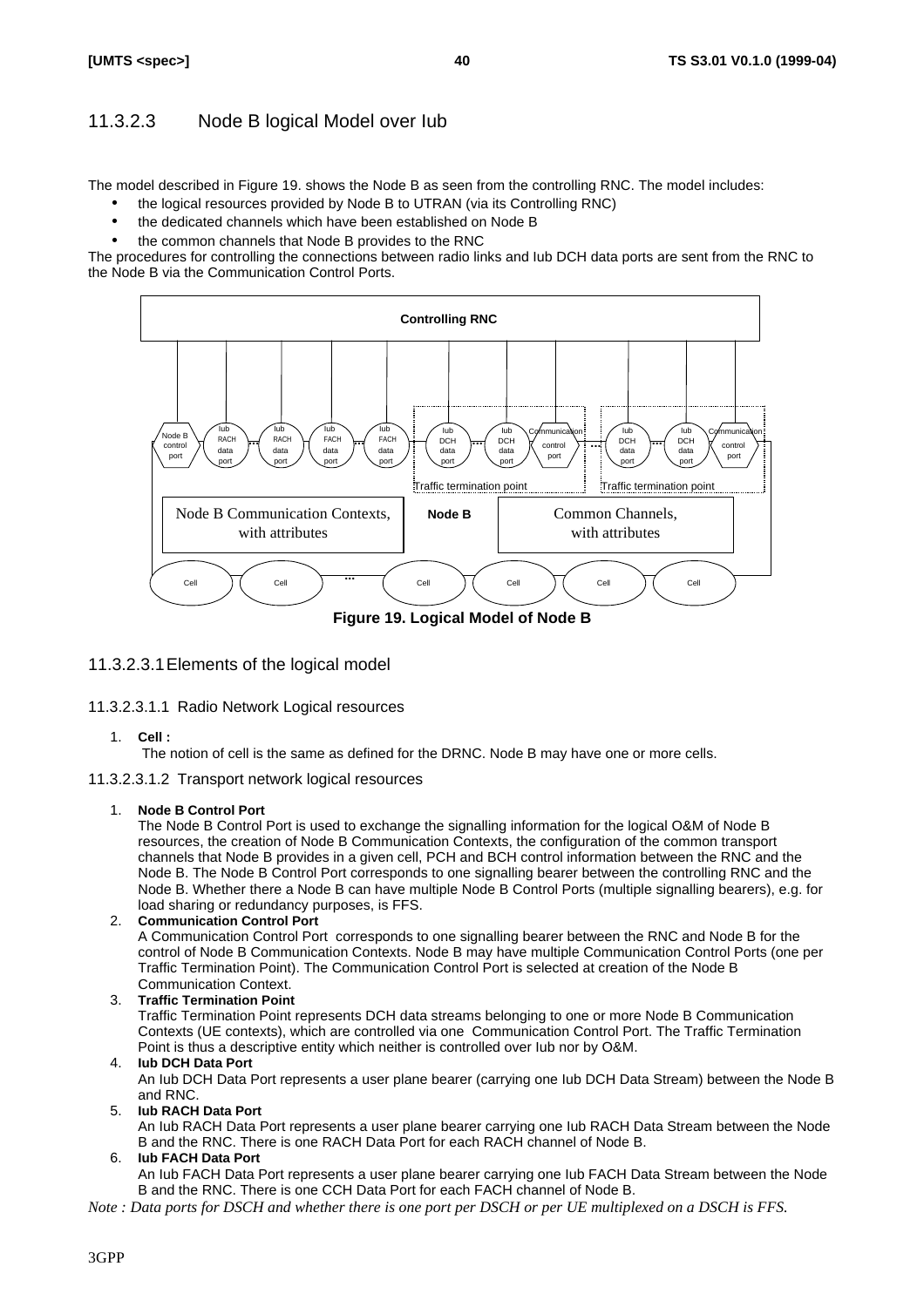### 11.3.2.3 Node B logical Model over Iub

The model described in Figure 19. shows the Node B as seen from the controlling RNC. The model includes:

- the logical resources provided by Node B to UTRAN (via its Controlling RNC)
- the dedicated channels which have been established on Node B
- the common channels that Node B provides to the RNC

The procedures for controlling the connections between radio links and Iub DCH data ports are sent from the RNC to the Node B via the Communication Control Ports.

**Figure 19. Logical Model of Node B**

#### 11.3.2.3.1 Elements of the logical model

##### 11.3.2.3.1.1 Radio Network Logical resources

1. **Cell :**
   The notion of cell is the same as defined for the DRNC. Node B may have one or more cells.

##### 11.3.2.3.1.2 Transport network logical resources

1. **Node B Control Port**
   The Node B Control Port is used to exchange the signalling information for the logical O&M of Node B resources, the creation of Node B Communication Contexts, the configuration of the common transport channels that Node B provides in a given cell, PCH and BCH control information between the RNC and the Node B. The Node B Control Port corresponds to one signalling bearer between the controlling RNC and the Node B. Whether there a Node B can have multiple Node B Control Ports (multiple signalling bearers), e.g. for load sharing or redundancy purposes, is FFS.
2. **Communication Control Port**
   A Communication Control Port corresponds to one signalling bearer between the RNC and Node B for the control of Node B Communication Contexts. Node B may have multiple Communication Control Ports (one per Traffic Termination Point). The Communication Control Port is selected at creation of the Node B Communication Context.
3. **Traffic Termination Point**
   Traffic Termination Point represents DCH data streams belonging to one or more Node B Communication Contexts (UE contexts), which are controlled via one Communication Control Port. The Traffic Termination Point is thus a descriptive entity which neither is controlled over Iub nor by O&M.
4. **Iub DCH Data Port**
   An Iub DCH Data Port represents a user plane bearer (carrying one Iub DCH Data Stream) between the Node B and RNC.
5. **Iub RACH Data Port**
   An Iub RACH Data Port represents a user plane bearer carrying one Iub RACH Data Stream between the Node B and the RNC. There is one RACH Data Port for each RACH channel of Node B.
6. **Iub FACH Data Port**
   An Iub FACH Data Port represents a user plane bearer carrying one Iub FACH Data Stream between the Node B and the RNC. There is one CCH Data Port for each FACH channel of Node B.

*Note : Data ports for DSCH and whether there is one port per DSCH or per UE multiplexed on a DSCH is FFS.*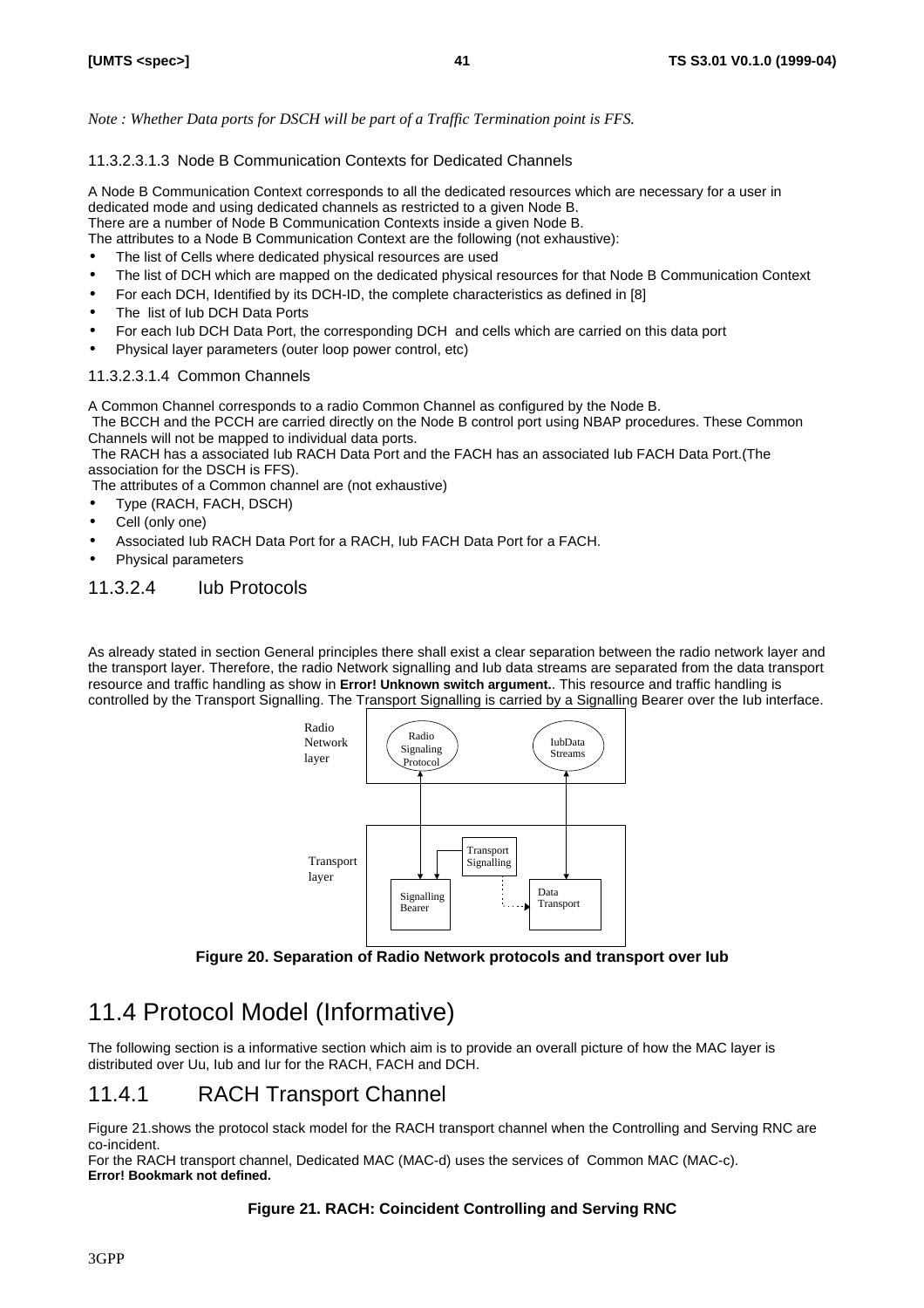*Note : Whether Data ports for DSCH will be part of a Traffic Termination point is FFS.*

##### 11.3.2.3.1.3 Node B Communication Contexts for Dedicated Channels

A Node B Communication Context corresponds to all the dedicated resources which are necessary for a user in dedicated mode and using dedicated channels as restricted to a given Node B.
There are a number of Node B Communication Contexts inside a given Node B.
The attributes to a Node B Communication Context are the following (not exhaustive):

- The list of Cells where dedicated physical resources are used
- The list of DCH which are mapped on the dedicated physical resources for that Node B Communication Context
- For each DCH, Identified by its DCH-ID, the complete characteristics as defined in [8]
- The list of Iub DCH Data Ports
- For each Iub DCH Data Port, the corresponding DCH and cells which are carried on this data port
- Physical layer parameters (outer loop power control, etc)

##### 11.3.2.3.1.4 Common Channels

A Common Channel corresponds to a radio Common Channel as configured by the Node B.
The BCCH and the PCCH are carried directly on the Node B control port using NBAP procedures. These Common Channels will not be mapped to individual data ports.
The RACH has a associated Iub RACH Data Port and the FACH has an associated Iub FACH Data Port.(The association for the DSCH is FFS).
The attributes of a Common channel are (not exhaustive)

- Type (RACH, FACH, DSCH)
- Cell (only one)
- Associated Iub RACH Data Port for a RACH, Iub FACH Data Port for a FACH.
- Physical parameters

### 11.3.2.4 Iub Protocols

As already stated in section General principles there shall exist a clear separation between the radio network layer and the transport layer. Therefore, the radio Network signalling and Iub data streams are separated from the data transport resource and traffic handling as show in **Error! Unknown switch argument.**. This resource and traffic handling is controlled by the Transport Signalling. The Transport Signalling is carried by a Signalling Bearer over the Iub interface.

**Figure 20. Separation of Radio Network protocols and transport over Iub**

## 11.4 Protocol Model (Informative)

The following section is a informative section which aim is to provide an overall picture of how the MAC layer is distributed over Uu, Iub and Iur for the RACH, FACH and DCH.

### 11.4.1 RACH Transport Channel

Figure 21.shows the protocol stack model for the RACH transport channel when the Controlling and Serving RNC are co-incident.
For the RACH transport channel, Dedicated MAC (MAC-d) uses the services of Common MAC (MAC-c).
**Error! Bookmark not defined.**

**Figure 21. RACH: Coincident Controlling and Serving RNC**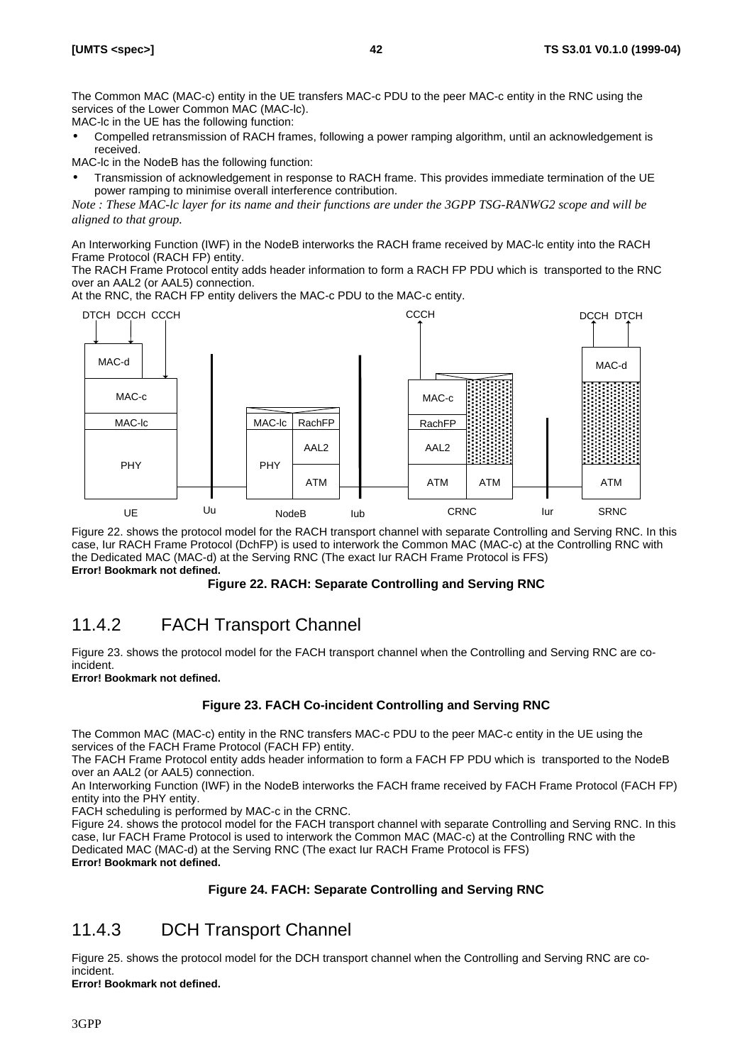The Common MAC (MAC-c) entity in the UE transfers MAC-c PDU to the peer MAC-c entity in the RNC using the services of the Lower Common MAC (MAC-lc).

MAC-lc in the UE has the following function:

- Compelled retransmission of RACH frames, following a power ramping algorithm, until an acknowledgement is received.

MAC-lc in the NodeB has the following function:

- Transmission of acknowledgement in response to RACH frame. This provides immediate termination of the UE power ramping to minimise overall interference contribution.

*Note : These MAC-lc layer for its name and their functions are under the 3GPP TSG-RANWG2 scope and will be aligned to that group.*

An Interworking Function (IWF) in the NodeB interworks the RACH frame received by MAC-lc entity into the RACH Frame Protocol (RACH FP) entity.

The RACH Frame Protocol entity adds header information to form a RACH FP PDU which is transported to the RNC over an AAL2 (or AAL5) connection.

At the RNC, the RACH FP entity delivers the MAC-c PDU to the MAC-c entity.

Figure 22. shows the protocol model for the RACH transport channel with separate Controlling and Serving RNC. In this case, Iur RACH Frame Protocol (DchFP) is used to interwork the Common MAC (MAC-c) at the Controlling RNC with the Dedicated MAC (MAC-d) at the Serving RNC (The exact Iur RACH Frame Protocol is FFS)

**Error! Bookmark not defined.**

**Figure 22. RACH: Separate Controlling and Serving RNC**

## 11.4.2 FACH Transport Channel

Figure 23. shows the protocol model for the FACH transport channel when the Controlling and Serving RNC are co-incident.

**Error! Bookmark not defined.**

**Figure 23. FACH Co-incident Controlling and Serving RNC**

The Common MAC (MAC-c) entity in the RNC transfers MAC-c PDU to the peer MAC-c entity in the UE using the services of the FACH Frame Protocol (FACH FP) entity.

The FACH Frame Protocol entity adds header information to form a FACH FP PDU which is transported to the NodeB over an AAL2 (or AAL5) connection.

An Interworking Function (IWF) in the NodeB interworks the FACH frame received by FACH Frame Protocol (FACH FP) entity into the PHY entity.

FACH scheduling is performed by MAC-c in the CRNC.

Figure 24. shows the protocol model for the FACH transport channel with separate Controlling and Serving RNC. In this case, Iur FACH Frame Protocol is used to interwork the Common MAC (MAC-c) at the Controlling RNC with the Dedicated MAC (MAC-d) at the Serving RNC (The exact Iur RACH Frame Protocol is FFS)

**Error! Bookmark not defined.**

**Figure 24. FACH: Separate Controlling and Serving RNC**

## 11.4.3 DCH Transport Channel

Figure 25. shows the protocol model for the DCH transport channel when the Controlling and Serving RNC are co-incident.

**Error! Bookmark not defined.**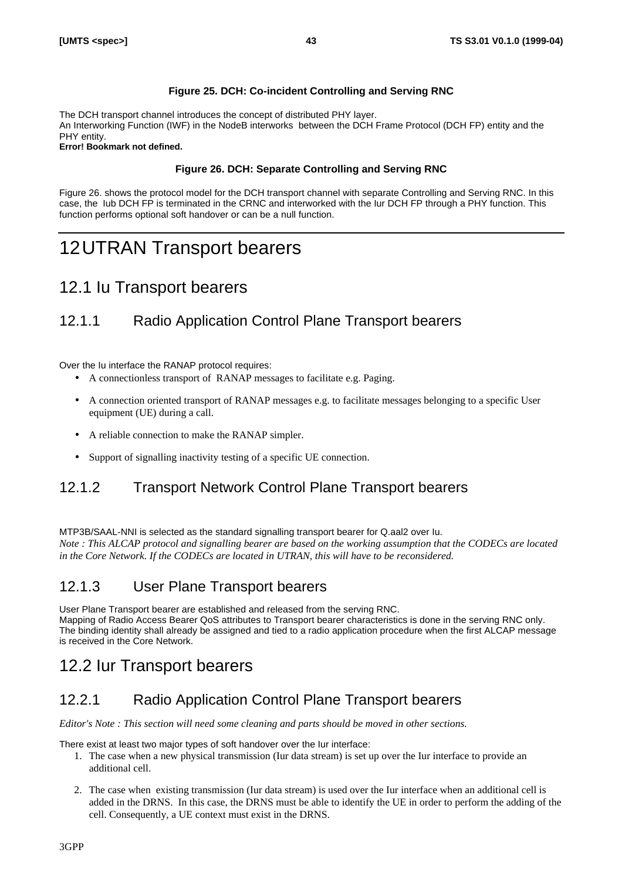**Figure 25. DCH: Co-incident Controlling and Serving RNC**

The DCH transport channel introduces the concept of distributed PHY layer.
An Interworking Function (IWF) in the NodeB interworks between the DCH Frame Protocol (DCH FP) entity and the PHY entity.
**Error! Bookmark not defined.**

**Figure 26. DCH: Separate Controlling and Serving RNC**

Figure 26. shows the protocol model for the DCH transport channel with separate Controlling and Serving RNC. In this case, the Iub DCH FP is terminated in the CRNC and interworked with the Iur DCH FP through a PHY function. This function performs optional soft handover or can be a null function.

# 12 UTRAN Transport bearers

## 12.1 Iu Transport bearers

### 12.1.1 Radio Application Control Plane Transport bearers

Over the Iu interface the RANAP protocol requires:

- A connectionless transport of RANAP messages to facilitate e.g. Paging.
- A connection oriented transport of RANAP messages e.g. to facilitate messages belonging to a specific User equipment (UE) during a call.
- A reliable connection to make the RANAP simpler.
- Support of signalling inactivity testing of a specific UE connection.

### 12.1.2 Transport Network Control Plane Transport bearers

MTP3B/SAAL-NNI is selected as the standard signalling transport bearer for Q.aal2 over Iu.
*Note : This ALCAP protocol and signalling bearer are based on the working assumption that the CODECs are located in the Core Network. If the CODECs are located in UTRAN, this will have to be reconsidered.*

### 12.1.3 User Plane Transport bearers

User Plane Transport bearer are established and released from the serving RNC.
Mapping of Radio Access Bearer QoS attributes to Transport bearer characteristics is done in the serving RNC only.
The binding identity shall already be assigned and tied to a radio application procedure when the first ALCAP message is received in the Core Network.

## 12.2 Iur Transport bearers

### 12.2.1 Radio Application Control Plane Transport bearers

*Editor's Note : This section will need some cleaning and parts should be moved in other sections.*

There exist at least two major types of soft handover over the Iur interface:

1. The case when a new physical transmission (Iur data stream) is set up over the Iur interface to provide an additional cell.
2. The case when existing transmission (Iur data stream) is used over the Iur interface when an additional cell is added in the DRNS. In this case, the DRNS must be able to identify the UE in order to perform the adding of the cell. Consequently, a UE context must exist in the DRNS.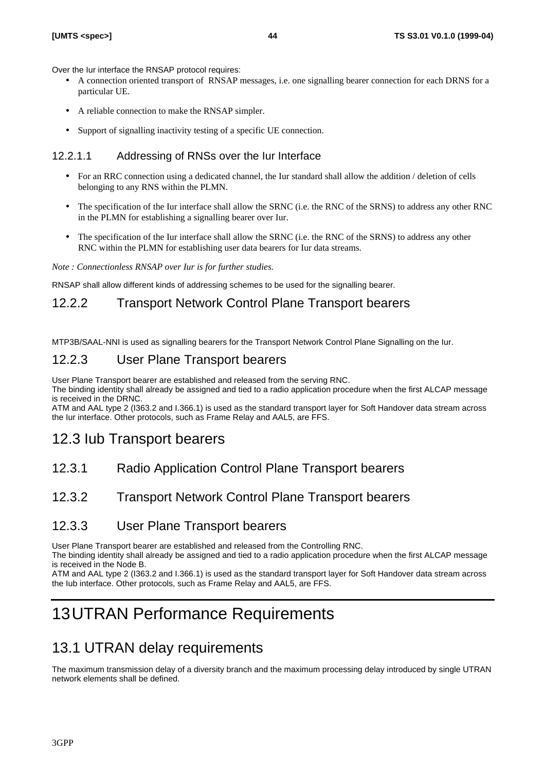Over the Iur interface the RNSAP protocol requires:

- A connection oriented transport of RNSAP messages, i.e. one signalling bearer connection for each DRNS for a particular UE.
- A reliable connection to make the RNSAP simpler.
- Support of signalling inactivity testing of a specific UE connection.

#### 12.2.1.1 Addressing of RNSs over the Iur Interface

- For an RRC connection using a dedicated channel, the Iur standard shall allow the addition / deletion of cells belonging to any RNS within the PLMN.
- The specification of the Iur interface shall allow the SRNC (i.e. the RNC of the SRNS) to address any other RNC in the PLMN for establishing a signalling bearer over Iur.
- The specification of the Iur interface shall allow the SRNC (i.e. the RNC of the SRNS) to address any other RNC within the PLMN for establishing user data bearers for Iur data streams.

*Note : Connectionless RNSAP over Iur is for further studies.*

RNSAP shall allow different kinds of addressing schemes to be used for the signalling bearer.

### 12.2.2 Transport Network Control Plane Transport bearers

MTP3B/SAAL-NNI is used as signalling bearers for the Transport Network Control Plane Signalling on the Iur.

### 12.2.3 User Plane Transport bearers

User Plane Transport bearer are established and released from the serving RNC.
The binding identity shall already be assigned and tied to a radio application procedure when the first ALCAP message is received in the DRNC.
ATM and AAL type 2 (I363.2 and I.366.1) is used as the standard transport layer for Soft Handover data stream across the Iur interface. Other protocols, such as Frame Relay and AAL5, are FFS.

## 12.3 Iub Transport bearers

### 12.3.1 Radio Application Control Plane Transport bearers

### 12.3.2 Transport Network Control Plane Transport bearers

### 12.3.3 User Plane Transport bearers

User Plane Transport bearer are established and released from the Controlling RNC.
The binding identity shall already be assigned and tied to a radio application procedure when the first ALCAP message is received in the Node B.
ATM and AAL type 2 (I363.2 and I.366.1) is used as the standard transport layer for Soft Handover data stream across the Iub interface. Other protocols, such as Frame Relay and AAL5, are FFS.

# 13 UTRAN Performance Requirements

## 13.1 UTRAN delay requirements

The maximum transmission delay of a diversity branch and the maximum processing delay introduced by single UTRAN network elements shall be defined.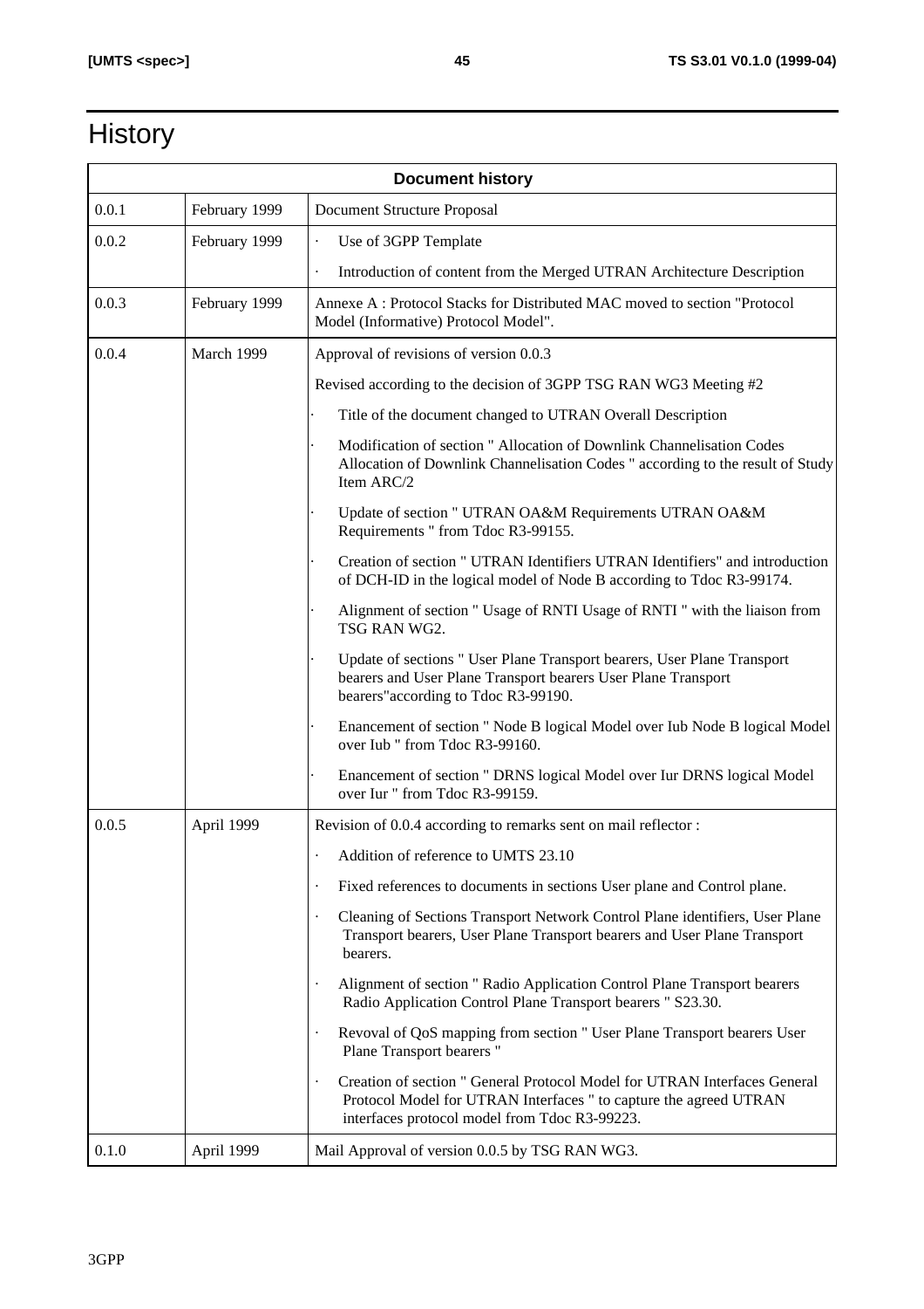# History

| Document history | | |
|---|---|---|
| 0.0.1 | February 1999 | Document Structure Proposal |
| 0.0.2 | February 1999 | · Use of 3GPP Template<br>· Introduction of content from the Merged UTRAN Architecture Description |
| 0.0.3 | February 1999 | Annexe A : Protocol Stacks for Distributed MAC moved to section "Protocol Model (Informative) Protocol Model". |
| 0.0.4 | March 1999 | Approval of revisions of version 0.0.3<br>Revised according to the decision of 3GPP TSG RAN WG3 Meeting #2<br>· Title of the document changed to UTRAN Overall Description<br>· Modification of section " Allocation of Downlink Channelisation Codes Allocation of Downlink Channelisation Codes " according to the result of Study Item ARC/2<br>· Update of section " UTRAN OA&M Requirements UTRAN OA&M Requirements " from Tdoc R3-99155.<br>· Creation of section " UTRAN Identifiers UTRAN Identifiers" and introduction of DCH-ID in the logical model of Node B according to Tdoc R3-99174.<br>· Alignment of section " Usage of RNTI Usage of RNTI " with the liaison from TSG RAN WG2.<br>· Update of sections " User Plane Transport bearers, User Plane Transport bearers and User Plane Transport bearers User Plane Transport bearers"according to Tdoc R3-99190.<br>· Enancement of section " Node B logical Model over Iub Node B logical Model over Iub " from Tdoc R3-99160.<br>· Enancement of section " DRNS logical Model over Iur DRNS logical Model over Iur " from Tdoc R3-99159. |
| 0.0.5 | April 1999 | Revision of 0.0.4 according to remarks sent on mail reflector :<br>· Addition of reference to UMTS 23.10<br>· Fixed references to documents in sections User plane and Control plane.<br>· Cleaning of Sections Transport Network Control Plane identifiers, User Plane Transport bearers, User Plane Transport bearers and User Plane Transport bearers.<br>· Alignment of section " Radio Application Control Plane Transport bearers Radio Application Control Plane Transport bearers " S23.30.<br>· Revoval of QoS mapping from section " User Plane Transport bearers User Plane Transport bearers "<br>· Creation of section " General Protocol Model for UTRAN Interfaces General Protocol Model for UTRAN Interfaces " to capture the agreed UTRAN interfaces protocol model from Tdoc R3-99223. |
| 0.1.0 | April 1999 | Mail Approval of version 0.0.5 by TSG RAN WG3. |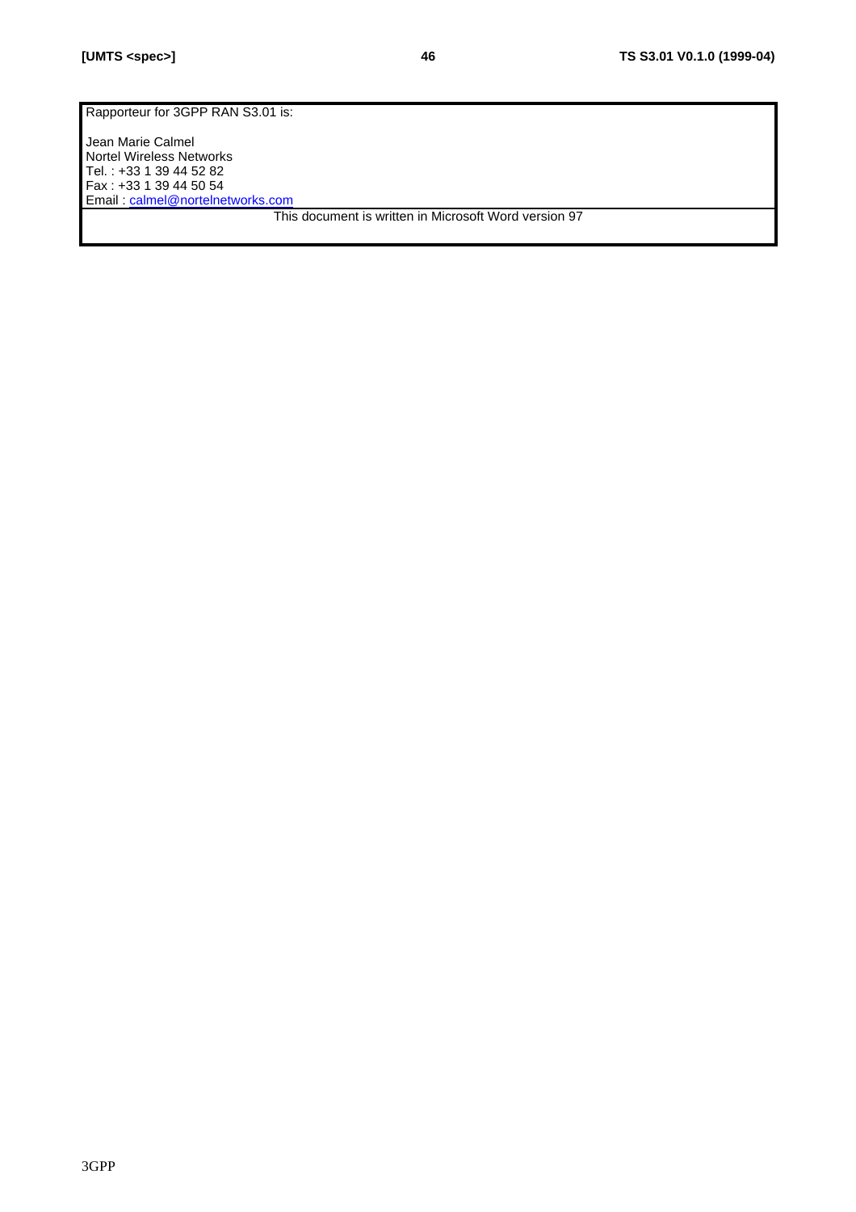| |
|---|
| Rapporteur for 3GPP RAN S3.01 is:<br><br>Jean Marie Calmel<br>Nortel Wireless Networks<br>Tel. : +33 1 39 44 52 82<br>Fax : +33 1 39 44 50 54<br>Email : calmel@nortelnetworks.com |
| This document is written in Microsoft Word version 97 |